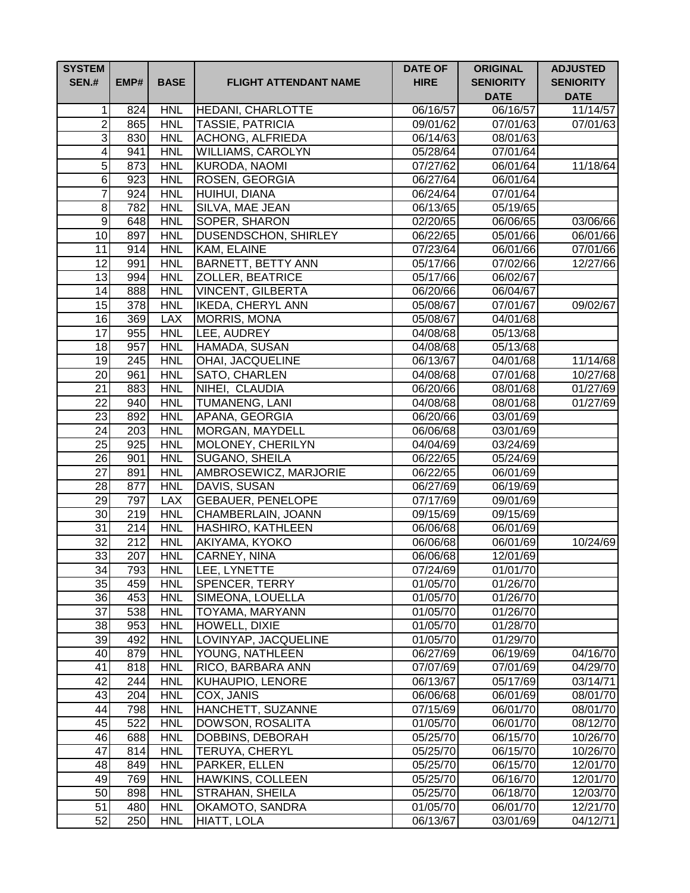| SYSTEM SEN.# | EMP# | BASE | FLIGHT ATTENDANT NAME | DATE OF HIRE | ORIGINAL SENIORITY DATE | ADJUSTED SENIORITY DATE |
|---|---|---|---|---|---|---|
| 1 | 824 | HNL | HEDANI, CHARLOTTE | 06/16/57 | 06/16/57 | 11/14/57 |
| 2 | 865 | HNL | TASSIE, PATRICIA | 09/01/62 | 07/01/63 | 07/01/63 |
| 3 | 830 | HNL | ACHONG, ALFRIEDA | 06/14/63 | 08/01/63 | |
| 4 | 941 | HNL | WILLIAMS, CAROLYN | 05/28/64 | 07/01/64 | |
| 5 | 873 | HNL | KURODA, NAOMI | 07/27/62 | 06/01/64 | 11/18/64 |
| 6 | 923 | HNL | ROSEN, GEORGIA | 06/27/64 | 06/01/64 | |
| 7 | 924 | HNL | HUIHUI, DIANA | 06/24/64 | 07/01/64 | |
| 8 | 782 | HNL | SILVA, MAE JEAN | 06/13/65 | 05/19/65 | |
| 9 | 648 | HNL | SOPER, SHARON | 02/20/65 | 06/06/65 | 03/06/66 |
| 10 | 897 | HNL | DUSENDSCHON, SHIRLEY | 06/22/65 | 05/01/66 | 06/01/66 |
| 11 | 914 | HNL | KAM, ELAINE | 07/23/64 | 06/01/66 | 07/01/66 |
| 12 | 991 | HNL | BARNETT, BETTY ANN | 05/17/66 | 07/02/66 | 12/27/66 |
| 13 | 994 | HNL | ZOLLER, BEATRICE | 05/17/66 | 06/02/67 | |
| 14 | 888 | HNL | VINCENT, GILBERTA | 06/20/66 | 06/04/67 | |
| 15 | 378 | HNL | IKEDA, CHERYL ANN | 05/08/67 | 07/01/67 | 09/02/67 |
| 16 | 369 | LAX | MORRIS, MONA | 05/08/67 | 04/01/68 | |
| 17 | 955 | HNL | LEE, AUDREY | 04/08/68 | 05/13/68 | |
| 18 | 957 | HNL | HAMADA, SUSAN | 04/08/68 | 05/13/68 | |
| 19 | 245 | HNL | OHAI, JACQUELINE | 06/13/67 | 04/01/68 | 11/14/68 |
| 20 | 961 | HNL | SATO, CHARLEN | 04/08/68 | 07/01/68 | 10/27/68 |
| 21 | 883 | HNL | NIHEI, CLAUDIA | 06/20/66 | 08/01/68 | 01/27/69 |
| 22 | 940 | HNL | TUMANENG, LANI | 04/08/68 | 08/01/68 | 01/27/69 |
| 23 | 892 | HNL | APANA, GEORGIA | 06/20/66 | 03/01/69 | |
| 24 | 203 | HNL | MORGAN, MAYDELL | 06/06/68 | 03/01/69 | |
| 25 | 925 | HNL | MOLONEY, CHERILYN | 04/04/69 | 03/24/69 | |
| 26 | 901 | HNL | SUGANO, SHEILA | 06/22/65 | 05/24/69 | |
| 27 | 891 | HNL | AMBROSEWICZ, MARJORIE | 06/22/65 | 06/01/69 | |
| 28 | 877 | HNL | DAVIS, SUSAN | 06/27/69 | 06/19/69 | |
| 29 | 797 | LAX | GEBAUER, PENELOPE | 07/17/69 | 09/01/69 | |
| 30 | 219 | HNL | CHAMBERLAIN, JOANN | 09/15/69 | 09/15/69 | |
| 31 | 214 | HNL | HASHIRO, KATHLEEN | 06/06/68 | 06/01/69 | |
| 32 | 212 | HNL | AKIYAMA, KYOKO | 06/06/68 | 06/01/69 | 10/24/69 |
| 33 | 207 | HNL | CARNEY, NINA | 06/06/68 | 12/01/69 | |
| 34 | 793 | HNL | LEE, LYNETTE | 07/24/69 | 01/01/70 | |
| 35 | 459 | HNL | SPENCER, TERRY | 01/05/70 | 01/26/70 | |
| 36 | 453 | HNL | SIMEONA, LOUELLA | 01/05/70 | 01/26/70 | |
| 37 | 538 | HNL | TOYAMA, MARYANN | 01/05/70 | 01/26/70 | |
| 38 | 953 | HNL | HOWELL, DIXIE | 01/05/70 | 01/28/70 | |
| 39 | 492 | HNL | LOVINYAP, JACQUELINE | 01/05/70 | 01/29/70 | |
| 40 | 879 | HNL | YOUNG, NATHLEEN | 06/27/69 | 06/19/69 | 04/16/70 |
| 41 | 818 | HNL | RICO, BARBARA ANN | 07/07/69 | 07/01/69 | 04/29/70 |
| 42 | 244 | HNL | KUHAUPIO, LENORE | 06/13/67 | 05/17/69 | 03/14/71 |
| 43 | 204 | HNL | COX, JANIS | 06/06/68 | 06/01/69 | 08/01/70 |
| 44 | 798 | HNL | HANCHETT, SUZANNE | 07/15/69 | 06/01/70 | 08/01/70 |
| 45 | 522 | HNL | DOWSON, ROSALITA | 01/05/70 | 06/01/70 | 08/12/70 |
| 46 | 688 | HNL | DOBBINS, DEBORAH | 05/25/70 | 06/15/70 | 10/26/70 |
| 47 | 814 | HNL | TERUYA, CHERYL | 05/25/70 | 06/15/70 | 10/26/70 |
| 48 | 849 | HNL | PARKER, ELLEN | 05/25/70 | 06/15/70 | 12/01/70 |
| 49 | 769 | HNL | HAWKINS, COLLEEN | 05/25/70 | 06/16/70 | 12/01/70 |
| 50 | 898 | HNL | STRAHAN, SHEILA | 05/25/70 | 06/18/70 | 12/03/70 |
| 51 | 480 | HNL | OKAMOTO, SANDRA | 01/05/70 | 06/01/70 | 12/21/70 |
| 52 | 250 | HNL | HIATT, LOLA | 06/13/67 | 03/01/69 | 04/12/71 |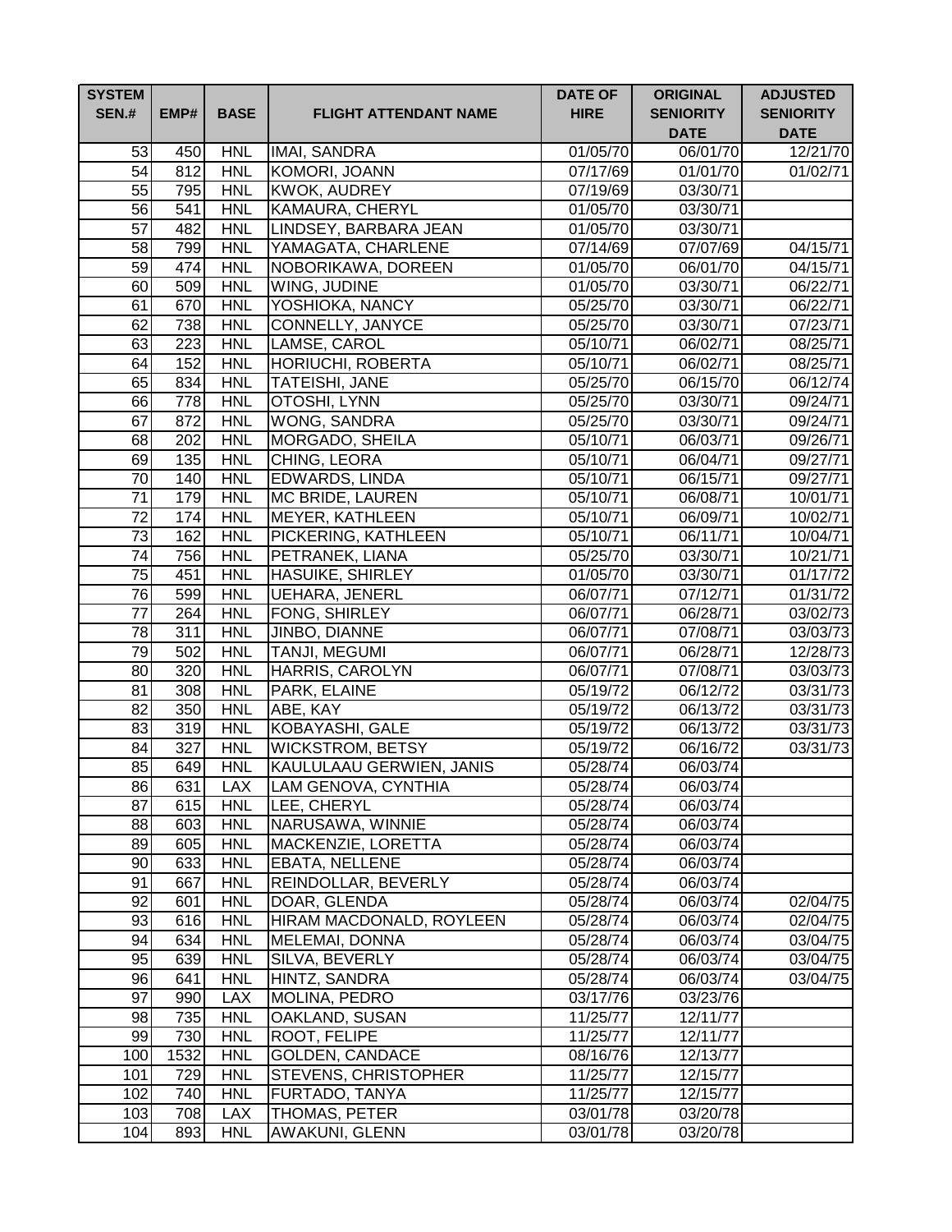| SYSTEM SEN.# | EMP# | BASE | FLIGHT ATTENDANT NAME | DATE OF HIRE | ORIGINAL SENIORITY DATE | ADJUSTED SENIORITY DATE |
|---|---|---|---|---|---|---|
| 53 | 450 | HNL | IMAI, SANDRA | 01/05/70 | 06/01/70 | 12/21/70 |
| 54 | 812 | HNL | KOMORI, JOANN | 07/17/69 | 01/01/70 | 01/02/71 |
| 55 | 795 | HNL | KWOK, AUDREY | 07/19/69 | 03/30/71 | |
| 56 | 541 | HNL | KAMAURA, CHERYL | 01/05/70 | 03/30/71 | |
| 57 | 482 | HNL | LINDSEY, BARBARA JEAN | 01/05/70 | 03/30/71 | |
| 58 | 799 | HNL | YAMAGATA, CHARLENE | 07/14/69 | 07/07/69 | 04/15/71 |
| 59 | 474 | HNL | NOBORIKAWA, DOREEN | 01/05/70 | 06/01/70 | 04/15/71 |
| 60 | 509 | HNL | WING, JUDINE | 01/05/70 | 03/30/71 | 06/22/71 |
| 61 | 670 | HNL | YOSHIOKA, NANCY | 05/25/70 | 03/30/71 | 06/22/71 |
| 62 | 738 | HNL | CONNELLY, JANYCE | 05/25/70 | 03/30/71 | 07/23/71 |
| 63 | 223 | HNL | LAMSE, CAROL | 05/10/71 | 06/02/71 | 08/25/71 |
| 64 | 152 | HNL | HORIUCHI, ROBERTA | 05/10/71 | 06/02/71 | 08/25/71 |
| 65 | 834 | HNL | TATEISHI, JANE | 05/25/70 | 06/15/70 | 06/12/74 |
| 66 | 778 | HNL | OTOSHI, LYNN | 05/25/70 | 03/30/71 | 09/24/71 |
| 67 | 872 | HNL | WONG, SANDRA | 05/25/70 | 03/30/71 | 09/24/71 |
| 68 | 202 | HNL | MORGADO, SHEILA | 05/10/71 | 06/03/71 | 09/26/71 |
| 69 | 135 | HNL | CHING, LEORA | 05/10/71 | 06/04/71 | 09/27/71 |
| 70 | 140 | HNL | EDWARDS, LINDA | 05/10/71 | 06/15/71 | 09/27/71 |
| 71 | 179 | HNL | MC BRIDE, LAUREN | 05/10/71 | 06/08/71 | 10/01/71 |
| 72 | 174 | HNL | MEYER, KATHLEEN | 05/10/71 | 06/09/71 | 10/02/71 |
| 73 | 162 | HNL | PICKERING, KATHLEEN | 05/10/71 | 06/11/71 | 10/04/71 |
| 74 | 756 | HNL | PETRANEK, LIANA | 05/25/70 | 03/30/71 | 10/21/71 |
| 75 | 451 | HNL | HASUIKE, SHIRLEY | 01/05/70 | 03/30/71 | 01/17/72 |
| 76 | 599 | HNL | UEHARA, JENERL | 06/07/71 | 07/12/71 | 01/31/72 |
| 77 | 264 | HNL | FONG, SHIRLEY | 06/07/71 | 06/28/71 | 03/02/73 |
| 78 | 311 | HNL | JINBO, DIANNE | 06/07/71 | 07/08/71 | 03/03/73 |
| 79 | 502 | HNL | TANJI, MEGUMI | 06/07/71 | 06/28/71 | 12/28/73 |
| 80 | 320 | HNL | HARRIS, CAROLYN | 06/07/71 | 07/08/71 | 03/03/73 |
| 81 | 308 | HNL | PARK, ELAINE | 05/19/72 | 06/12/72 | 03/31/73 |
| 82 | 350 | HNL | ABE, KAY | 05/19/72 | 06/13/72 | 03/31/73 |
| 83 | 319 | HNL | KOBAYASHI, GALE | 05/19/72 | 06/13/72 | 03/31/73 |
| 84 | 327 | HNL | WICKSTROM, BETSY | 05/19/72 | 06/16/72 | 03/31/73 |
| 85 | 649 | HNL | KAULULAAU GERWIEN, JANIS | 05/28/74 | 06/03/74 | |
| 86 | 631 | LAX | LAM GENOVA, CYNTHIA | 05/28/74 | 06/03/74 | |
| 87 | 615 | HNL | LEE, CHERYL | 05/28/74 | 06/03/74 | |
| 88 | 603 | HNL | NARUSAWA, WINNIE | 05/28/74 | 06/03/74 | |
| 89 | 605 | HNL | MACKENZIE, LORETTA | 05/28/74 | 06/03/74 | |
| 90 | 633 | HNL | EBATA, NELLENE | 05/28/74 | 06/03/74 | |
| 91 | 667 | HNL | REINDOLLAR, BEVERLY | 05/28/74 | 06/03/74 | |
| 92 | 601 | HNL | DOAR, GLENDA | 05/28/74 | 06/03/74 | 02/04/75 |
| 93 | 616 | HNL | HIRAM MACDONALD, ROYLEEN | 05/28/74 | 06/03/74 | 02/04/75 |
| 94 | 634 | HNL | MELEMAI, DONNA | 05/28/74 | 06/03/74 | 03/04/75 |
| 95 | 639 | HNL | SILVA, BEVERLY | 05/28/74 | 06/03/74 | 03/04/75 |
| 96 | 641 | HNL | HINTZ, SANDRA | 05/28/74 | 06/03/74 | 03/04/75 |
| 97 | 990 | LAX | MOLINA, PEDRO | 03/17/76 | 03/23/76 | |
| 98 | 735 | HNL | OAKLAND, SUSAN | 11/25/77 | 12/11/77 | |
| 99 | 730 | HNL | ROOT, FELIPE | 11/25/77 | 12/11/77 | |
| 100 | 1532 | HNL | GOLDEN, CANDACE | 08/16/76 | 12/13/77 | |
| 101 | 729 | HNL | STEVENS, CHRISTOPHER | 11/25/77 | 12/15/77 | |
| 102 | 740 | HNL | FURTADO, TANYA | 11/25/77 | 12/15/77 | |
| 103 | 708 | LAX | THOMAS, PETER | 03/01/78 | 03/20/78 | |
| 104 | 893 | HNL | AWAKUNI, GLENN | 03/01/78 | 03/20/78 | |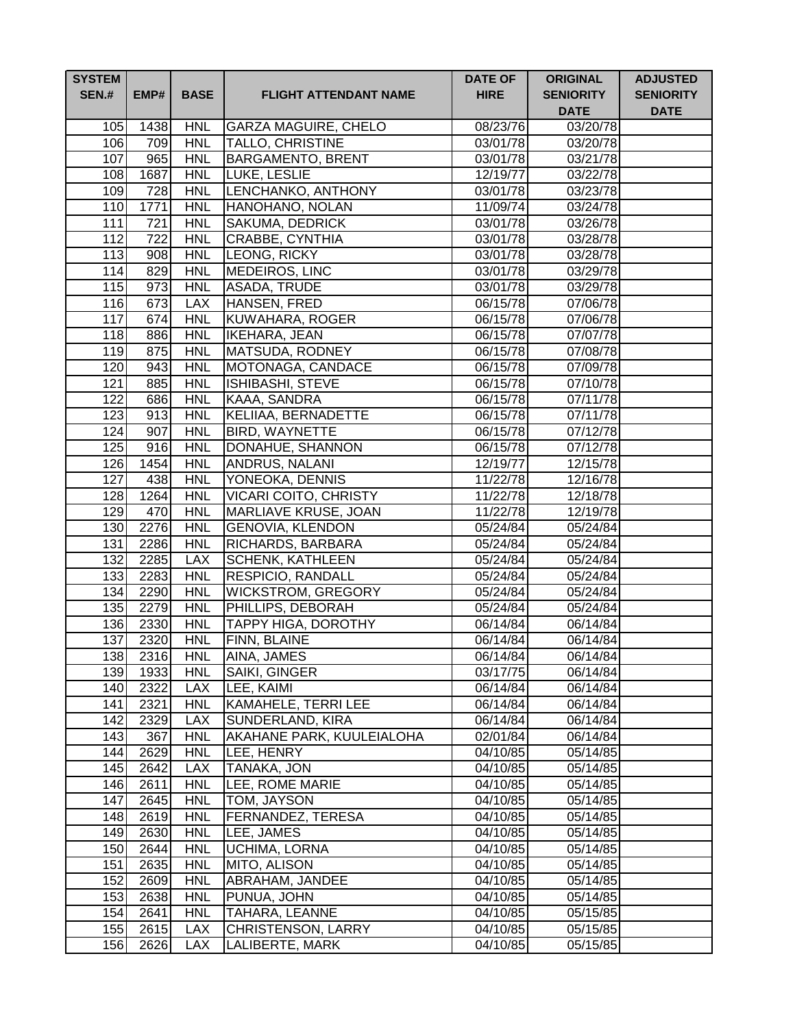| SYSTEM SEN.# | EMP# | BASE | FLIGHT ATTENDANT NAME | DATE OF HIRE | ORIGINAL SENIORITY DATE | ADJUSTED SENIORITY DATE |
|---|---|---|---|---|---|---|
| 105 | 1438 | HNL | GARZA MAGUIRE, CHELO | 08/23/76 | 03/20/78 | |
| 106 | 709 | HNL | TALLO, CHRISTINE | 03/01/78 | 03/20/78 | |
| 107 | 965 | HNL | BARGAMENTO, BRENT | 03/01/78 | 03/21/78 | |
| 108 | 1687 | HNL | LUKE, LESLIE | 12/19/77 | 03/22/78 | |
| 109 | 728 | HNL | LENCHANKO, ANTHONY | 03/01/78 | 03/23/78 | |
| 110 | 1771 | HNL | HANOHANO, NOLAN | 11/09/74 | 03/24/78 | |
| 111 | 721 | HNL | SAKUMA, DEDRICK | 03/01/78 | 03/26/78 | |
| 112 | 722 | HNL | CRABBE, CYNTHIA | 03/01/78 | 03/28/78 | |
| 113 | 908 | HNL | LEONG, RICKY | 03/01/78 | 03/28/78 | |
| 114 | 829 | HNL | MEDEIROS, LINC | 03/01/78 | 03/29/78 | |
| 115 | 973 | HNL | ASADA, TRUDE | 03/01/78 | 03/29/78 | |
| 116 | 673 | LAX | HANSEN, FRED | 06/15/78 | 07/06/78 | |
| 117 | 674 | HNL | KUWAHARA, ROGER | 06/15/78 | 07/06/78 | |
| 118 | 886 | HNL | IKEHARA, JEAN | 06/15/78 | 07/07/78 | |
| 119 | 875 | HNL | MATSUDA, RODNEY | 06/15/78 | 07/08/78 | |
| 120 | 943 | HNL | MOTONAGA, CANDACE | 06/15/78 | 07/09/78 | |
| 121 | 885 | HNL | ISHIBASHI, STEVE | 06/15/78 | 07/10/78 | |
| 122 | 686 | HNL | KAAA, SANDRA | 06/15/78 | 07/11/78 | |
| 123 | 913 | HNL | KELIIAA, BERNADETTE | 06/15/78 | 07/11/78 | |
| 124 | 907 | HNL | BIRD, WAYNETTE | 06/15/78 | 07/12/78 | |
| 125 | 916 | HNL | DONAHUE, SHANNON | 06/15/78 | 07/12/78 | |
| 126 | 1454 | HNL | ANDRUS, NALANI | 12/19/77 | 12/15/78 | |
| 127 | 438 | HNL | YONEOKA, DENNIS | 11/22/78 | 12/16/78 | |
| 128 | 1264 | HNL | VICARI COITO, CHRISTY | 11/22/78 | 12/18/78 | |
| 129 | 470 | HNL | MARLIAVE KRUSE, JOAN | 11/22/78 | 12/19/78 | |
| 130 | 2276 | HNL | GENOVIA, KLENDON | 05/24/84 | 05/24/84 | |
| 131 | 2286 | HNL | RICHARDS, BARBARA | 05/24/84 | 05/24/84 | |
| 132 | 2285 | LAX | SCHENK, KATHLEEN | 05/24/84 | 05/24/84 | |
| 133 | 2283 | HNL | RESPICIO, RANDALL | 05/24/84 | 05/24/84 | |
| 134 | 2290 | HNL | WICKSTROM, GREGORY | 05/24/84 | 05/24/84 | |
| 135 | 2279 | HNL | PHILLIPS, DEBORAH | 05/24/84 | 05/24/84 | |
| 136 | 2330 | HNL | TAPPY HIGA, DOROTHY | 06/14/84 | 06/14/84 | |
| 137 | 2320 | HNL | FINN, BLAINE | 06/14/84 | 06/14/84 | |
| 138 | 2316 | HNL | AINA, JAMES | 06/14/84 | 06/14/84 | |
| 139 | 1933 | HNL | SAIKI, GINGER | 03/17/75 | 06/14/84 | |
| 140 | 2322 | LAX | LEE, KAIMI | 06/14/84 | 06/14/84 | |
| 141 | 2321 | HNL | KAMAHELE, TERRI LEE | 06/14/84 | 06/14/84 | |
| 142 | 2329 | LAX | SUNDERLAND, KIRA | 06/14/84 | 06/14/84 | |
| 143 | 367 | HNL | AKAHANE PARK, KUULEIALOHA | 02/01/84 | 06/14/84 | |
| 144 | 2629 | HNL | LEE, HENRY | 04/10/85 | 05/14/85 | |
| 145 | 2642 | LAX | TANAKA, JON | 04/10/85 | 05/14/85 | |
| 146 | 2611 | HNL | LEE, ROME MARIE | 04/10/85 | 05/14/85 | |
| 147 | 2645 | HNL | TOM, JAYSON | 04/10/85 | 05/14/85 | |
| 148 | 2619 | HNL | FERNANDEZ, TERESA | 04/10/85 | 05/14/85 | |
| 149 | 2630 | HNL | LEE, JAMES | 04/10/85 | 05/14/85 | |
| 150 | 2644 | HNL | UCHIMA, LORNA | 04/10/85 | 05/14/85 | |
| 151 | 2635 | HNL | MITO, ALISON | 04/10/85 | 05/14/85 | |
| 152 | 2609 | HNL | ABRAHAM, JANDEE | 04/10/85 | 05/14/85 | |
| 153 | 2638 | HNL | PUNUA, JOHN | 04/10/85 | 05/14/85 | |
| 154 | 2641 | HNL | TAHARA, LEANNE | 04/10/85 | 05/15/85 | |
| 155 | 2615 | LAX | CHRISTENSON, LARRY | 04/10/85 | 05/15/85 | |
| 156 | 2626 | LAX | LALIBERTE, MARK | 04/10/85 | 05/15/85 | |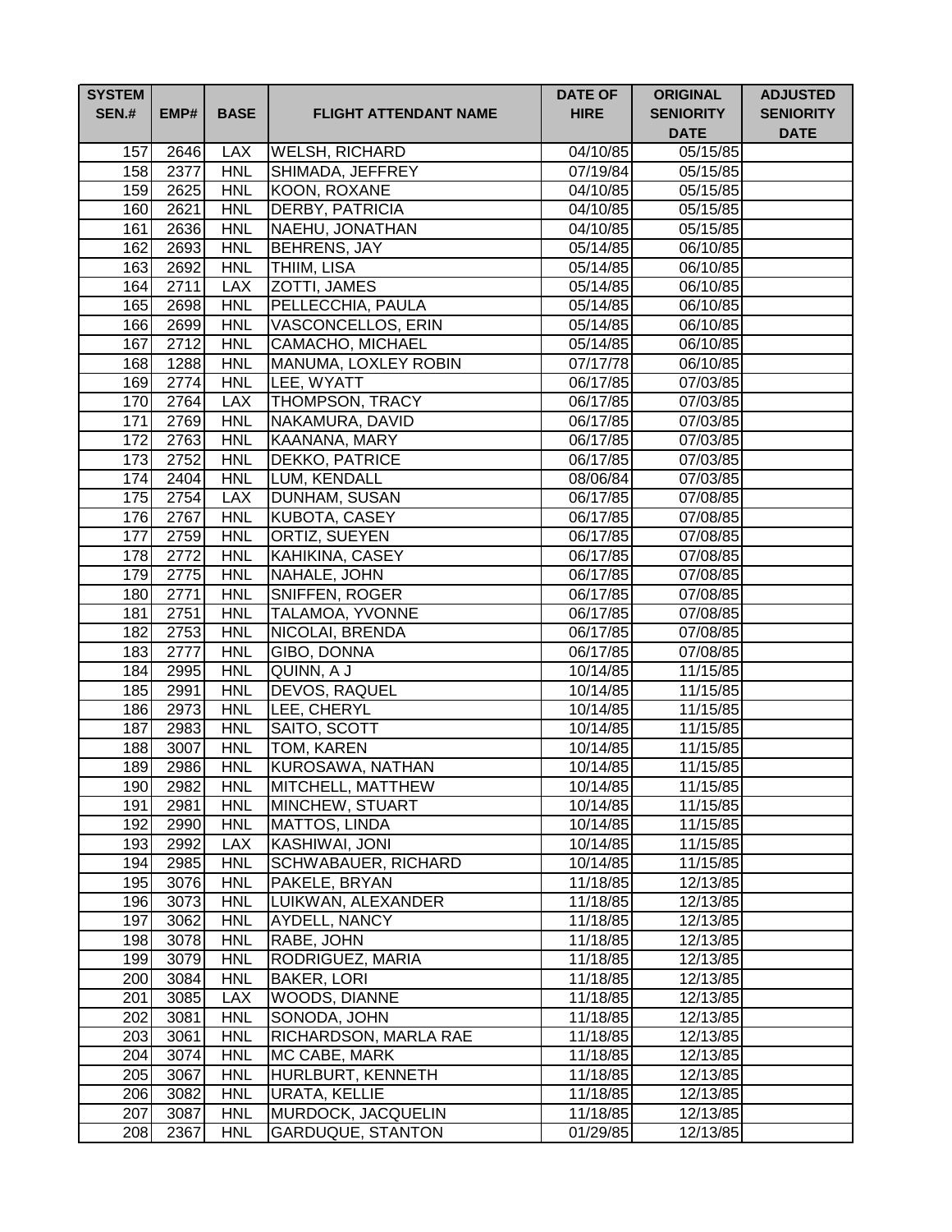| SYSTEM SEN.# | EMP# | BASE | FLIGHT ATTENDANT NAME | DATE OF HIRE | ORIGINAL SENIORITY DATE | ADJUSTED SENIORITY DATE |
|---|---|---|---|---|---|---|
| 157 | 2646 | LAX | WELSH, RICHARD | 04/10/85 | 05/15/85 | |
| 158 | 2377 | HNL | SHIMADA, JEFFREY | 07/19/84 | 05/15/85 | |
| 159 | 2625 | HNL | KOON, ROXANE | 04/10/85 | 05/15/85 | |
| 160 | 2621 | HNL | DERBY, PATRICIA | 04/10/85 | 05/15/85 | |
| 161 | 2636 | HNL | NAEHU, JONATHAN | 04/10/85 | 05/15/85 | |
| 162 | 2693 | HNL | BEHRENS, JAY | 05/14/85 | 06/10/85 | |
| 163 | 2692 | HNL | THIIM, LISA | 05/14/85 | 06/10/85 | |
| 164 | 2711 | LAX | ZOTTI, JAMES | 05/14/85 | 06/10/85 | |
| 165 | 2698 | HNL | PELLECCHIA, PAULA | 05/14/85 | 06/10/85 | |
| 166 | 2699 | HNL | VASCONCELLOS, ERIN | 05/14/85 | 06/10/85 | |
| 167 | 2712 | HNL | CAMACHO, MICHAEL | 05/14/85 | 06/10/85 | |
| 168 | 1288 | HNL | MANUMA, LOXLEY ROBIN | 07/17/78 | 06/10/85 | |
| 169 | 2774 | HNL | LEE, WYATT | 06/17/85 | 07/03/85 | |
| 170 | 2764 | LAX | THOMPSON, TRACY | 06/17/85 | 07/03/85 | |
| 171 | 2769 | HNL | NAKAMURA, DAVID | 06/17/85 | 07/03/85 | |
| 172 | 2763 | HNL | KAANANA, MARY | 06/17/85 | 07/03/85 | |
| 173 | 2752 | HNL | DEKKO, PATRICE | 06/17/85 | 07/03/85 | |
| 174 | 2404 | HNL | LUM, KENDALL | 08/06/84 | 07/03/85 | |
| 175 | 2754 | LAX | DUNHAM, SUSAN | 06/17/85 | 07/08/85 | |
| 176 | 2767 | HNL | KUBOTA, CASEY | 06/17/85 | 07/08/85 | |
| 177 | 2759 | HNL | ORTIZ, SUEYEN | 06/17/85 | 07/08/85 | |
| 178 | 2772 | HNL | KAHIKINA, CASEY | 06/17/85 | 07/08/85 | |
| 179 | 2775 | HNL | NAHALE, JOHN | 06/17/85 | 07/08/85 | |
| 180 | 2771 | HNL | SNIFFEN, ROGER | 06/17/85 | 07/08/85 | |
| 181 | 2751 | HNL | TALAMOA, YVONNE | 06/17/85 | 07/08/85 | |
| 182 | 2753 | HNL | NICOLAI, BRENDA | 06/17/85 | 07/08/85 | |
| 183 | 2777 | HNL | GIBO, DONNA | 06/17/85 | 07/08/85 | |
| 184 | 2995 | HNL | QUINN, A J | 10/14/85 | 11/15/85 | |
| 185 | 2991 | HNL | DEVOS, RAQUEL | 10/14/85 | 11/15/85 | |
| 186 | 2973 | HNL | LEE, CHERYL | 10/14/85 | 11/15/85 | |
| 187 | 2983 | HNL | SAITO, SCOTT | 10/14/85 | 11/15/85 | |
| 188 | 3007 | HNL | TOM, KAREN | 10/14/85 | 11/15/85 | |
| 189 | 2986 | HNL | KUROSAWA, NATHAN | 10/14/85 | 11/15/85 | |
| 190 | 2982 | HNL | MITCHELL, MATTHEW | 10/14/85 | 11/15/85 | |
| 191 | 2981 | HNL | MINCHEW, STUART | 10/14/85 | 11/15/85 | |
| 192 | 2990 | HNL | MATTOS, LINDA | 10/14/85 | 11/15/85 | |
| 193 | 2992 | LAX | KASHIWAI, JONI | 10/14/85 | 11/15/85 | |
| 194 | 2985 | HNL | SCHWABAUER, RICHARD | 10/14/85 | 11/15/85 | |
| 195 | 3076 | HNL | PAKELE, BRYAN | 11/18/85 | 12/13/85 | |
| 196 | 3073 | HNL | LUIKWAN, ALEXANDER | 11/18/85 | 12/13/85 | |
| 197 | 3062 | HNL | AYDELL, NANCY | 11/18/85 | 12/13/85 | |
| 198 | 3078 | HNL | RABE, JOHN | 11/18/85 | 12/13/85 | |
| 199 | 3079 | HNL | RODRIGUEZ, MARIA | 11/18/85 | 12/13/85 | |
| 200 | 3084 | HNL | BAKER, LORI | 11/18/85 | 12/13/85 | |
| 201 | 3085 | LAX | WOODS, DIANNE | 11/18/85 | 12/13/85 | |
| 202 | 3081 | HNL | SONODA, JOHN | 11/18/85 | 12/13/85 | |
| 203 | 3061 | HNL | RICHARDSON, MARLA RAE | 11/18/85 | 12/13/85 | |
| 204 | 3074 | HNL | MC CABE, MARK | 11/18/85 | 12/13/85 | |
| 205 | 3067 | HNL | HURLBURT, KENNETH | 11/18/85 | 12/13/85 | |
| 206 | 3082 | HNL | URATA, KELLIE | 11/18/85 | 12/13/85 | |
| 207 | 3087 | HNL | MURDOCK, JACQUELIN | 11/18/85 | 12/13/85 | |
| 208 | 2367 | HNL | GARDUQUE, STANTON | 01/29/85 | 12/13/85 | |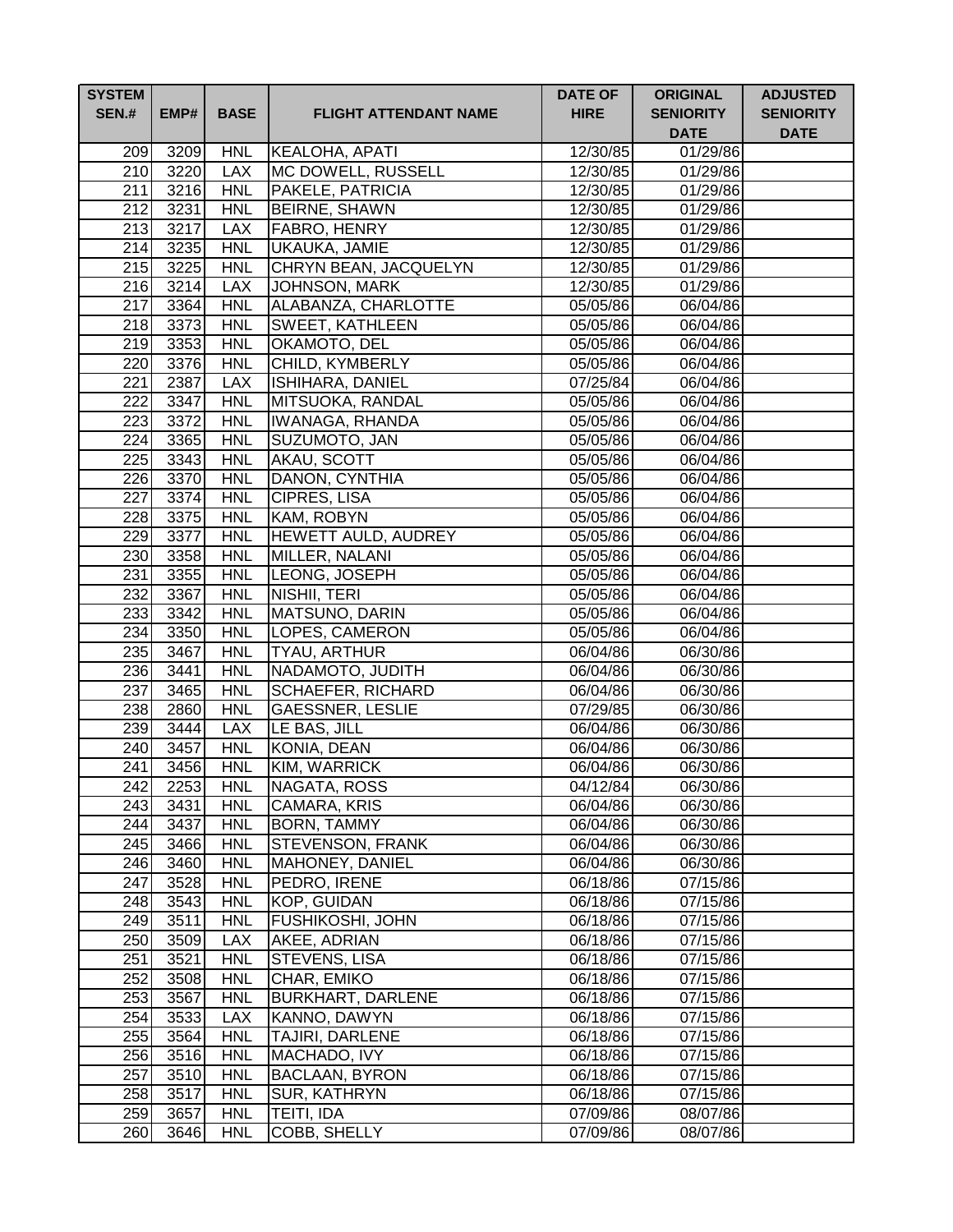| SYSTEM SEN.# | EMP# | BASE | FLIGHT ATTENDANT NAME | DATE OF HIRE | ORIGINAL SENIORITY DATE | ADJUSTED SENIORITY DATE |
|---|---|---|---|---|---|---|
| 209 | 3209 | HNL | KEALOHA, APATI | 12/30/85 | 01/29/86 | |
| 210 | 3220 | LAX | MC DOWELL, RUSSELL | 12/30/85 | 01/29/86 | |
| 211 | 3216 | HNL | PAKELE, PATRICIA | 12/30/85 | 01/29/86 | |
| 212 | 3231 | HNL | BEIRNE, SHAWN | 12/30/85 | 01/29/86 | |
| 213 | 3217 | LAX | FABRO, HENRY | 12/30/85 | 01/29/86 | |
| 214 | 3235 | HNL | UKAUKA, JAMIE | 12/30/85 | 01/29/86 | |
| 215 | 3225 | HNL | CHRYN BEAN, JACQUELYN | 12/30/85 | 01/29/86 | |
| 216 | 3214 | LAX | JOHNSON, MARK | 12/30/85 | 01/29/86 | |
| 217 | 3364 | HNL | ALABANZA, CHARLOTTE | 05/05/86 | 06/04/86 | |
| 218 | 3373 | HNL | SWEET, KATHLEEN | 05/05/86 | 06/04/86 | |
| 219 | 3353 | HNL | OKAMOTO, DEL | 05/05/86 | 06/04/86 | |
| 220 | 3376 | HNL | CHILD, KYMBERLY | 05/05/86 | 06/04/86 | |
| 221 | 2387 | LAX | ISHIHARA, DANIEL | 07/25/84 | 06/04/86 | |
| 222 | 3347 | HNL | MITSUOKA, RANDAL | 05/05/86 | 06/04/86 | |
| 223 | 3372 | HNL | IWANAGA, RHANDA | 05/05/86 | 06/04/86 | |
| 224 | 3365 | HNL | SUZUMOTO, JAN | 05/05/86 | 06/04/86 | |
| 225 | 3343 | HNL | AKAU, SCOTT | 05/05/86 | 06/04/86 | |
| 226 | 3370 | HNL | DANON, CYNTHIA | 05/05/86 | 06/04/86 | |
| 227 | 3374 | HNL | CIPRES, LISA | 05/05/86 | 06/04/86 | |
| 228 | 3375 | HNL | KAM, ROBYN | 05/05/86 | 06/04/86 | |
| 229 | 3377 | HNL | HEWETT AULD, AUDREY | 05/05/86 | 06/04/86 | |
| 230 | 3358 | HNL | MILLER, NALANI | 05/05/86 | 06/04/86 | |
| 231 | 3355 | HNL | LEONG, JOSEPH | 05/05/86 | 06/04/86 | |
| 232 | 3367 | HNL | NISHII, TERI | 05/05/86 | 06/04/86 | |
| 233 | 3342 | HNL | MATSUNO, DARIN | 05/05/86 | 06/04/86 | |
| 234 | 3350 | HNL | LOPES, CAMERON | 05/05/86 | 06/04/86 | |
| 235 | 3467 | HNL | TYAU, ARTHUR | 06/04/86 | 06/30/86 | |
| 236 | 3441 | HNL | NADAMOTO, JUDITH | 06/04/86 | 06/30/86 | |
| 237 | 3465 | HNL | SCHAEFER, RICHARD | 06/04/86 | 06/30/86 | |
| 238 | 2860 | HNL | GAESSNER, LESLIE | 07/29/85 | 06/30/86 | |
| 239 | 3444 | LAX | LE BAS, JILL | 06/04/86 | 06/30/86 | |
| 240 | 3457 | HNL | KONIA, DEAN | 06/04/86 | 06/30/86 | |
| 241 | 3456 | HNL | KIM, WARRICK | 06/04/86 | 06/30/86 | |
| 242 | 2253 | HNL | NAGATA, ROSS | 04/12/84 | 06/30/86 | |
| 243 | 3431 | HNL | CAMARA, KRIS | 06/04/86 | 06/30/86 | |
| 244 | 3437 | HNL | BORN, TAMMY | 06/04/86 | 06/30/86 | |
| 245 | 3466 | HNL | STEVENSON, FRANK | 06/04/86 | 06/30/86 | |
| 246 | 3460 | HNL | MAHONEY, DANIEL | 06/04/86 | 06/30/86 | |
| 247 | 3528 | HNL | PEDRO, IRENE | 06/18/86 | 07/15/86 | |
| 248 | 3543 | HNL | KOP, GUIDAN | 06/18/86 | 07/15/86 | |
| 249 | 3511 | HNL | FUSHIKOSHI, JOHN | 06/18/86 | 07/15/86 | |
| 250 | 3509 | LAX | AKEE, ADRIAN | 06/18/86 | 07/15/86 | |
| 251 | 3521 | HNL | STEVENS, LISA | 06/18/86 | 07/15/86 | |
| 252 | 3508 | HNL | CHAR, EMIKO | 06/18/86 | 07/15/86 | |
| 253 | 3567 | HNL | BURKHART, DARLENE | 06/18/86 | 07/15/86 | |
| 254 | 3533 | LAX | KANNO, DAWYN | 06/18/86 | 07/15/86 | |
| 255 | 3564 | HNL | TAJIRI, DARLENE | 06/18/86 | 07/15/86 | |
| 256 | 3516 | HNL | MACHADO, IVY | 06/18/86 | 07/15/86 | |
| 257 | 3510 | HNL | BACLAAN, BYRON | 06/18/86 | 07/15/86 | |
| 258 | 3517 | HNL | SUR, KATHRYN | 06/18/86 | 07/15/86 | |
| 259 | 3657 | HNL | TEITI, IDA | 07/09/86 | 08/07/86 | |
| 260 | 3646 | HNL | COBB, SHELLY | 07/09/86 | 08/07/86 | |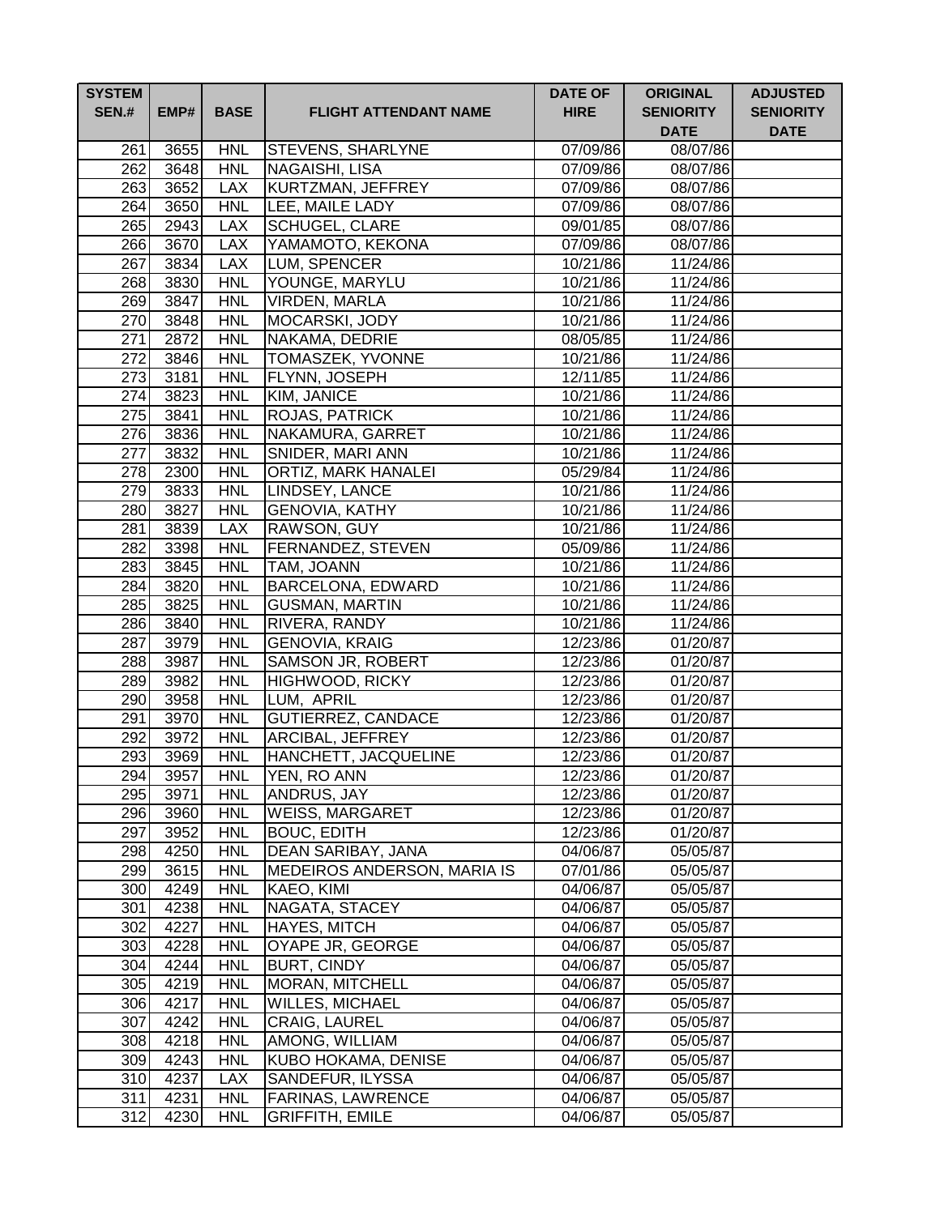| SYSTEM SEN.# | EMP# | BASE | FLIGHT ATTENDANT NAME | DATE OF HIRE | ORIGINAL SENIORITY DATE | ADJUSTED SENIORITY DATE |
|---|---|---|---|---|---|---|
| 261 | 3655 | HNL | STEVENS, SHARLYNE | 07/09/86 | 08/07/86 | |
| 262 | 3648 | HNL | NAGAISHI, LISA | 07/09/86 | 08/07/86 | |
| 263 | 3652 | LAX | KURTZMAN, JEFFREY | 07/09/86 | 08/07/86 | |
| 264 | 3650 | HNL | LEE, MAILE LADY | 07/09/86 | 08/07/86 | |
| 265 | 2943 | LAX | SCHUGEL, CLARE | 09/01/85 | 08/07/86 | |
| 266 | 3670 | LAX | YAMAMOTO, KEKONA | 07/09/86 | 08/07/86 | |
| 267 | 3834 | LAX | LUM, SPENCER | 10/21/86 | 11/24/86 | |
| 268 | 3830 | HNL | YOUNGE, MARYLU | 10/21/86 | 11/24/86 | |
| 269 | 3847 | HNL | VIRDEN, MARLA | 10/21/86 | 11/24/86 | |
| 270 | 3848 | HNL | MOCARSKI, JODY | 10/21/86 | 11/24/86 | |
| 271 | 2872 | HNL | NAKAMA, DEDRIE | 08/05/85 | 11/24/86 | |
| 272 | 3846 | HNL | TOMASZEK, YVONNE | 10/21/86 | 11/24/86 | |
| 273 | 3181 | HNL | FLYNN, JOSEPH | 12/11/85 | 11/24/86 | |
| 274 | 3823 | HNL | KIM, JANICE | 10/21/86 | 11/24/86 | |
| 275 | 3841 | HNL | ROJAS, PATRICK | 10/21/86 | 11/24/86 | |
| 276 | 3836 | HNL | NAKAMURA, GARRET | 10/21/86 | 11/24/86 | |
| 277 | 3832 | HNL | SNIDER, MARI ANN | 10/21/86 | 11/24/86 | |
| 278 | 2300 | HNL | ORTIZ, MARK HANALEI | 05/29/84 | 11/24/86 | |
| 279 | 3833 | HNL | LINDSEY, LANCE | 10/21/86 | 11/24/86 | |
| 280 | 3827 | HNL | GENOVIA, KATHY | 10/21/86 | 11/24/86 | |
| 281 | 3839 | LAX | RAWSON, GUY | 10/21/86 | 11/24/86 | |
| 282 | 3398 | HNL | FERNANDEZ, STEVEN | 05/09/86 | 11/24/86 | |
| 283 | 3845 | HNL | TAM, JOANN | 10/21/86 | 11/24/86 | |
| 284 | 3820 | HNL | BARCELONA, EDWARD | 10/21/86 | 11/24/86 | |
| 285 | 3825 | HNL | GUSMAN, MARTIN | 10/21/86 | 11/24/86 | |
| 286 | 3840 | HNL | RIVERA, RANDY | 10/21/86 | 11/24/86 | |
| 287 | 3979 | HNL | GENOVIA, KRAIG | 12/23/86 | 01/20/87 | |
| 288 | 3987 | HNL | SAMSON JR, ROBERT | 12/23/86 | 01/20/87 | |
| 289 | 3982 | HNL | HIGHWOOD, RICKY | 12/23/86 | 01/20/87 | |
| 290 | 3958 | HNL | LUM, APRIL | 12/23/86 | 01/20/87 | |
| 291 | 3970 | HNL | GUTIERREZ, CANDACE | 12/23/86 | 01/20/87 | |
| 292 | 3972 | HNL | ARCIBAL, JEFFREY | 12/23/86 | 01/20/87 | |
| 293 | 3969 | HNL | HANCHETT, JACQUELINE | 12/23/86 | 01/20/87 | |
| 294 | 3957 | HNL | YEN, RO ANN | 12/23/86 | 01/20/87 | |
| 295 | 3971 | HNL | ANDRUS, JAY | 12/23/86 | 01/20/87 | |
| 296 | 3960 | HNL | WEISS, MARGARET | 12/23/86 | 01/20/87 | |
| 297 | 3952 | HNL | BOUC, EDITH | 12/23/86 | 01/20/87 | |
| 298 | 4250 | HNL | DEAN SARIBAY, JANA | 04/06/87 | 05/05/87 | |
| 299 | 3615 | HNL | MEDEIROS ANDERSON, MARIA IS | 07/01/86 | 05/05/87 | |
| 300 | 4249 | HNL | KAEO, KIMI | 04/06/87 | 05/05/87 | |
| 301 | 4238 | HNL | NAGATA, STACEY | 04/06/87 | 05/05/87 | |
| 302 | 4227 | HNL | HAYES, MITCH | 04/06/87 | 05/05/87 | |
| 303 | 4228 | HNL | OYAPE JR, GEORGE | 04/06/87 | 05/05/87 | |
| 304 | 4244 | HNL | BURT, CINDY | 04/06/87 | 05/05/87 | |
| 305 | 4219 | HNL | MORAN, MITCHELL | 04/06/87 | 05/05/87 | |
| 306 | 4217 | HNL | WILLES, MICHAEL | 04/06/87 | 05/05/87 | |
| 307 | 4242 | HNL | CRAIG, LAUREL | 04/06/87 | 05/05/87 | |
| 308 | 4218 | HNL | AMONG, WILLIAM | 04/06/87 | 05/05/87 | |
| 309 | 4243 | HNL | KUBO HOKAMA, DENISE | 04/06/87 | 05/05/87 | |
| 310 | 4237 | LAX | SANDEFUR, ILYSSA | 04/06/87 | 05/05/87 | |
| 311 | 4231 | HNL | FARINAS, LAWRENCE | 04/06/87 | 05/05/87 | |
| 312 | 4230 | HNL | GRIFFITH, EMILE | 04/06/87 | 05/05/87 | |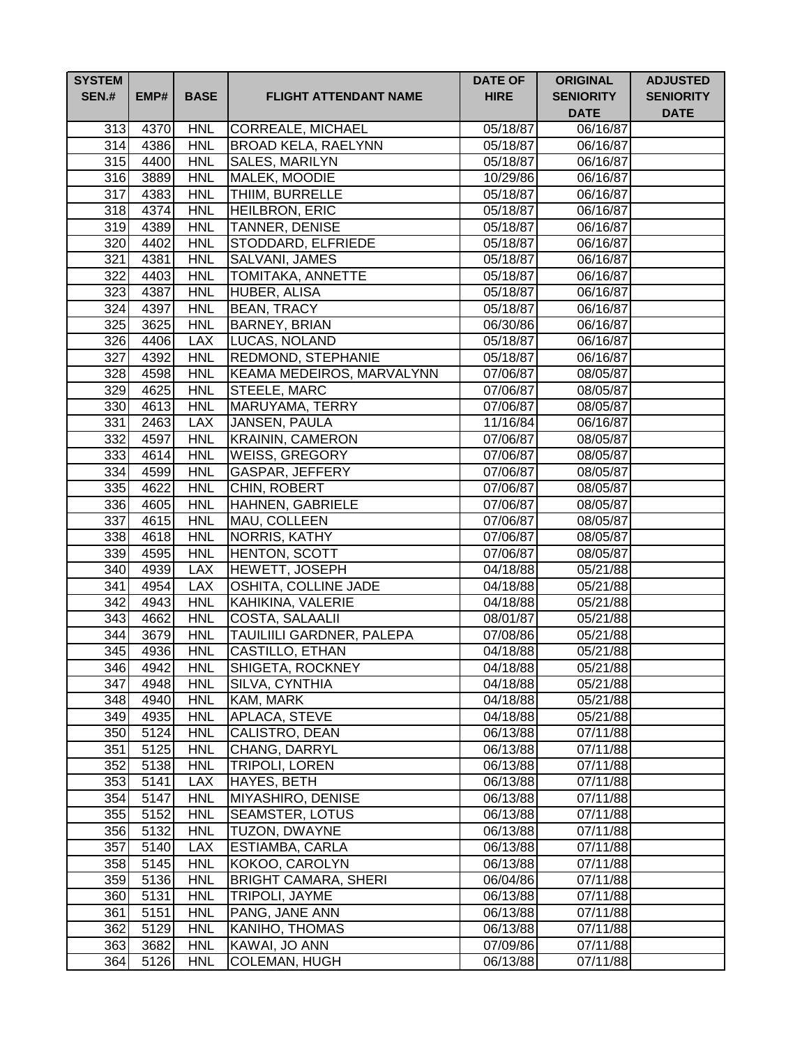| SYSTEM SEN.# | EMP# | BASE | FLIGHT ATTENDANT NAME | DATE OF HIRE | ORIGINAL SENIORITY DATE | ADJUSTED SENIORITY DATE |
|---|---|---|---|---|---|---|
| 313 | 4370 | HNL | CORREALE, MICHAEL | 05/18/87 | 06/16/87 | |
| 314 | 4386 | HNL | BROAD KELA, RAELYNN | 05/18/87 | 06/16/87 | |
| 315 | 4400 | HNL | SALES, MARILYN | 05/18/87 | 06/16/87 | |
| 316 | 3889 | HNL | MALEK, MOODIE | 10/29/86 | 06/16/87 | |
| 317 | 4383 | HNL | THIIM, BURRELLE | 05/18/87 | 06/16/87 | |
| 318 | 4374 | HNL | HEILBRON, ERIC | 05/18/87 | 06/16/87 | |
| 319 | 4389 | HNL | TANNER, DENISE | 05/18/87 | 06/16/87 | |
| 320 | 4402 | HNL | STODDARD, ELFRIEDE | 05/18/87 | 06/16/87 | |
| 321 | 4381 | HNL | SALVANI, JAMES | 05/18/87 | 06/16/87 | |
| 322 | 4403 | HNL | TOMITAKA, ANNETTE | 05/18/87 | 06/16/87 | |
| 323 | 4387 | HNL | HUBER, ALISA | 05/18/87 | 06/16/87 | |
| 324 | 4397 | HNL | BEAN, TRACY | 05/18/87 | 06/16/87 | |
| 325 | 3625 | HNL | BARNEY, BRIAN | 06/30/86 | 06/16/87 | |
| 326 | 4406 | LAX | LUCAS, NOLAND | 05/18/87 | 06/16/87 | |
| 327 | 4392 | HNL | REDMOND, STEPHANIE | 05/18/87 | 06/16/87 | |
| 328 | 4598 | HNL | KEAMA MEDEIROS, MARVALYNN | 07/06/87 | 08/05/87 | |
| 329 | 4625 | HNL | STEELE, MARC | 07/06/87 | 08/05/87 | |
| 330 | 4613 | HNL | MARUYAMA, TERRY | 07/06/87 | 08/05/87 | |
| 331 | 2463 | LAX | JANSEN, PAULA | 11/16/84 | 06/16/87 | |
| 332 | 4597 | HNL | KRAININ, CAMERON | 07/06/87 | 08/05/87 | |
| 333 | 4614 | HNL | WEISS, GREGORY | 07/06/87 | 08/05/87 | |
| 334 | 4599 | HNL | GASPAR, JEFFERY | 07/06/87 | 08/05/87 | |
| 335 | 4622 | HNL | CHIN, ROBERT | 07/06/87 | 08/05/87 | |
| 336 | 4605 | HNL | HAHNEN, GABRIELE | 07/06/87 | 08/05/87 | |
| 337 | 4615 | HNL | MAU, COLLEEN | 07/06/87 | 08/05/87 | |
| 338 | 4618 | HNL | NORRIS, KATHY | 07/06/87 | 08/05/87 | |
| 339 | 4595 | HNL | HENTON, SCOTT | 07/06/87 | 08/05/87 | |
| 340 | 4939 | LAX | HEWETT, JOSEPH | 04/18/88 | 05/21/88 | |
| 341 | 4954 | LAX | OSHITA, COLLINE JADE | 04/18/88 | 05/21/88 | |
| 342 | 4943 | HNL | KAHIKINA, VALERIE | 04/18/88 | 05/21/88 | |
| 343 | 4662 | HNL | COSTA, SALAALII | 08/01/87 | 05/21/88 | |
| 344 | 3679 | HNL | TAUILIILI GARDNER, PALEPA | 07/08/86 | 05/21/88 | |
| 345 | 4936 | HNL | CASTILLO, ETHAN | 04/18/88 | 05/21/88 | |
| 346 | 4942 | HNL | SHIGETA, ROCKNEY | 04/18/88 | 05/21/88 | |
| 347 | 4948 | HNL | SILVA, CYNTHIA | 04/18/88 | 05/21/88 | |
| 348 | 4940 | HNL | KAM, MARK | 04/18/88 | 05/21/88 | |
| 349 | 4935 | HNL | APLACA, STEVE | 04/18/88 | 05/21/88 | |
| 350 | 5124 | HNL | CALISTRO, DEAN | 06/13/88 | 07/11/88 | |
| 351 | 5125 | HNL | CHANG, DARRYL | 06/13/88 | 07/11/88 | |
| 352 | 5138 | HNL | TRIPOLI, LOREN | 06/13/88 | 07/11/88 | |
| 353 | 5141 | LAX | HAYES, BETH | 06/13/88 | 07/11/88 | |
| 354 | 5147 | HNL | MIYASHIRO, DENISE | 06/13/88 | 07/11/88 | |
| 355 | 5152 | HNL | SEAMSTER, LOTUS | 06/13/88 | 07/11/88 | |
| 356 | 5132 | HNL | TUZON, DWAYNE | 06/13/88 | 07/11/88 | |
| 357 | 5140 | LAX | ESTIAMBA, CARLA | 06/13/88 | 07/11/88 | |
| 358 | 5145 | HNL | KOKOO, CAROLYN | 06/13/88 | 07/11/88 | |
| 359 | 5136 | HNL | BRIGHT CAMARA, SHERI | 06/04/86 | 07/11/88 | |
| 360 | 5131 | HNL | TRIPOLI, JAYME | 06/13/88 | 07/11/88 | |
| 361 | 5151 | HNL | PANG, JANE ANN | 06/13/88 | 07/11/88 | |
| 362 | 5129 | HNL | KANIHO, THOMAS | 06/13/88 | 07/11/88 | |
| 363 | 3682 | HNL | KAWAI, JO ANN | 07/09/86 | 07/11/88 | |
| 364 | 5126 | HNL | COLEMAN, HUGH | 06/13/88 | 07/11/88 | |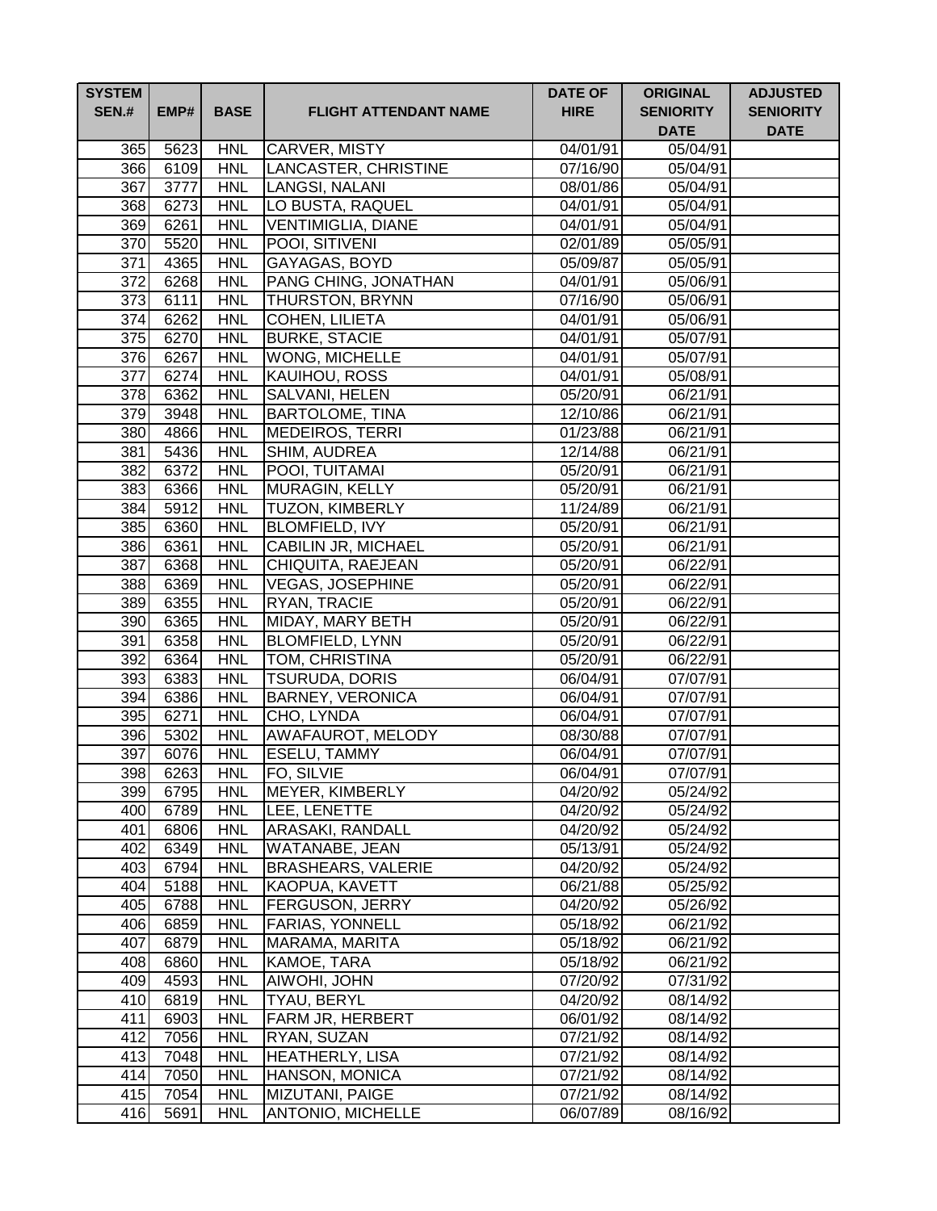| SYSTEM SEN.# | EMP# | BASE | FLIGHT ATTENDANT NAME | DATE OF HIRE | ORIGINAL SENIORITY DATE | ADJUSTED SENIORITY DATE |
|---|---|---|---|---|---|---|
| 365 | 5623 | HNL | CARVER, MISTY | 04/01/91 | 05/04/91 | |
| 366 | 6109 | HNL | LANCASTER, CHRISTINE | 07/16/90 | 05/04/91 | |
| 367 | 3777 | HNL | LANGSI, NALANI | 08/01/86 | 05/04/91 | |
| 368 | 6273 | HNL | LO BUSTA, RAQUEL | 04/01/91 | 05/04/91 | |
| 369 | 6261 | HNL | VENTIMIGLIA, DIANE | 04/01/91 | 05/04/91 | |
| 370 | 5520 | HNL | POOI, SITIVENI | 02/01/89 | 05/05/91 | |
| 371 | 4365 | HNL | GAYAGAS, BOYD | 05/09/87 | 05/05/91 | |
| 372 | 6268 | HNL | PANG CHING, JONATHAN | 04/01/91 | 05/06/91 | |
| 373 | 6111 | HNL | THURSTON, BRYNN | 07/16/90 | 05/06/91 | |
| 374 | 6262 | HNL | COHEN, LILIETA | 04/01/91 | 05/06/91 | |
| 375 | 6270 | HNL | BURKE, STACIE | 04/01/91 | 05/07/91 | |
| 376 | 6267 | HNL | WONG, MICHELLE | 04/01/91 | 05/07/91 | |
| 377 | 6274 | HNL | KAUIHOU, ROSS | 04/01/91 | 05/08/91 | |
| 378 | 6362 | HNL | SALVANI, HELEN | 05/20/91 | 06/21/91 | |
| 379 | 3948 | HNL | BARTOLOME, TINA | 12/10/86 | 06/21/91 | |
| 380 | 4866 | HNL | MEDEIROS, TERRI | 01/23/88 | 06/21/91 | |
| 381 | 5436 | HNL | SHIM, AUDREA | 12/14/88 | 06/21/91 | |
| 382 | 6372 | HNL | POOI, TUITAMAI | 05/20/91 | 06/21/91 | |
| 383 | 6366 | HNL | MURAGIN, KELLY | 05/20/91 | 06/21/91 | |
| 384 | 5912 | HNL | TUZON, KIMBERLY | 11/24/89 | 06/21/91 | |
| 385 | 6360 | HNL | BLOMFIELD, IVY | 05/20/91 | 06/21/91 | |
| 386 | 6361 | HNL | CABILIN JR, MICHAEL | 05/20/91 | 06/21/91 | |
| 387 | 6368 | HNL | CHIQUITA, RAEJEAN | 05/20/91 | 06/22/91 | |
| 388 | 6369 | HNL | VEGAS, JOSEPHINE | 05/20/91 | 06/22/91 | |
| 389 | 6355 | HNL | RYAN, TRACIE | 05/20/91 | 06/22/91 | |
| 390 | 6365 | HNL | MIDAY, MARY BETH | 05/20/91 | 06/22/91 | |
| 391 | 6358 | HNL | BLOMFIELD, LYNN | 05/20/91 | 06/22/91 | |
| 392 | 6364 | HNL | TOM, CHRISTINA | 05/20/91 | 06/22/91 | |
| 393 | 6383 | HNL | TSURUDA, DORIS | 06/04/91 | 07/07/91 | |
| 394 | 6386 | HNL | BARNEY, VERONICA | 06/04/91 | 07/07/91 | |
| 395 | 6271 | HNL | CHO, LYNDA | 06/04/91 | 07/07/91 | |
| 396 | 5302 | HNL | AWAFAUROT, MELODY | 08/30/88 | 07/07/91 | |
| 397 | 6076 | HNL | ESELU, TAMMY | 06/04/91 | 07/07/91 | |
| 398 | 6263 | HNL | FO, SILVIE | 06/04/91 | 07/07/91 | |
| 399 | 6795 | HNL | MEYER, KIMBERLY | 04/20/92 | 05/24/92 | |
| 400 | 6789 | HNL | LEE, LENETTE | 04/20/92 | 05/24/92 | |
| 401 | 6806 | HNL | ARASAKI, RANDALL | 04/20/92 | 05/24/92 | |
| 402 | 6349 | HNL | WATANABE, JEAN | 05/13/91 | 05/24/92 | |
| 403 | 6794 | HNL | BRASHEARS, VALERIE | 04/20/92 | 05/24/92 | |
| 404 | 5188 | HNL | KAOPUA, KAVETT | 06/21/88 | 05/25/92 | |
| 405 | 6788 | HNL | FERGUSON, JERRY | 04/20/92 | 05/26/92 | |
| 406 | 6859 | HNL | FARIAS, YONNELL | 05/18/92 | 06/21/92 | |
| 407 | 6879 | HNL | MARAMA, MARITA | 05/18/92 | 06/21/92 | |
| 408 | 6860 | HNL | KAMOE, TARA | 05/18/92 | 06/21/92 | |
| 409 | 4593 | HNL | AIWOHI, JOHN | 07/20/92 | 07/31/92 | |
| 410 | 6819 | HNL | TYAU, BERYL | 04/20/92 | 08/14/92 | |
| 411 | 6903 | HNL | FARM JR, HERBERT | 06/01/92 | 08/14/92 | |
| 412 | 7056 | HNL | RYAN, SUZAN | 07/21/92 | 08/14/92 | |
| 413 | 7048 | HNL | HEATHERLY, LISA | 07/21/92 | 08/14/92 | |
| 414 | 7050 | HNL | HANSON, MONICA | 07/21/92 | 08/14/92 | |
| 415 | 7054 | HNL | MIZUTANI, PAIGE | 07/21/92 | 08/14/92 | |
| 416 | 5691 | HNL | ANTONIO, MICHELLE | 06/07/89 | 08/16/92 | |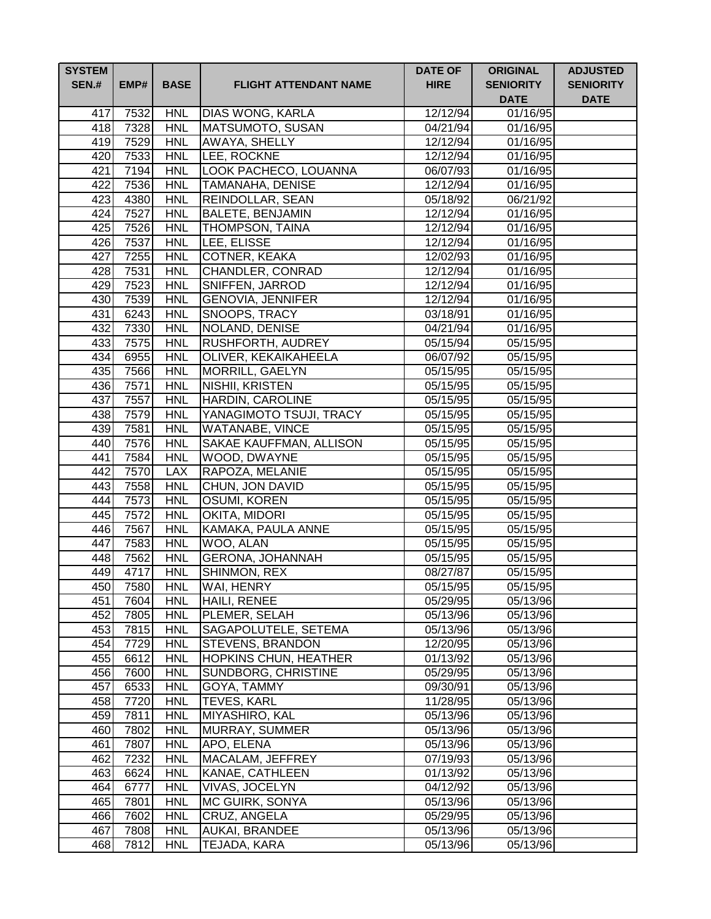| SYSTEM SEN.# | EMP# | BASE | FLIGHT ATTENDANT NAME | DATE OF HIRE | ORIGINAL SENIORITY DATE | ADJUSTED SENIORITY DATE |
|---|---|---|---|---|---|---|
| 417 | 7532 | HNL | DIAS WONG, KARLA | 12/12/94 | 01/16/95 | |
| 418 | 7328 | HNL | MATSUMOTO, SUSAN | 04/21/94 | 01/16/95 | |
| 419 | 7529 | HNL | AWAYA, SHELLY | 12/12/94 | 01/16/95 | |
| 420 | 7533 | HNL | LEE, ROCKNE | 12/12/94 | 01/16/95 | |
| 421 | 7194 | HNL | LOOK PACHECO, LOUANNA | 06/07/93 | 01/16/95 | |
| 422 | 7536 | HNL | TAMANAHA, DENISE | 12/12/94 | 01/16/95 | |
| 423 | 4380 | HNL | REINDOLLAR, SEAN | 05/18/92 | 06/21/92 | |
| 424 | 7527 | HNL | BALETE, BENJAMIN | 12/12/94 | 01/16/95 | |
| 425 | 7526 | HNL | THOMPSON, TAINA | 12/12/94 | 01/16/95 | |
| 426 | 7537 | HNL | LEE, ELISSE | 12/12/94 | 01/16/95 | |
| 427 | 7255 | HNL | COTNER, KEAKA | 12/02/93 | 01/16/95 | |
| 428 | 7531 | HNL | CHANDLER, CONRAD | 12/12/94 | 01/16/95 | |
| 429 | 7523 | HNL | SNIFFEN, JARROD | 12/12/94 | 01/16/95 | |
| 430 | 7539 | HNL | GENOVIA, JENNIFER | 12/12/94 | 01/16/95 | |
| 431 | 6243 | HNL | SNOOPS, TRACY | 03/18/91 | 01/16/95 | |
| 432 | 7330 | HNL | NOLAND, DENISE | 04/21/94 | 01/16/95 | |
| 433 | 7575 | HNL | RUSHFORTH, AUDREY | 05/15/94 | 05/15/95 | |
| 434 | 6955 | HNL | OLIVER, KEKAIKAHEELA | 06/07/92 | 05/15/95 | |
| 435 | 7566 | HNL | MORRILL, GAELYN | 05/15/95 | 05/15/95 | |
| 436 | 7571 | HNL | NISHII, KRISTEN | 05/15/95 | 05/15/95 | |
| 437 | 7557 | HNL | HARDIN, CAROLINE | 05/15/95 | 05/15/95 | |
| 438 | 7579 | HNL | YANAGIMOTO TSUJI, TRACY | 05/15/95 | 05/15/95 | |
| 439 | 7581 | HNL | WATANABE, VINCE | 05/15/95 | 05/15/95 | |
| 440 | 7576 | HNL | SAKAE KAUFFMAN, ALLISON | 05/15/95 | 05/15/95 | |
| 441 | 7584 | HNL | WOOD, DWAYNE | 05/15/95 | 05/15/95 | |
| 442 | 7570 | LAX | RAPOZA, MELANIE | 05/15/95 | 05/15/95 | |
| 443 | 7558 | HNL | CHUN, JON DAVID | 05/15/95 | 05/15/95 | |
| 444 | 7573 | HNL | OSUMI, KOREN | 05/15/95 | 05/15/95 | |
| 445 | 7572 | HNL | OKITA, MIDORI | 05/15/95 | 05/15/95 | |
| 446 | 7567 | HNL | KAMAKA, PAULA ANNE | 05/15/95 | 05/15/95 | |
| 447 | 7583 | HNL | WOO, ALAN | 05/15/95 | 05/15/95 | |
| 448 | 7562 | HNL | GERONA, JOHANNAH | 05/15/95 | 05/15/95 | |
| 449 | 4717 | HNL | SHINMON, REX | 08/27/87 | 05/15/95 | |
| 450 | 7580 | HNL | WAI, HENRY | 05/15/95 | 05/15/95 | |
| 451 | 7604 | HNL | HAILI, RENEE | 05/29/95 | 05/13/96 | |
| 452 | 7805 | HNL | PLEMER, SELAH | 05/13/96 | 05/13/96 | |
| 453 | 7815 | HNL | SAGAPOLUTELE, SETEMA | 05/13/96 | 05/13/96 | |
| 454 | 7729 | HNL | STEVENS, BRANDON | 12/20/95 | 05/13/96 | |
| 455 | 6612 | HNL | HOPKINS CHUN, HEATHER | 01/13/92 | 05/13/96 | |
| 456 | 7600 | HNL | SUNDBORG, CHRISTINE | 05/29/95 | 05/13/96 | |
| 457 | 6533 | HNL | GOYA, TAMMY | 09/30/91 | 05/13/96 | |
| 458 | 7720 | HNL | TEVES, KARL | 11/28/95 | 05/13/96 | |
| 459 | 7811 | HNL | MIYASHIRO, KAL | 05/13/96 | 05/13/96 | |
| 460 | 7802 | HNL | MURRAY, SUMMER | 05/13/96 | 05/13/96 | |
| 461 | 7807 | HNL | APO, ELENA | 05/13/96 | 05/13/96 | |
| 462 | 7232 | HNL | MACALAM, JEFFREY | 07/19/93 | 05/13/96 | |
| 463 | 6624 | HNL | KANAE, CATHLEEN | 01/13/92 | 05/13/96 | |
| 464 | 6777 | HNL | VIVAS, JOCELYN | 04/12/92 | 05/13/96 | |
| 465 | 7801 | HNL | MC GUIRK, SONYA | 05/13/96 | 05/13/96 | |
| 466 | 7602 | HNL | CRUZ, ANGELA | 05/29/95 | 05/13/96 | |
| 467 | 7808 | HNL | AUKAI, BRANDEE | 05/13/96 | 05/13/96 | |
| 468 | 7812 | HNL | TEJADA, KARA | 05/13/96 | 05/13/96 | |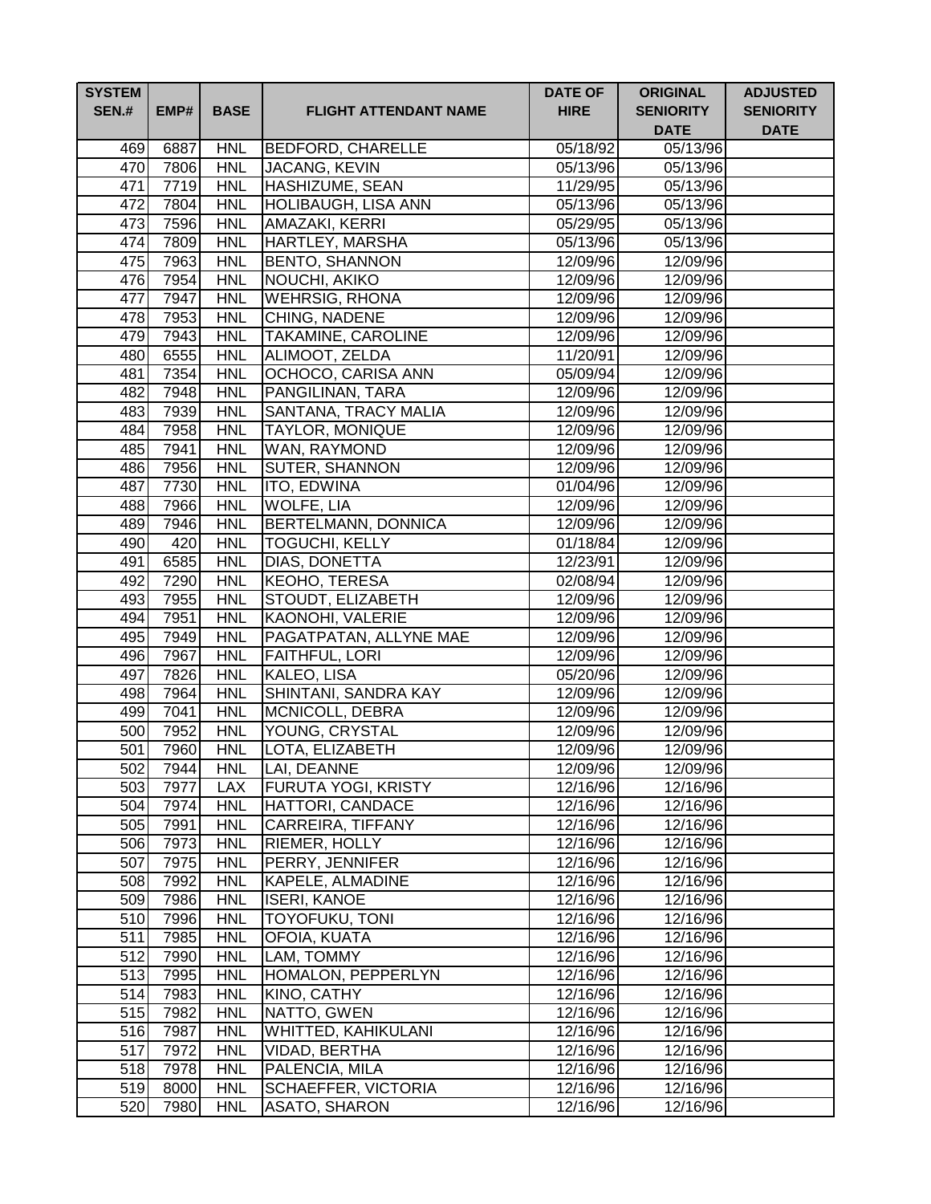| SYSTEM SEN.# | EMP# | BASE | FLIGHT ATTENDANT NAME | DATE OF HIRE | ORIGINAL SENIORITY DATE | ADJUSTED SENIORITY DATE |
|---|---|---|---|---|---|---|
| 469 | 6887 | HNL | BEDFORD, CHARELLE | 05/18/92 | 05/13/96 | |
| 470 | 7806 | HNL | JACANG, KEVIN | 05/13/96 | 05/13/96 | |
| 471 | 7719 | HNL | HASHIZUME, SEAN | 11/29/95 | 05/13/96 | |
| 472 | 7804 | HNL | HOLIBAUGH, LISA ANN | 05/13/96 | 05/13/96 | |
| 473 | 7596 | HNL | AMAZAKI, KERRI | 05/29/95 | 05/13/96 | |
| 474 | 7809 | HNL | HARTLEY, MARSHA | 05/13/96 | 05/13/96 | |
| 475 | 7963 | HNL | BENTO, SHANNON | 12/09/96 | 12/09/96 | |
| 476 | 7954 | HNL | NOUCHI, AKIKO | 12/09/96 | 12/09/96 | |
| 477 | 7947 | HNL | WEHRSIG, RHONA | 12/09/96 | 12/09/96 | |
| 478 | 7953 | HNL | CHING, NADENE | 12/09/96 | 12/09/96 | |
| 479 | 7943 | HNL | TAKAMINE, CAROLINE | 12/09/96 | 12/09/96 | |
| 480 | 6555 | HNL | ALIMOOT, ZELDA | 11/20/91 | 12/09/96 | |
| 481 | 7354 | HNL | OCHOCO, CARISA ANN | 05/09/94 | 12/09/96 | |
| 482 | 7948 | HNL | PANGILINAN, TARA | 12/09/96 | 12/09/96 | |
| 483 | 7939 | HNL | SANTANA, TRACY MALIA | 12/09/96 | 12/09/96 | |
| 484 | 7958 | HNL | TAYLOR, MONIQUE | 12/09/96 | 12/09/96 | |
| 485 | 7941 | HNL | WAN, RAYMOND | 12/09/96 | 12/09/96 | |
| 486 | 7956 | HNL | SUTER, SHANNON | 12/09/96 | 12/09/96 | |
| 487 | 7730 | HNL | ITO, EDWINA | 01/04/96 | 12/09/96 | |
| 488 | 7966 | HNL | WOLFE, LIA | 12/09/96 | 12/09/96 | |
| 489 | 7946 | HNL | BERTELMANN, DONNICA | 12/09/96 | 12/09/96 | |
| 490 | 420 | HNL | TOGUCHI, KELLY | 01/18/84 | 12/09/96 | |
| 491 | 6585 | HNL | DIAS, DONETTA | 12/23/91 | 12/09/96 | |
| 492 | 7290 | HNL | KEOHO, TERESA | 02/08/94 | 12/09/96 | |
| 493 | 7955 | HNL | STOUDT, ELIZABETH | 12/09/96 | 12/09/96 | |
| 494 | 7951 | HNL | KAONOHI, VALERIE | 12/09/96 | 12/09/96 | |
| 495 | 7949 | HNL | PAGATPATAN, ALLYNE MAE | 12/09/96 | 12/09/96 | |
| 496 | 7967 | HNL | FAITHFUL, LORI | 12/09/96 | 12/09/96 | |
| 497 | 7826 | HNL | KALEO, LISA | 05/20/96 | 12/09/96 | |
| 498 | 7964 | HNL | SHINTANI, SANDRA KAY | 12/09/96 | 12/09/96 | |
| 499 | 7041 | HNL | MCNICOLL, DEBRA | 12/09/96 | 12/09/96 | |
| 500 | 7952 | HNL | YOUNG, CRYSTAL | 12/09/96 | 12/09/96 | |
| 501 | 7960 | HNL | LOTA, ELIZABETH | 12/09/96 | 12/09/96 | |
| 502 | 7944 | HNL | LAI, DEANNE | 12/09/96 | 12/09/96 | |
| 503 | 7977 | LAX | FURUTA YOGI, KRISTY | 12/16/96 | 12/16/96 | |
| 504 | 7974 | HNL | HATTORI, CANDACE | 12/16/96 | 12/16/96 | |
| 505 | 7991 | HNL | CARREIRA, TIFFANY | 12/16/96 | 12/16/96 | |
| 506 | 7973 | HNL | RIEMER, HOLLY | 12/16/96 | 12/16/96 | |
| 507 | 7975 | HNL | PERRY, JENNIFER | 12/16/96 | 12/16/96 | |
| 508 | 7992 | HNL | KAPELE, ALMADINE | 12/16/96 | 12/16/96 | |
| 509 | 7986 | HNL | ISERI, KANOE | 12/16/96 | 12/16/96 | |
| 510 | 7996 | HNL | TOYOFUKU, TONI | 12/16/96 | 12/16/96 | |
| 511 | 7985 | HNL | OFOIA, KUATA | 12/16/96 | 12/16/96 | |
| 512 | 7990 | HNL | LAM, TOMMY | 12/16/96 | 12/16/96 | |
| 513 | 7995 | HNL | HOMALON, PEPPERLYN | 12/16/96 | 12/16/96 | |
| 514 | 7983 | HNL | KINO, CATHY | 12/16/96 | 12/16/96 | |
| 515 | 7982 | HNL | NATTO, GWEN | 12/16/96 | 12/16/96 | |
| 516 | 7987 | HNL | WHITTED, KAHIKULANI | 12/16/96 | 12/16/96 | |
| 517 | 7972 | HNL | VIDAD, BERTHA | 12/16/96 | 12/16/96 | |
| 518 | 7978 | HNL | PALENCIA, MILA | 12/16/96 | 12/16/96 | |
| 519 | 8000 | HNL | SCHAEFFER, VICTORIA | 12/16/96 | 12/16/96 | |
| 520 | 7980 | HNL | ASATO, SHARON | 12/16/96 | 12/16/96 | |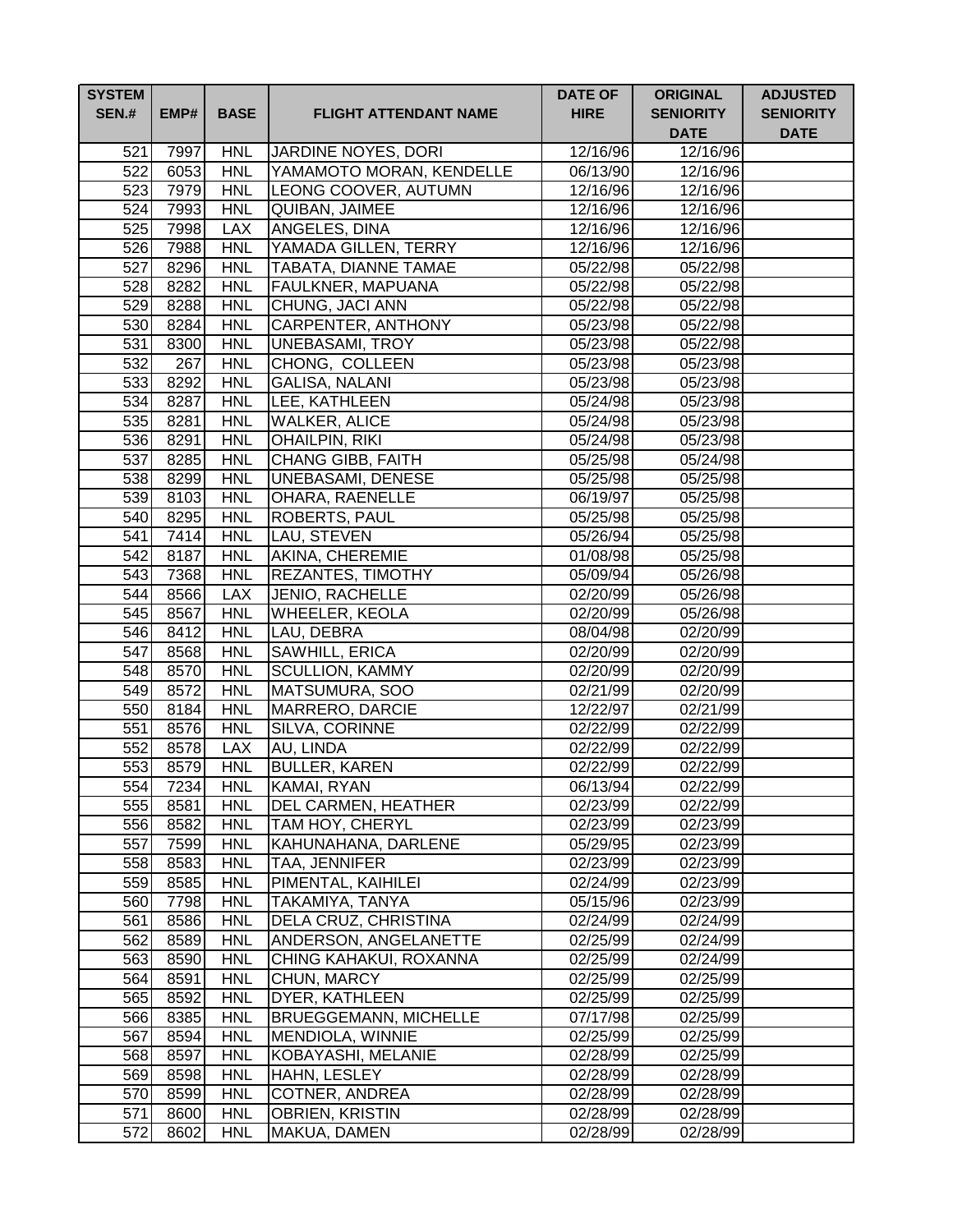| SYSTEM SEN.# | EMP# | BASE | FLIGHT ATTENDANT NAME | DATE OF HIRE | ORIGINAL SENIORITY DATE | ADJUSTED SENIORITY DATE |
|---|---|---|---|---|---|---|
| 521 | 7997 | HNL | JARDINE NOYES, DORI | 12/16/96 | 12/16/96 | |
| 522 | 6053 | HNL | YAMAMOTO MORAN, KENDELLE | 06/13/90 | 12/16/96 | |
| 523 | 7979 | HNL | LEONG COOVER, AUTUMN | 12/16/96 | 12/16/96 | |
| 524 | 7993 | HNL | QUIBAN, JAIMEE | 12/16/96 | 12/16/96 | |
| 525 | 7998 | LAX | ANGELES, DINA | 12/16/96 | 12/16/96 | |
| 526 | 7988 | HNL | YAMADA GILLEN, TERRY | 12/16/96 | 12/16/96 | |
| 527 | 8296 | HNL | TABATA, DIANNE TAMAE | 05/22/98 | 05/22/98 | |
| 528 | 8282 | HNL | FAULKNER, MAPUANA | 05/22/98 | 05/22/98 | |
| 529 | 8288 | HNL | CHUNG, JACI ANN | 05/22/98 | 05/22/98 | |
| 530 | 8284 | HNL | CARPENTER, ANTHONY | 05/23/98 | 05/22/98 | |
| 531 | 8300 | HNL | UNEBASAMI, TROY | 05/23/98 | 05/22/98 | |
| 532 | 267 | HNL | CHONG, COLLEEN | 05/23/98 | 05/23/98 | |
| 533 | 8292 | HNL | GALISA, NALANI | 05/23/98 | 05/23/98 | |
| 534 | 8287 | HNL | LEE, KATHLEEN | 05/24/98 | 05/23/98 | |
| 535 | 8281 | HNL | WALKER, ALICE | 05/24/98 | 05/23/98 | |
| 536 | 8291 | HNL | OHAILPIN, RIKI | 05/24/98 | 05/23/98 | |
| 537 | 8285 | HNL | CHANG GIBB, FAITH | 05/25/98 | 05/24/98 | |
| 538 | 8299 | HNL | UNEBASAMI, DENESE | 05/25/98 | 05/25/98 | |
| 539 | 8103 | HNL | OHARA, RAENELLE | 06/19/97 | 05/25/98 | |
| 540 | 8295 | HNL | ROBERTS, PAUL | 05/25/98 | 05/25/98 | |
| 541 | 7414 | HNL | LAU, STEVEN | 05/26/94 | 05/25/98 | |
| 542 | 8187 | HNL | AKINA, CHEREMIE | 01/08/98 | 05/25/98 | |
| 543 | 7368 | HNL | REZANTES, TIMOTHY | 05/09/94 | 05/26/98 | |
| 544 | 8566 | LAX | JENIO, RACHELLE | 02/20/99 | 05/26/98 | |
| 545 | 8567 | HNL | WHEELER, KEOLA | 02/20/99 | 05/26/98 | |
| 546 | 8412 | HNL | LAU, DEBRA | 08/04/98 | 02/20/99 | |
| 547 | 8568 | HNL | SAWHILL, ERICA | 02/20/99 | 02/20/99 | |
| 548 | 8570 | HNL | SCULLION, KAMMY | 02/20/99 | 02/20/99 | |
| 549 | 8572 | HNL | MATSUMURA, SOO | 02/21/99 | 02/20/99 | |
| 550 | 8184 | HNL | MARRERO, DARCIE | 12/22/97 | 02/21/99 | |
| 551 | 8576 | HNL | SILVA, CORINNE | 02/22/99 | 02/22/99 | |
| 552 | 8578 | LAX | AU, LINDA | 02/22/99 | 02/22/99 | |
| 553 | 8579 | HNL | BULLER, KAREN | 02/22/99 | 02/22/99 | |
| 554 | 7234 | HNL | KAMAI, RYAN | 06/13/94 | 02/22/99 | |
| 555 | 8581 | HNL | DEL CARMEN, HEATHER | 02/23/99 | 02/22/99 | |
| 556 | 8582 | HNL | TAM HOY, CHERYL | 02/23/99 | 02/23/99 | |
| 557 | 7599 | HNL | KAHUNAHANA, DARLENE | 05/29/95 | 02/23/99 | |
| 558 | 8583 | HNL | TAA, JENNIFER | 02/23/99 | 02/23/99 | |
| 559 | 8585 | HNL | PIMENTAL, KAIHILEI | 02/24/99 | 02/23/99 | |
| 560 | 7798 | HNL | TAKAMIYA, TANYA | 05/15/96 | 02/23/99 | |
| 561 | 8586 | HNL | DELA CRUZ, CHRISTINA | 02/24/99 | 02/24/99 | |
| 562 | 8589 | HNL | ANDERSON, ANGELANETTE | 02/25/99 | 02/24/99 | |
| 563 | 8590 | HNL | CHING KAHAKUI, ROXANNA | 02/25/99 | 02/24/99 | |
| 564 | 8591 | HNL | CHUN, MARCY | 02/25/99 | 02/25/99 | |
| 565 | 8592 | HNL | DYER, KATHLEEN | 02/25/99 | 02/25/99 | |
| 566 | 8385 | HNL | BRUEGGEMANN, MICHELLE | 07/17/98 | 02/25/99 | |
| 567 | 8594 | HNL | MENDIOLA, WINNIE | 02/25/99 | 02/25/99 | |
| 568 | 8597 | HNL | KOBAYASHI, MELANIE | 02/28/99 | 02/25/99 | |
| 569 | 8598 | HNL | HAHN, LESLEY | 02/28/99 | 02/28/99 | |
| 570 | 8599 | HNL | COTNER, ANDREA | 02/28/99 | 02/28/99 | |
| 571 | 8600 | HNL | OBRIEN, KRISTIN | 02/28/99 | 02/28/99 | |
| 572 | 8602 | HNL | MAKUA, DAMEN | 02/28/99 | 02/28/99 | |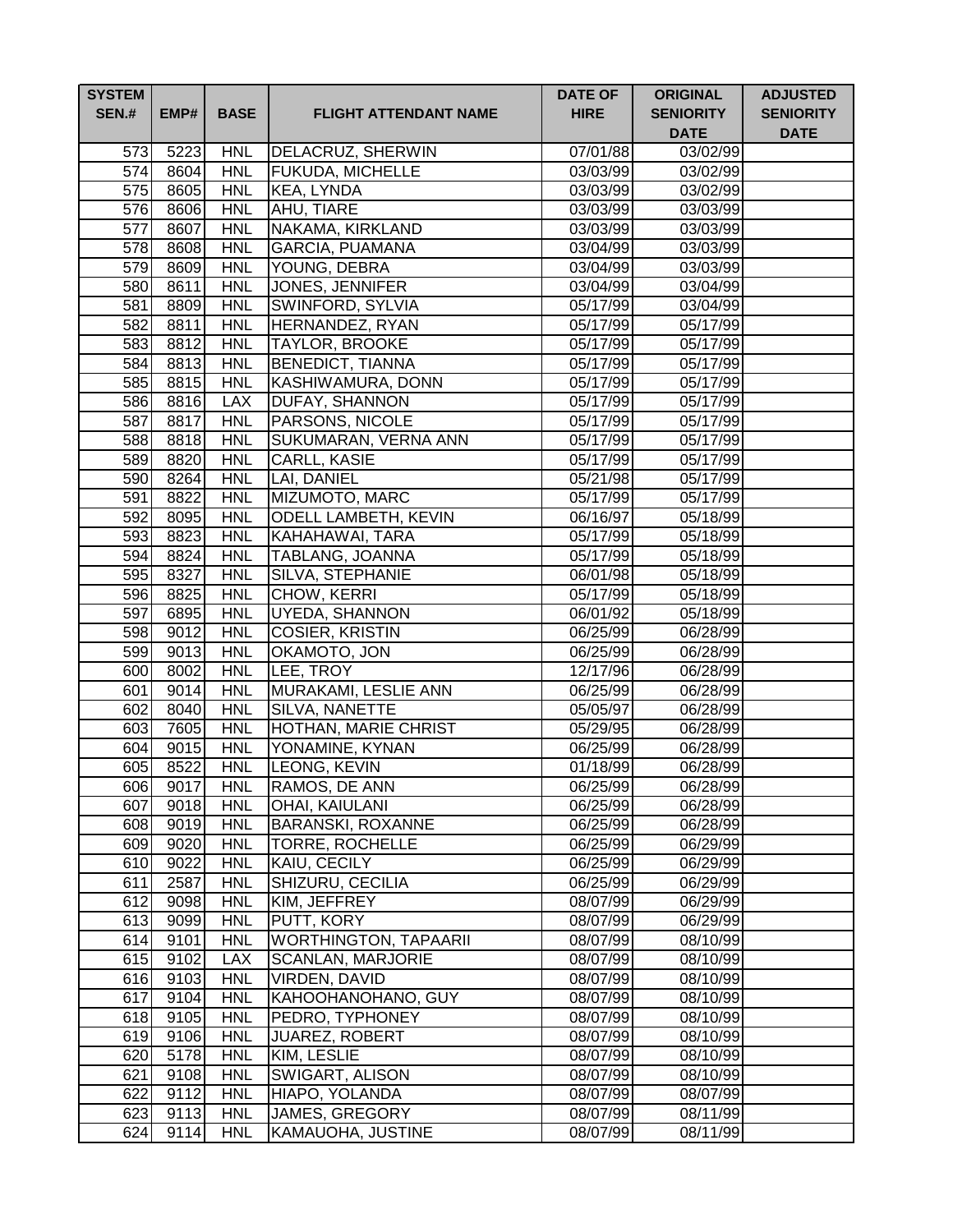| SYSTEM SEN.# | EMP# | BASE | FLIGHT ATTENDANT NAME | DATE OF HIRE | ORIGINAL SENIORITY DATE | ADJUSTED SENIORITY DATE |
|---|---|---|---|---|---|---|
| 573 | 5223 | HNL | DELACRUZ, SHERWIN | 07/01/88 | 03/02/99 | |
| 574 | 8604 | HNL | FUKUDA, MICHELLE | 03/03/99 | 03/02/99 | |
| 575 | 8605 | HNL | KEA, LYNDA | 03/03/99 | 03/02/99 | |
| 576 | 8606 | HNL | AHU, TIARE | 03/03/99 | 03/03/99 | |
| 577 | 8607 | HNL | NAKAMA, KIRKLAND | 03/03/99 | 03/03/99 | |
| 578 | 8608 | HNL | GARCIA, PUAMANA | 03/04/99 | 03/03/99 | |
| 579 | 8609 | HNL | YOUNG, DEBRA | 03/04/99 | 03/03/99 | |
| 580 | 8611 | HNL | JONES, JENNIFER | 03/04/99 | 03/04/99 | |
| 581 | 8809 | HNL | SWINFORD, SYLVIA | 05/17/99 | 03/04/99 | |
| 582 | 8811 | HNL | HERNANDEZ, RYAN | 05/17/99 | 05/17/99 | |
| 583 | 8812 | HNL | TAYLOR, BROOKE | 05/17/99 | 05/17/99 | |
| 584 | 8813 | HNL | BENEDICT, TIANNA | 05/17/99 | 05/17/99 | |
| 585 | 8815 | HNL | KASHIWAMURA, DONN | 05/17/99 | 05/17/99 | |
| 586 | 8816 | LAX | DUFAY, SHANNON | 05/17/99 | 05/17/99 | |
| 587 | 8817 | HNL | PARSONS, NICOLE | 05/17/99 | 05/17/99 | |
| 588 | 8818 | HNL | SUKUMARAN, VERNA ANN | 05/17/99 | 05/17/99 | |
| 589 | 8820 | HNL | CARLL, KASIE | 05/17/99 | 05/17/99 | |
| 590 | 8264 | HNL | LAI, DANIEL | 05/21/98 | 05/17/99 | |
| 591 | 8822 | HNL | MIZUMOTO, MARC | 05/17/99 | 05/17/99 | |
| 592 | 8095 | HNL | ODELL LAMBETH, KEVIN | 06/16/97 | 05/18/99 | |
| 593 | 8823 | HNL | KAHAHAWAI, TARA | 05/17/99 | 05/18/99 | |
| 594 | 8824 | HNL | TABLANG, JOANNA | 05/17/99 | 05/18/99 | |
| 595 | 8327 | HNL | SILVA, STEPHANIE | 06/01/98 | 05/18/99 | |
| 596 | 8825 | HNL | CHOW, KERRI | 05/17/99 | 05/18/99 | |
| 597 | 6895 | HNL | UYEDA, SHANNON | 06/01/92 | 05/18/99 | |
| 598 | 9012 | HNL | COSIER, KRISTIN | 06/25/99 | 06/28/99 | |
| 599 | 9013 | HNL | OKAMOTO, JON | 06/25/99 | 06/28/99 | |
| 600 | 8002 | HNL | LEE, TROY | 12/17/96 | 06/28/99 | |
| 601 | 9014 | HNL | MURAKAMI, LESLIE ANN | 06/25/99 | 06/28/99 | |
| 602 | 8040 | HNL | SILVA, NANETTE | 05/05/97 | 06/28/99 | |
| 603 | 7605 | HNL | HOTHAN, MARIE CHRIST | 05/29/95 | 06/28/99 | |
| 604 | 9015 | HNL | YONAMINE, KYNAN | 06/25/99 | 06/28/99 | |
| 605 | 8522 | HNL | LEONG, KEVIN | 01/18/99 | 06/28/99 | |
| 606 | 9017 | HNL | RAMOS, DE ANN | 06/25/99 | 06/28/99 | |
| 607 | 9018 | HNL | OHAI, KAIULANI | 06/25/99 | 06/28/99 | |
| 608 | 9019 | HNL | BARANSKI, ROXANNE | 06/25/99 | 06/28/99 | |
| 609 | 9020 | HNL | TORRE, ROCHELLE | 06/25/99 | 06/29/99 | |
| 610 | 9022 | HNL | KAIU, CECILY | 06/25/99 | 06/29/99 | |
| 611 | 2587 | HNL | SHIZURU, CECILIA | 06/25/99 | 06/29/99 | |
| 612 | 9098 | HNL | KIM, JEFFREY | 08/07/99 | 06/29/99 | |
| 613 | 9099 | HNL | PUTT, KORY | 08/07/99 | 06/29/99 | |
| 614 | 9101 | HNL | WORTHINGTON, TAPAARII | 08/07/99 | 08/10/99 | |
| 615 | 9102 | LAX | SCANLAN, MARJORIE | 08/07/99 | 08/10/99 | |
| 616 | 9103 | HNL | VIRDEN, DAVID | 08/07/99 | 08/10/99 | |
| 617 | 9104 | HNL | KAHOOHANOHANO, GUY | 08/07/99 | 08/10/99 | |
| 618 | 9105 | HNL | PEDRO, TYPHONEY | 08/07/99 | 08/10/99 | |
| 619 | 9106 | HNL | JUAREZ, ROBERT | 08/07/99 | 08/10/99 | |
| 620 | 5178 | HNL | KIM, LESLIE | 08/07/99 | 08/10/99 | |
| 621 | 9108 | HNL | SWIGART, ALISON | 08/07/99 | 08/10/99 | |
| 622 | 9112 | HNL | HIAPO, YOLANDA | 08/07/99 | 08/07/99 | |
| 623 | 9113 | HNL | JAMES, GREGORY | 08/07/99 | 08/11/99 | |
| 624 | 9114 | HNL | KAMAUOHA, JUSTINE | 08/07/99 | 08/11/99 | |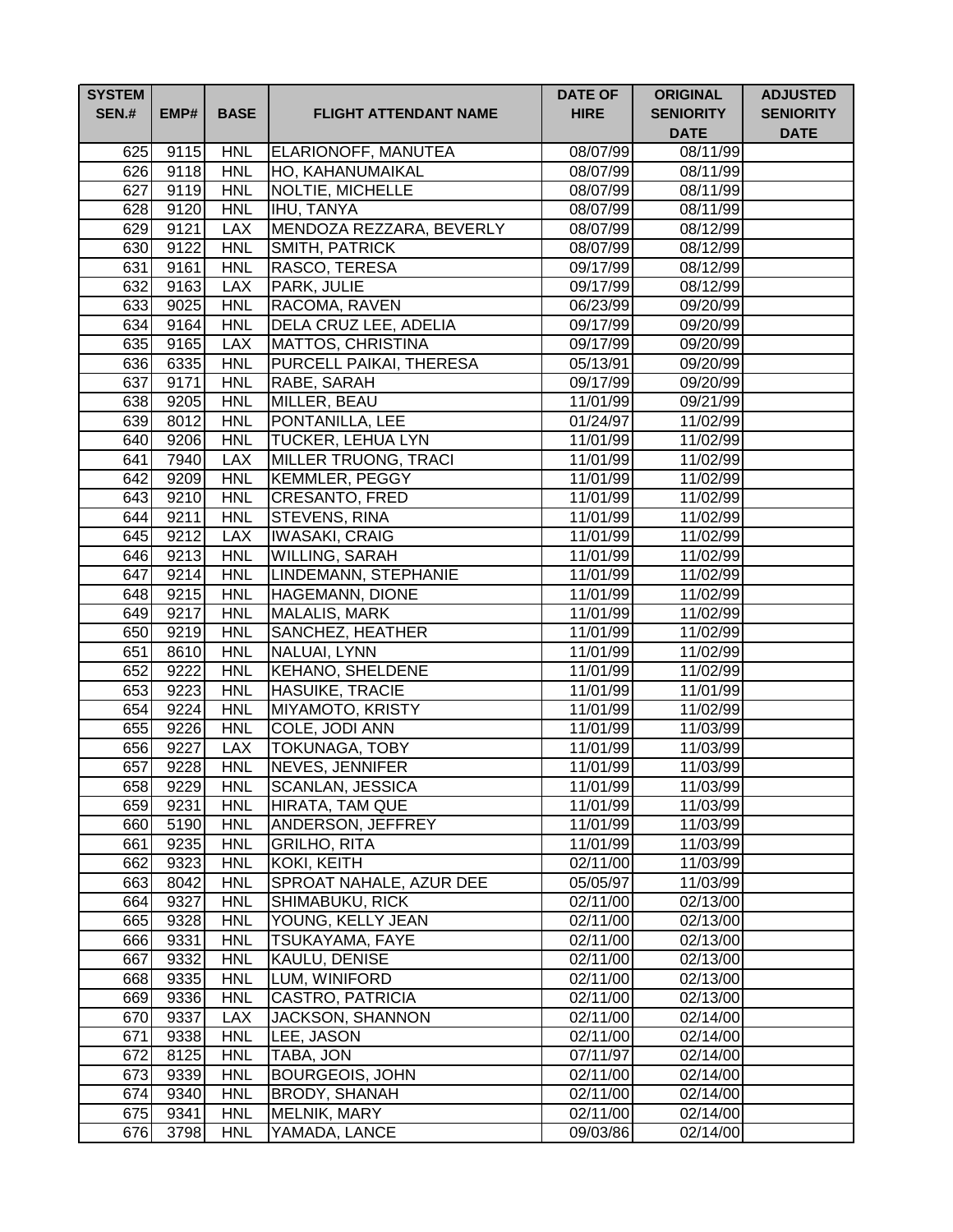| SYSTEM SEN.# | EMP# | BASE | FLIGHT ATTENDANT NAME | DATE OF HIRE | ORIGINAL SENIORITY DATE | ADJUSTED SENIORITY DATE |
|---|---|---|---|---|---|---|
| 625 | 9115 | HNL | ELARIONOFF, MANUTEA | 08/07/99 | 08/11/99 | |
| 626 | 9118 | HNL | HO, KAHANUMAIKAL | 08/07/99 | 08/11/99 | |
| 627 | 9119 | HNL | NOLTIE, MICHELLE | 08/07/99 | 08/11/99 | |
| 628 | 9120 | HNL | IHU, TANYA | 08/07/99 | 08/11/99 | |
| 629 | 9121 | LAX | MENDOZA REZZARA, BEVERLY | 08/07/99 | 08/12/99 | |
| 630 | 9122 | HNL | SMITH, PATRICK | 08/07/99 | 08/12/99 | |
| 631 | 9161 | HNL | RASCO, TERESA | 09/17/99 | 08/12/99 | |
| 632 | 9163 | LAX | PARK, JULIE | 09/17/99 | 08/12/99 | |
| 633 | 9025 | HNL | RACOMA, RAVEN | 06/23/99 | 09/20/99 | |
| 634 | 9164 | HNL | DELA CRUZ LEE, ADELIA | 09/17/99 | 09/20/99 | |
| 635 | 9165 | LAX | MATTOS, CHRISTINA | 09/17/99 | 09/20/99 | |
| 636 | 6335 | HNL | PURCELL PAIKAI, THERESA | 05/13/91 | 09/20/99 | |
| 637 | 9171 | HNL | RABE, SARAH | 09/17/99 | 09/20/99 | |
| 638 | 9205 | HNL | MILLER, BEAU | 11/01/99 | 09/21/99 | |
| 639 | 8012 | HNL | PONTANILLA, LEE | 01/24/97 | 11/02/99 | |
| 640 | 9206 | HNL | TUCKER, LEHUA LYN | 11/01/99 | 11/02/99 | |
| 641 | 7940 | LAX | MILLER TRUONG, TRACI | 11/01/99 | 11/02/99 | |
| 642 | 9209 | HNL | KEMMLER, PEGGY | 11/01/99 | 11/02/99 | |
| 643 | 9210 | HNL | CRESANTO, FRED | 11/01/99 | 11/02/99 | |
| 644 | 9211 | HNL | STEVENS, RINA | 11/01/99 | 11/02/99 | |
| 645 | 9212 | LAX | IWASAKI, CRAIG | 11/01/99 | 11/02/99 | |
| 646 | 9213 | HNL | WILLING, SARAH | 11/01/99 | 11/02/99 | |
| 647 | 9214 | HNL | LINDEMANN, STEPHANIE | 11/01/99 | 11/02/99 | |
| 648 | 9215 | HNL | HAGEMANN, DIONE | 11/01/99 | 11/02/99 | |
| 649 | 9217 | HNL | MALALIS, MARK | 11/01/99 | 11/02/99 | |
| 650 | 9219 | HNL | SANCHEZ, HEATHER | 11/01/99 | 11/02/99 | |
| 651 | 8610 | HNL | NALUAI, LYNN | 11/01/99 | 11/02/99 | |
| 652 | 9222 | HNL | KEHANO, SHELDENE | 11/01/99 | 11/02/99 | |
| 653 | 9223 | HNL | HASUIKE, TRACIE | 11/01/99 | 11/01/99 | |
| 654 | 9224 | HNL | MIYAMOTO, KRISTY | 11/01/99 | 11/02/99 | |
| 655 | 9226 | HNL | COLE, JODI ANN | 11/01/99 | 11/03/99 | |
| 656 | 9227 | LAX | TOKUNAGA, TOBY | 11/01/99 | 11/03/99 | |
| 657 | 9228 | HNL | NEVES, JENNIFER | 11/01/99 | 11/03/99 | |
| 658 | 9229 | HNL | SCANLAN, JESSICA | 11/01/99 | 11/03/99 | |
| 659 | 9231 | HNL | HIRATA, TAM QUE | 11/01/99 | 11/03/99 | |
| 660 | 5190 | HNL | ANDERSON, JEFFREY | 11/01/99 | 11/03/99 | |
| 661 | 9235 | HNL | GRILHO, RITA | 11/01/99 | 11/03/99 | |
| 662 | 9323 | HNL | KOKI, KEITH | 02/11/00 | 11/03/99 | |
| 663 | 8042 | HNL | SPROAT NAHALE, AZUR DEE | 05/05/97 | 11/03/99 | |
| 664 | 9327 | HNL | SHIMABUKU, RICK | 02/11/00 | 02/13/00 | |
| 665 | 9328 | HNL | YOUNG, KELLY JEAN | 02/11/00 | 02/13/00 | |
| 666 | 9331 | HNL | TSUKAYAMA, FAYE | 02/11/00 | 02/13/00 | |
| 667 | 9332 | HNL | KAULU, DENISE | 02/11/00 | 02/13/00 | |
| 668 | 9335 | HNL | LUM, WINIFORD | 02/11/00 | 02/13/00 | |
| 669 | 9336 | HNL | CASTRO, PATRICIA | 02/11/00 | 02/13/00 | |
| 670 | 9337 | LAX | JACKSON, SHANNON | 02/11/00 | 02/14/00 | |
| 671 | 9338 | HNL | LEE, JASON | 02/11/00 | 02/14/00 | |
| 672 | 8125 | HNL | TABA, JON | 07/11/97 | 02/14/00 | |
| 673 | 9339 | HNL | BOURGEOIS, JOHN | 02/11/00 | 02/14/00 | |
| 674 | 9340 | HNL | BRODY, SHANAH | 02/11/00 | 02/14/00 | |
| 675 | 9341 | HNL | MELNIK, MARY | 02/11/00 | 02/14/00 | |
| 676 | 3798 | HNL | YAMADA, LANCE | 09/03/86 | 02/14/00 | |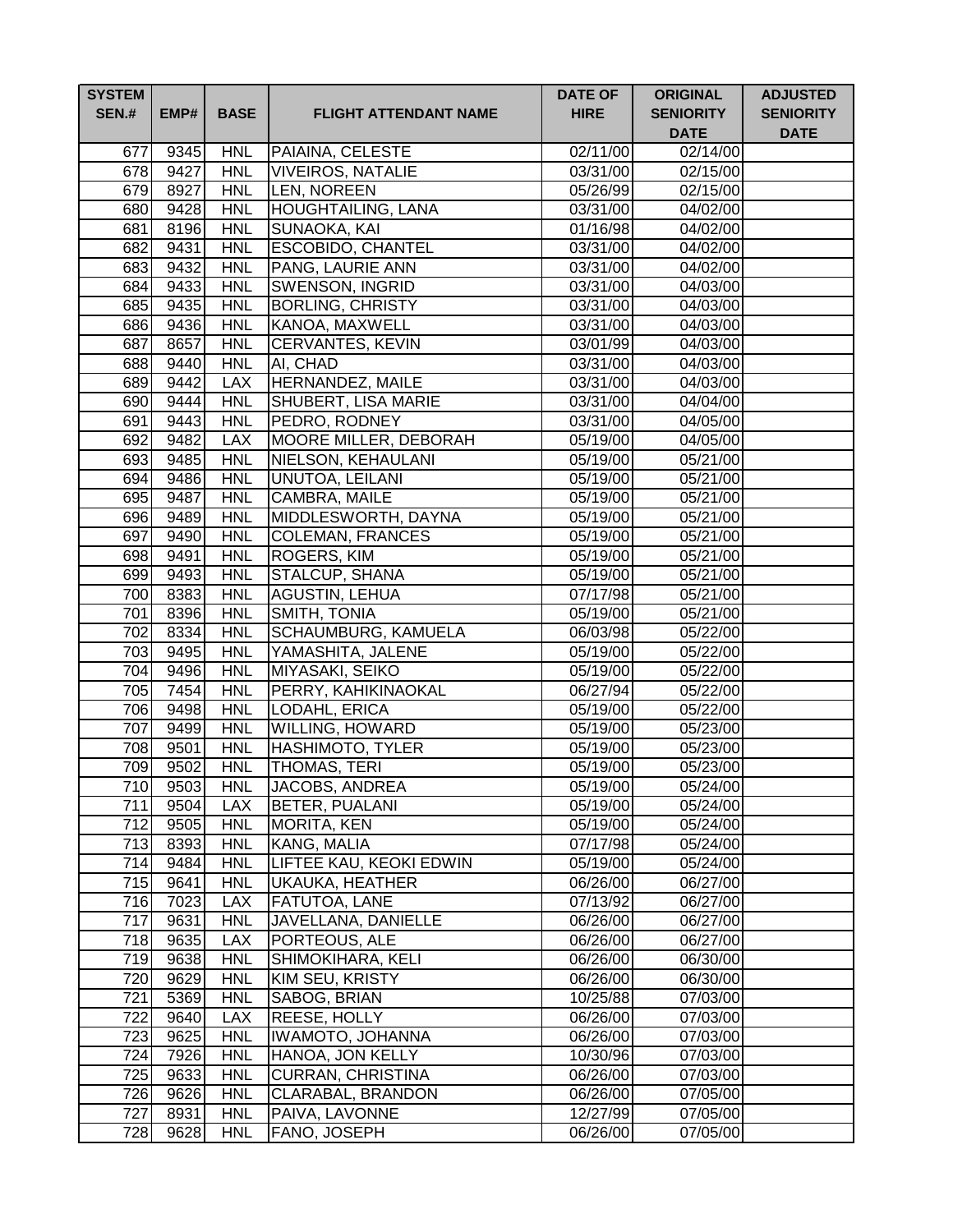| SYSTEM SEN.# | EMP# | BASE | FLIGHT ATTENDANT NAME | DATE OF HIRE | ORIGINAL SENIORITY DATE | ADJUSTED SENIORITY DATE |
|---|---|---|---|---|---|---|
| 677 | 9345 | HNL | PAIAINA, CELESTE | 02/11/00 | 02/14/00 | |
| 678 | 9427 | HNL | VIVEIROS, NATALIE | 03/31/00 | 02/15/00 | |
| 679 | 8927 | HNL | LEN, NOREEN | 05/26/99 | 02/15/00 | |
| 680 | 9428 | HNL | HOUGHTAILING, LANA | 03/31/00 | 04/02/00 | |
| 681 | 8196 | HNL | SUNAOKA, KAI | 01/16/98 | 04/02/00 | |
| 682 | 9431 | HNL | ESCOBIDO, CHANTEL | 03/31/00 | 04/02/00 | |
| 683 | 9432 | HNL | PANG, LAURIE ANN | 03/31/00 | 04/02/00 | |
| 684 | 9433 | HNL | SWENSON, INGRID | 03/31/00 | 04/03/00 | |
| 685 | 9435 | HNL | BORLING, CHRISTY | 03/31/00 | 04/03/00 | |
| 686 | 9436 | HNL | KANOA, MAXWELL | 03/31/00 | 04/03/00 | |
| 687 | 8657 | HNL | CERVANTES, KEVIN | 03/01/99 | 04/03/00 | |
| 688 | 9440 | HNL | AI, CHAD | 03/31/00 | 04/03/00 | |
| 689 | 9442 | LAX | HERNANDEZ, MAILE | 03/31/00 | 04/03/00 | |
| 690 | 9444 | HNL | SHUBERT, LISA MARIE | 03/31/00 | 04/04/00 | |
| 691 | 9443 | HNL | PEDRO, RODNEY | 03/31/00 | 04/05/00 | |
| 692 | 9482 | LAX | MOORE MILLER, DEBORAH | 05/19/00 | 04/05/00 | |
| 693 | 9485 | HNL | NIELSON, KEHAULANI | 05/19/00 | 05/21/00 | |
| 694 | 9486 | HNL | UNUTOA, LEILANI | 05/19/00 | 05/21/00 | |
| 695 | 9487 | HNL | CAMBRA, MAILE | 05/19/00 | 05/21/00 | |
| 696 | 9489 | HNL | MIDDLESWORTH, DAYNA | 05/19/00 | 05/21/00 | |
| 697 | 9490 | HNL | COLEMAN, FRANCES | 05/19/00 | 05/21/00 | |
| 698 | 9491 | HNL | ROGERS, KIM | 05/19/00 | 05/21/00 | |
| 699 | 9493 | HNL | STALCUP, SHANA | 05/19/00 | 05/21/00 | |
| 700 | 8383 | HNL | AGUSTIN, LEHUA | 07/17/98 | 05/21/00 | |
| 701 | 8396 | HNL | SMITH, TONIA | 05/19/00 | 05/21/00 | |
| 702 | 8334 | HNL | SCHAUMBURG, KAMUELA | 06/03/98 | 05/22/00 | |
| 703 | 9495 | HNL | YAMASHITA, JALENE | 05/19/00 | 05/22/00 | |
| 704 | 9496 | HNL | MIYASAKI, SEIKO | 05/19/00 | 05/22/00 | |
| 705 | 7454 | HNL | PERRY, KAHIKINAOKAL | 06/27/94 | 05/22/00 | |
| 706 | 9498 | HNL | LODAHL, ERICA | 05/19/00 | 05/22/00 | |
| 707 | 9499 | HNL | WILLING, HOWARD | 05/19/00 | 05/23/00 | |
| 708 | 9501 | HNL | HASHIMOTO, TYLER | 05/19/00 | 05/23/00 | |
| 709 | 9502 | HNL | THOMAS, TERI | 05/19/00 | 05/23/00 | |
| 710 | 9503 | HNL | JACOBS, ANDREA | 05/19/00 | 05/24/00 | |
| 711 | 9504 | LAX | BETER, PUALANI | 05/19/00 | 05/24/00 | |
| 712 | 9505 | HNL | MORITA, KEN | 05/19/00 | 05/24/00 | |
| 713 | 8393 | HNL | KANG, MALIA | 07/17/98 | 05/24/00 | |
| 714 | 9484 | HNL | LIFTEE KAU, KEOKI EDWIN | 05/19/00 | 05/24/00 | |
| 715 | 9641 | HNL | UKAUKA, HEATHER | 06/26/00 | 06/27/00 | |
| 716 | 7023 | LAX | FATUTOA, LANE | 07/13/92 | 06/27/00 | |
| 717 | 9631 | HNL | JAVELLANA, DANIELLE | 06/26/00 | 06/27/00 | |
| 718 | 9635 | LAX | PORTEOUS, ALE | 06/26/00 | 06/27/00 | |
| 719 | 9638 | HNL | SHIMOKIHARA, KELI | 06/26/00 | 06/30/00 | |
| 720 | 9629 | HNL | KIM SEU, KRISTY | 06/26/00 | 06/30/00 | |
| 721 | 5369 | HNL | SABOG, BRIAN | 10/25/88 | 07/03/00 | |
| 722 | 9640 | LAX | REESE, HOLLY | 06/26/00 | 07/03/00 | |
| 723 | 9625 | HNL | IWAMOTO, JOHANNA | 06/26/00 | 07/03/00 | |
| 724 | 7926 | HNL | HANOA, JON KELLY | 10/30/96 | 07/03/00 | |
| 725 | 9633 | HNL | CURRAN, CHRISTINA | 06/26/00 | 07/03/00 | |
| 726 | 9626 | HNL | CLARABAL, BRANDON | 06/26/00 | 07/05/00 | |
| 727 | 8931 | HNL | PAIVA, LAVONNE | 12/27/99 | 07/05/00 | |
| 728 | 9628 | HNL | FANO, JOSEPH | 06/26/00 | 07/05/00 | |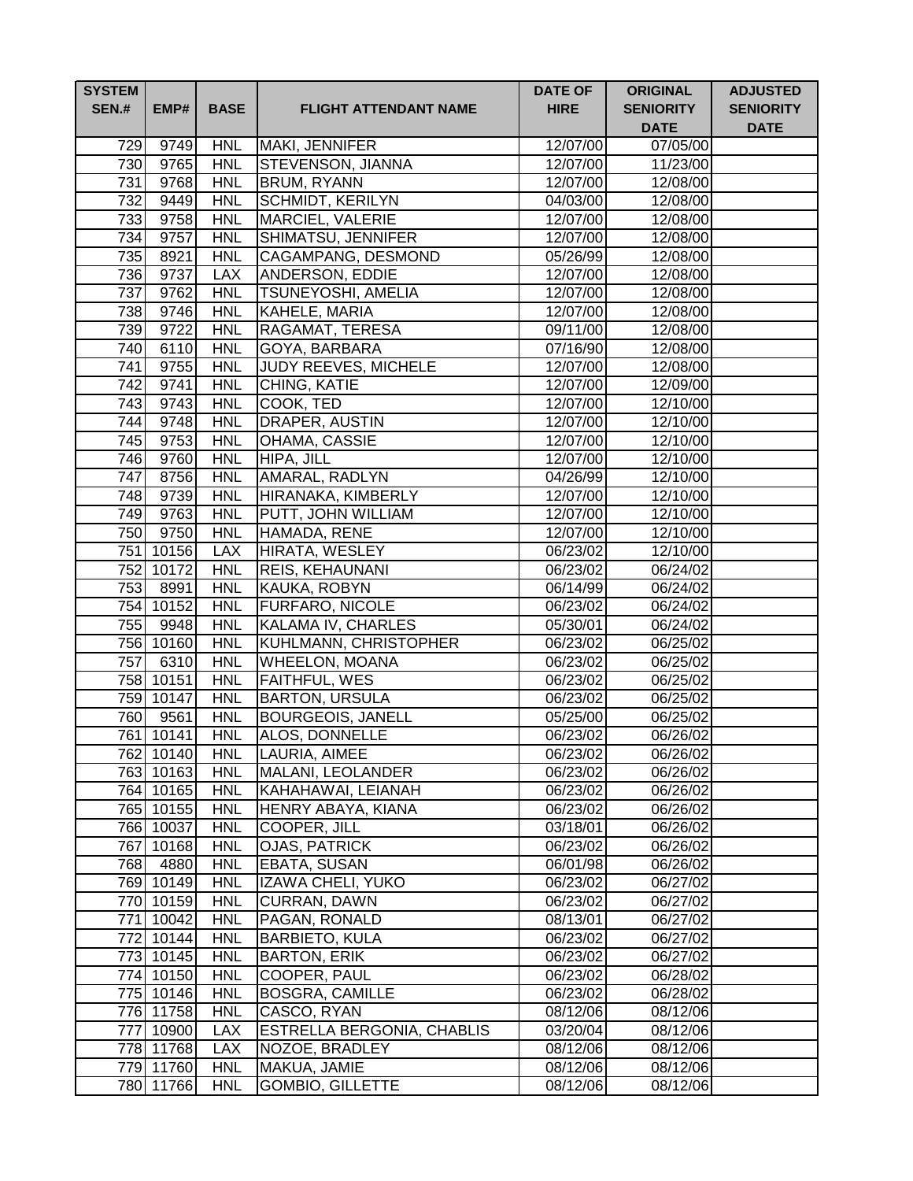| SYSTEM SEN.# | EMP# | BASE | FLIGHT ATTENDANT NAME | DATE OF HIRE | ORIGINAL SENIORITY DATE | ADJUSTED SENIORITY DATE |
|---|---|---|---|---|---|---|
| 729 | 9749 | HNL | MAKI, JENNIFER | 12/07/00 | 07/05/00 | |
| 730 | 9765 | HNL | STEVENSON, JIANNA | 12/07/00 | 11/23/00 | |
| 731 | 9768 | HNL | BRUM, RYANN | 12/07/00 | 12/08/00 | |
| 732 | 9449 | HNL | SCHMIDT, KERILYN | 04/03/00 | 12/08/00 | |
| 733 | 9758 | HNL | MARCIEL, VALERIE | 12/07/00 | 12/08/00 | |
| 734 | 9757 | HNL | SHIMATSU, JENNIFER | 12/07/00 | 12/08/00 | |
| 735 | 8921 | HNL | CAGAMPANG, DESMOND | 05/26/99 | 12/08/00 | |
| 736 | 9737 | LAX | ANDERSON, EDDIE | 12/07/00 | 12/08/00 | |
| 737 | 9762 | HNL | TSUNEYOSHI, AMELIA | 12/07/00 | 12/08/00 | |
| 738 | 9746 | HNL | KAHELE, MARIA | 12/07/00 | 12/08/00 | |
| 739 | 9722 | HNL | RAGAMAT, TERESA | 09/11/00 | 12/08/00 | |
| 740 | 6110 | HNL | GOYA, BARBARA | 07/16/90 | 12/08/00 | |
| 741 | 9755 | HNL | JUDY REEVES, MICHELE | 12/07/00 | 12/08/00 | |
| 742 | 9741 | HNL | CHING, KATIE | 12/07/00 | 12/09/00 | |
| 743 | 9743 | HNL | COOK, TED | 12/07/00 | 12/10/00 | |
| 744 | 9748 | HNL | DRAPER, AUSTIN | 12/07/00 | 12/10/00 | |
| 745 | 9753 | HNL | OHAMA, CASSIE | 12/07/00 | 12/10/00 | |
| 746 | 9760 | HNL | HIPA, JILL | 12/07/00 | 12/10/00 | |
| 747 | 8756 | HNL | AMARAL, RADLYN | 04/26/99 | 12/10/00 | |
| 748 | 9739 | HNL | HIRANAKA, KIMBERLY | 12/07/00 | 12/10/00 | |
| 749 | 9763 | HNL | PUTT, JOHN WILLIAM | 12/07/00 | 12/10/00 | |
| 750 | 9750 | HNL | HAMADA, RENE | 12/07/00 | 12/10/00 | |
| 751 | 10156 | LAX | HIRATA, WESLEY | 06/23/02 | 12/10/00 | |
| 752 | 10172 | HNL | REIS, KEHAUNANI | 06/23/02 | 06/24/02 | |
| 753 | 8991 | HNL | KAUKA, ROBYN | 06/14/99 | 06/24/02 | |
| 754 | 10152 | HNL | FURFARO, NICOLE | 06/23/02 | 06/24/02 | |
| 755 | 9948 | HNL | KALAMA IV, CHARLES | 05/30/01 | 06/24/02 | |
| 756 | 10160 | HNL | KUHLMANN, CHRISTOPHER | 06/23/02 | 06/25/02 | |
| 757 | 6310 | HNL | WHEELON, MOANA | 06/23/02 | 06/25/02 | |
| 758 | 10151 | HNL | FAITHFUL, WES | 06/23/02 | 06/25/02 | |
| 759 | 10147 | HNL | BARTON, URSULA | 06/23/02 | 06/25/02 | |
| 760 | 9561 | HNL | BOURGEOIS, JANELL | 05/25/00 | 06/25/02 | |
| 761 | 10141 | HNL | ALOS, DONNELLE | 06/23/02 | 06/26/02 | |
| 762 | 10140 | HNL | LAURIA, AIMEE | 06/23/02 | 06/26/02 | |
| 763 | 10163 | HNL | MALANI, LEOLANDER | 06/23/02 | 06/26/02 | |
| 764 | 10165 | HNL | KAHAHAWAI, LEIANAH | 06/23/02 | 06/26/02 | |
| 765 | 10155 | HNL | HENRY ABAYA, KIANA | 06/23/02 | 06/26/02 | |
| 766 | 10037 | HNL | COOPER, JILL | 03/18/01 | 06/26/02 | |
| 767 | 10168 | HNL | OJAS, PATRICK | 06/23/02 | 06/26/02 | |
| 768 | 4880 | HNL | EBATA, SUSAN | 06/01/98 | 06/26/02 | |
| 769 | 10149 | HNL | IZAWA CHELI, YUKO | 06/23/02 | 06/27/02 | |
| 770 | 10159 | HNL | CURRAN, DAWN | 06/23/02 | 06/27/02 | |
| 771 | 10042 | HNL | PAGAN, RONALD | 08/13/01 | 06/27/02 | |
| 772 | 10144 | HNL | BARBIETO, KULA | 06/23/02 | 06/27/02 | |
| 773 | 10145 | HNL | BARTON, ERIK | 06/23/02 | 06/27/02 | |
| 774 | 10150 | HNL | COOPER, PAUL | 06/23/02 | 06/28/02 | |
| 775 | 10146 | HNL | BOSGRA, CAMILLE | 06/23/02 | 06/28/02 | |
| 776 | 11758 | HNL | CASCO, RYAN | 08/12/06 | 08/12/06 | |
| 777 | 10900 | LAX | ESTRELLA BERGONIA, CHABLIS | 03/20/04 | 08/12/06 | |
| 778 | 11768 | LAX | NOZOE, BRADLEY | 08/12/06 | 08/12/06 | |
| 779 | 11760 | HNL | MAKUA, JAMIE | 08/12/06 | 08/12/06 | |
| 780 | 11766 | HNL | GOMBIO, GILLETTE | 08/12/06 | 08/12/06 | |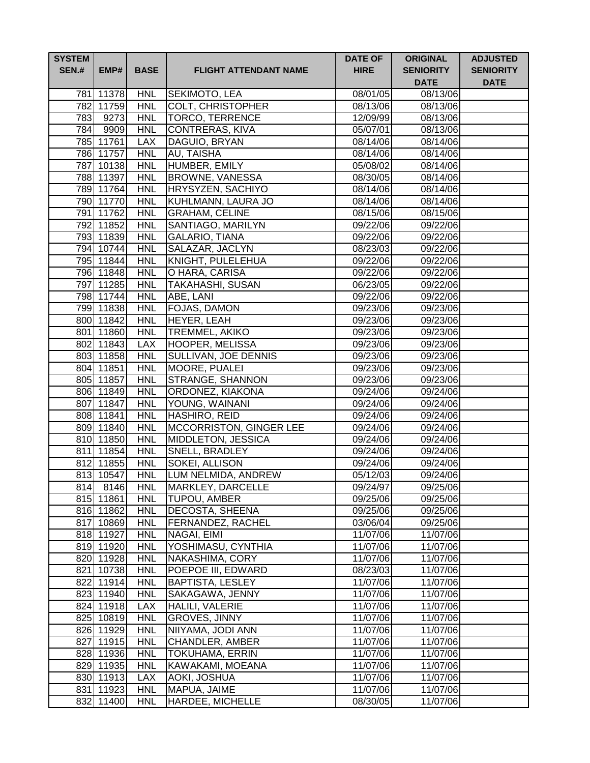| SYSTEM SEN.# | EMP# | BASE | FLIGHT ATTENDANT NAME | DATE OF HIRE | ORIGINAL SENIORITY DATE | ADJUSTED SENIORITY DATE |
|---|---|---|---|---|---|---|
| 781 | 11378 | HNL | SEKIMOTO, LEA | 08/01/05 | 08/13/06 | |
| 782 | 11759 | HNL | COLT, CHRISTOPHER | 08/13/06 | 08/13/06 | |
| 783 | 9273 | HNL | TORCO, TERRENCE | 12/09/99 | 08/13/06 | |
| 784 | 9909 | HNL | CONTRERAS, KIVA | 05/07/01 | 08/13/06 | |
| 785 | 11761 | LAX | DAGUIO, BRYAN | 08/14/06 | 08/14/06 | |
| 786 | 11757 | HNL | AU, TAISHA | 08/14/06 | 08/14/06 | |
| 787 | 10138 | HNL | HUMBER, EMILY | 05/08/02 | 08/14/06 | |
| 788 | 11397 | HNL | BROWNE, VANESSA | 08/30/05 | 08/14/06 | |
| 789 | 11764 | HNL | HRYSYZEN, SACHIYO | 08/14/06 | 08/14/06 | |
| 790 | 11770 | HNL | KUHLMANN, LAURA JO | 08/14/06 | 08/14/06 | |
| 791 | 11762 | HNL | GRAHAM, CELINE | 08/15/06 | 08/15/06 | |
| 792 | 11852 | HNL | SANTIAGO, MARILYN | 09/22/06 | 09/22/06 | |
| 793 | 11839 | HNL | GALARIO, TIANA | 09/22/06 | 09/22/06 | |
| 794 | 10744 | HNL | SALAZAR, JACLYN | 08/23/03 | 09/22/06 | |
| 795 | 11844 | HNL | KNIGHT, PULELEHUA | 09/22/06 | 09/22/06 | |
| 796 | 11848 | HNL | O HARA, CARISA | 09/22/06 | 09/22/06 | |
| 797 | 11285 | HNL | TAKAHASHI, SUSAN | 06/23/05 | 09/22/06 | |
| 798 | 11744 | HNL | ABE, LANI | 09/22/06 | 09/22/06 | |
| 799 | 11838 | HNL | FOJAS, DAMON | 09/23/06 | 09/23/06 | |
| 800 | 11842 | HNL | HEYER, LEAH | 09/23/06 | 09/23/06 | |
| 801 | 11860 | HNL | TREMMEL, AKIKO | 09/23/06 | 09/23/06 | |
| 802 | 11843 | LAX | HOOPER, MELISSA | 09/23/06 | 09/23/06 | |
| 803 | 11858 | HNL | SULLIVAN, JOE DENNIS | 09/23/06 | 09/23/06 | |
| 804 | 11851 | HNL | MOORE, PUALEI | 09/23/06 | 09/23/06 | |
| 805 | 11857 | HNL | STRANGE, SHANNON | 09/23/06 | 09/23/06 | |
| 806 | 11849 | HNL | ORDONEZ, KIAKONA | 09/24/06 | 09/24/06 | |
| 807 | 11847 | HNL | YOUNG, WAINANI | 09/24/06 | 09/24/06 | |
| 808 | 11841 | HNL | HASHIRO, REID | 09/24/06 | 09/24/06 | |
| 809 | 11840 | HNL | MCCORRISTON, GINGER LEE | 09/24/06 | 09/24/06 | |
| 810 | 11850 | HNL | MIDDLETON, JESSICA | 09/24/06 | 09/24/06 | |
| 811 | 11854 | HNL | SNELL, BRADLEY | 09/24/06 | 09/24/06 | |
| 812 | 11855 | HNL | SOKEI, ALLISON | 09/24/06 | 09/24/06 | |
| 813 | 10547 | HNL | LUM NELMIDA, ANDREW | 05/12/03 | 09/24/06 | |
| 814 | 8146 | HNL | MARKLEY, DARCELLE | 09/24/97 | 09/25/06 | |
| 815 | 11861 | HNL | TUPOU, AMBER | 09/25/06 | 09/25/06 | |
| 816 | 11862 | HNL | DECOSTA, SHEENA | 09/25/06 | 09/25/06 | |
| 817 | 10869 | HNL | FERNANDEZ, RACHEL | 03/06/04 | 09/25/06 | |
| 818 | 11927 | HNL | NAGAI, EIMI | 11/07/06 | 11/07/06 | |
| 819 | 11920 | HNL | YOSHIMASU, CYNTHIA | 11/07/06 | 11/07/06 | |
| 820 | 11928 | HNL | NAKASHIMA, CORY | 11/07/06 | 11/07/06 | |
| 821 | 10738 | HNL | POEPOE III, EDWARD | 08/23/03 | 11/07/06 | |
| 822 | 11914 | HNL | BAPTISTA, LESLEY | 11/07/06 | 11/07/06 | |
| 823 | 11940 | HNL | SAKAGAWA, JENNY | 11/07/06 | 11/07/06 | |
| 824 | 11918 | LAX | HALILI, VALERIE | 11/07/06 | 11/07/06 | |
| 825 | 10819 | HNL | GROVES, JINNY | 11/07/06 | 11/07/06 | |
| 826 | 11929 | HNL | NIIYAMA, JODI ANN | 11/07/06 | 11/07/06 | |
| 827 | 11915 | HNL | CHANDLER, AMBER | 11/07/06 | 11/07/06 | |
| 828 | 11936 | HNL | TOKUHAMA, ERRIN | 11/07/06 | 11/07/06 | |
| 829 | 11935 | HNL | KAWAKAMI, MOEANA | 11/07/06 | 11/07/06 | |
| 830 | 11913 | LAX | AOKI, JOSHUA | 11/07/06 | 11/07/06 | |
| 831 | 11923 | HNL | MAPUA, JAIME | 11/07/06 | 11/07/06 | |
| 832 | 11400 | HNL | HARDEE, MICHELLE | 08/30/05 | 11/07/06 | |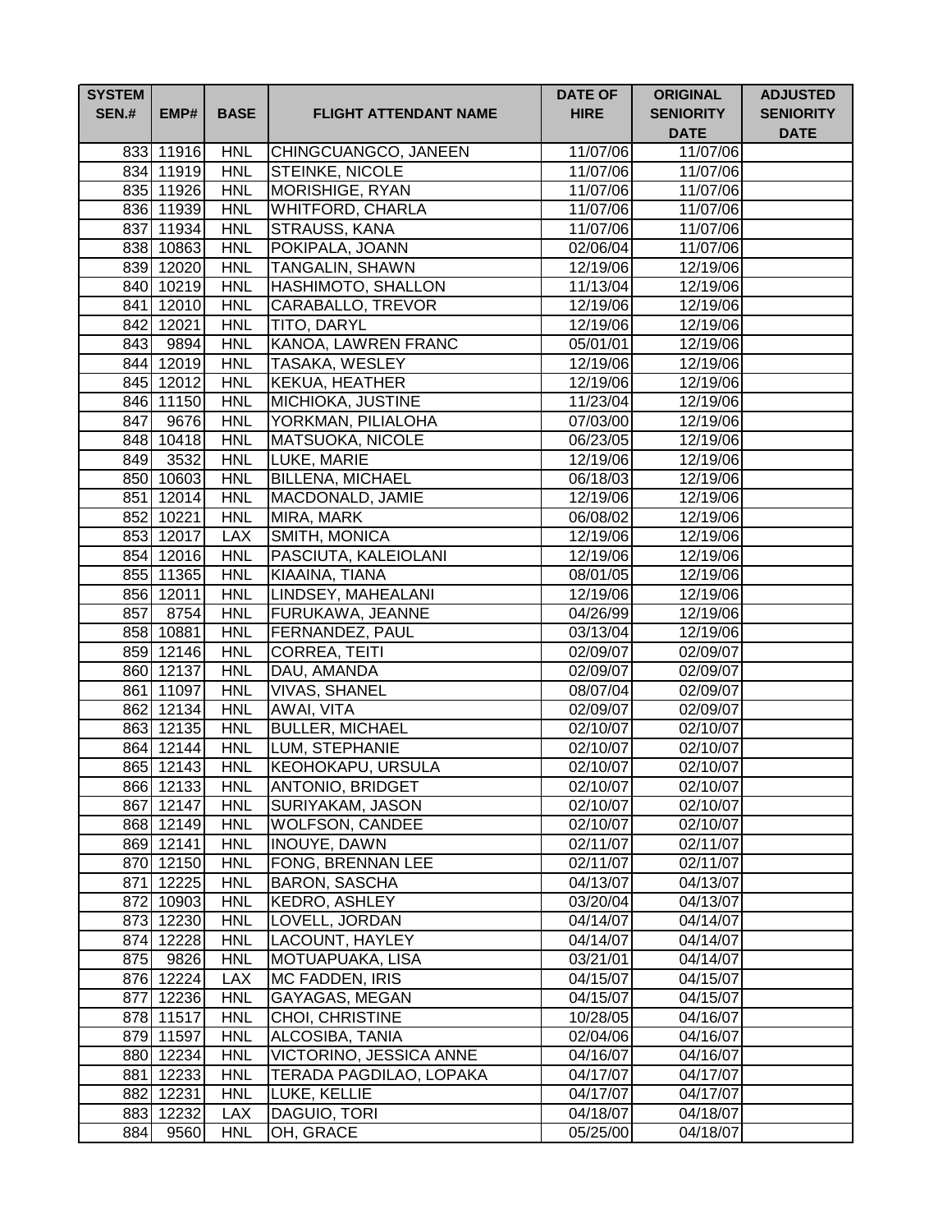| SYSTEM SEN.# | EMP# | BASE | FLIGHT ATTENDANT NAME | DATE OF HIRE | ORIGINAL SENIORITY DATE | ADJUSTED SENIORITY DATE |
|---|---|---|---|---|---|---|
| 833 | 11916 | HNL | CHINGCUANGCO, JANEEN | 11/07/06 | 11/07/06 | |
| 834 | 11919 | HNL | STEINKE, NICOLE | 11/07/06 | 11/07/06 | |
| 835 | 11926 | HNL | MORISHIGE, RYAN | 11/07/06 | 11/07/06 | |
| 836 | 11939 | HNL | WHITFORD, CHARLA | 11/07/06 | 11/07/06 | |
| 837 | 11934 | HNL | STRAUSS, KANA | 11/07/06 | 11/07/06 | |
| 838 | 10863 | HNL | POKIPALA, JOANN | 02/06/04 | 11/07/06 | |
| 839 | 12020 | HNL | TANGALIN, SHAWN | 12/19/06 | 12/19/06 | |
| 840 | 10219 | HNL | HASHIMOTO, SHALLON | 11/13/04 | 12/19/06 | |
| 841 | 12010 | HNL | CARABALLO, TREVOR | 12/19/06 | 12/19/06 | |
| 842 | 12021 | HNL | TITO, DARYL | 12/19/06 | 12/19/06 | |
| 843 | 9894 | HNL | KANOA, LAWREN FRANC | 05/01/01 | 12/19/06 | |
| 844 | 12019 | HNL | TASAKA, WESLEY | 12/19/06 | 12/19/06 | |
| 845 | 12012 | HNL | KEKUA, HEATHER | 12/19/06 | 12/19/06 | |
| 846 | 11150 | HNL | MICHIOKA, JUSTINE | 11/23/04 | 12/19/06 | |
| 847 | 9676 | HNL | YORKMAN, PILIALOHA | 07/03/00 | 12/19/06 | |
| 848 | 10418 | HNL | MATSUOKA, NICOLE | 06/23/05 | 12/19/06 | |
| 849 | 3532 | HNL | LUKE, MARIE | 12/19/06 | 12/19/06 | |
| 850 | 10603 | HNL | BILLENA, MICHAEL | 06/18/03 | 12/19/06 | |
| 851 | 12014 | HNL | MACDONALD, JAMIE | 12/19/06 | 12/19/06 | |
| 852 | 10221 | HNL | MIRA, MARK | 06/08/02 | 12/19/06 | |
| 853 | 12017 | LAX | SMITH, MONICA | 12/19/06 | 12/19/06 | |
| 854 | 12016 | HNL | PASCIUTA, KALEIOLANI | 12/19/06 | 12/19/06 | |
| 855 | 11365 | HNL | KIAAINA, TIANA | 08/01/05 | 12/19/06 | |
| 856 | 12011 | HNL | LINDSEY, MAHEALANI | 12/19/06 | 12/19/06 | |
| 857 | 8754 | HNL | FURUKAWA, JEANNE | 04/26/99 | 12/19/06 | |
| 858 | 10881 | HNL | FERNANDEZ, PAUL | 03/13/04 | 12/19/06 | |
| 859 | 12146 | HNL | CORREA, TEITI | 02/09/07 | 02/09/07 | |
| 860 | 12137 | HNL | DAU, AMANDA | 02/09/07 | 02/09/07 | |
| 861 | 11097 | HNL | VIVAS, SHANEL | 08/07/04 | 02/09/07 | |
| 862 | 12134 | HNL | AWAI, VITA | 02/09/07 | 02/09/07 | |
| 863 | 12135 | HNL | BULLER, MICHAEL | 02/10/07 | 02/10/07 | |
| 864 | 12144 | HNL | LUM, STEPHANIE | 02/10/07 | 02/10/07 | |
| 865 | 12143 | HNL | KEOHOKAPU, URSULA | 02/10/07 | 02/10/07 | |
| 866 | 12133 | HNL | ANTONIO, BRIDGET | 02/10/07 | 02/10/07 | |
| 867 | 12147 | HNL | SURIYAKAM, JASON | 02/10/07 | 02/10/07 | |
| 868 | 12149 | HNL | WOLFSON, CANDEE | 02/10/07 | 02/10/07 | |
| 869 | 12141 | HNL | INOUYE, DAWN | 02/11/07 | 02/11/07 | |
| 870 | 12150 | HNL | FONG, BRENNAN LEE | 02/11/07 | 02/11/07 | |
| 871 | 12225 | HNL | BARON, SASCHA | 04/13/07 | 04/13/07 | |
| 872 | 10903 | HNL | KEDRO, ASHLEY | 03/20/04 | 04/13/07 | |
| 873 | 12230 | HNL | LOVELL, JORDAN | 04/14/07 | 04/14/07 | |
| 874 | 12228 | HNL | LACOUNT, HAYLEY | 04/14/07 | 04/14/07 | |
| 875 | 9826 | HNL | MOTUAPUAKA, LISA | 03/21/01 | 04/14/07 | |
| 876 | 12224 | LAX | MC FADDEN, IRIS | 04/15/07 | 04/15/07 | |
| 877 | 12236 | HNL | GAYAGAS, MEGAN | 04/15/07 | 04/15/07 | |
| 878 | 11517 | HNL | CHOI, CHRISTINE | 10/28/05 | 04/16/07 | |
| 879 | 11597 | HNL | ALCOSIBA, TANIA | 02/04/06 | 04/16/07 | |
| 880 | 12234 | HNL | VICTORINO, JESSICA ANNE | 04/16/07 | 04/16/07 | |
| 881 | 12233 | HNL | TERADA PAGDILAO, LOPAKA | 04/17/07 | 04/17/07 | |
| 882 | 12231 | HNL | LUKE, KELLIE | 04/17/07 | 04/17/07 | |
| 883 | 12232 | LAX | DAGUIO, TORI | 04/18/07 | 04/18/07 | |
| 884 | 9560 | HNL | OH, GRACE | 05/25/00 | 04/18/07 | |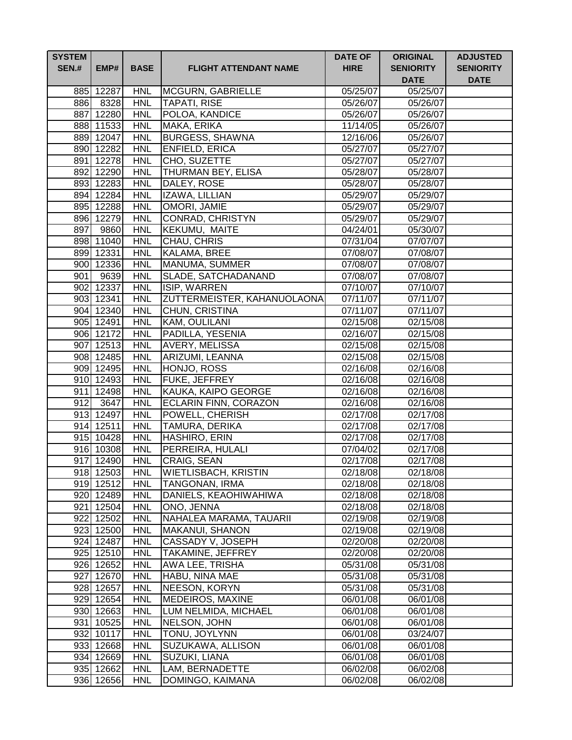| SYSTEM SEN.# | EMP# | BASE | FLIGHT ATTENDANT NAME | DATE OF HIRE | ORIGINAL SENIORITY DATE | ADJUSTED SENIORITY DATE |
|---|---|---|---|---|---|---|
| 885 | 12287 | HNL | MCGURN, GABRIELLE | 05/25/07 | 05/25/07 | |
| 886 | 8328 | HNL | TAPATI, RISE | 05/26/07 | 05/26/07 | |
| 887 | 12280 | HNL | POLOA, KANDICE | 05/26/07 | 05/26/07 | |
| 888 | 11533 | HNL | MAKA, ERIKA | 11/14/05 | 05/26/07 | |
| 889 | 12047 | HNL | BURGESS, SHAWNA | 12/16/06 | 05/26/07 | |
| 890 | 12282 | HNL | ENFIELD, ERICA | 05/27/07 | 05/27/07 | |
| 891 | 12278 | HNL | CHO, SUZETTE | 05/27/07 | 05/27/07 | |
| 892 | 12290 | HNL | THURMAN BEY, ELISA | 05/28/07 | 05/28/07 | |
| 893 | 12283 | HNL | DALEY, ROSE | 05/28/07 | 05/28/07 | |
| 894 | 12284 | HNL | IZAWA, LILLIAN | 05/29/07 | 05/29/07 | |
| 895 | 12288 | HNL | OMORI, JAMIE | 05/29/07 | 05/29/07 | |
| 896 | 12279 | HNL | CONRAD, CHRISTYN | 05/29/07 | 05/29/07 | |
| 897 | 9860 | HNL | KEKUMU, MAITE | 04/24/01 | 05/30/07 | |
| 898 | 11040 | HNL | CHAU, CHRIS | 07/31/04 | 07/07/07 | |
| 899 | 12331 | HNL | KALAMA, BREE | 07/08/07 | 07/08/07 | |
| 900 | 12336 | HNL | MANUMA, SUMMER | 07/08/07 | 07/08/07 | |
| 901 | 9639 | HNL | SLADE, SATCHADANAND | 07/08/07 | 07/08/07 | |
| 902 | 12337 | HNL | ISIP, WARREN | 07/10/07 | 07/10/07 | |
| 903 | 12341 | HNL | ZUTTERMEISTER, KAHANUOLAONA | 07/11/07 | 07/11/07 | |
| 904 | 12340 | HNL | CHUN, CRISTINA | 07/11/07 | 07/11/07 | |
| 905 | 12491 | HNL | KAM, OULILANI | 02/15/08 | 02/15/08 | |
| 906 | 12172 | HNL | PADILLA, YESENIA | 02/16/07 | 02/15/08 | |
| 907 | 12513 | HNL | AVERY, MELISSA | 02/15/08 | 02/15/08 | |
| 908 | 12485 | HNL | ARIZUMI, LEANNA | 02/15/08 | 02/15/08 | |
| 909 | 12495 | HNL | HONJO, ROSS | 02/16/08 | 02/16/08 | |
| 910 | 12493 | HNL | FUKE, JEFFREY | 02/16/08 | 02/16/08 | |
| 911 | 12498 | HNL | KAUKA, KAIPO GEORGE | 02/16/08 | 02/16/08 | |
| 912 | 3647 | HNL | ECLARIN FINN, CORAZON | 02/16/08 | 02/16/08 | |
| 913 | 12497 | HNL | POWELL, CHERISH | 02/17/08 | 02/17/08 | |
| 914 | 12511 | HNL | TAMURA, DERIKA | 02/17/08 | 02/17/08 | |
| 915 | 10428 | HNL | HASHIRO, ERIN | 02/17/08 | 02/17/08 | |
| 916 | 10308 | HNL | PERREIRA, HULALI | 07/04/02 | 02/17/08 | |
| 917 | 12490 | HNL | CRAIG, SEAN | 02/17/08 | 02/17/08 | |
| 918 | 12503 | HNL | WIETLISBACH, KRISTIN | 02/18/08 | 02/18/08 | |
| 919 | 12512 | HNL | TANGONAN, IRMA | 02/18/08 | 02/18/08 | |
| 920 | 12489 | HNL | DANIELS, KEAOHIWAHIWA | 02/18/08 | 02/18/08 | |
| 921 | 12504 | HNL | ONO, JENNA | 02/18/08 | 02/18/08 | |
| 922 | 12502 | HNL | NAHALEA MARAMA, TAUARII | 02/19/08 | 02/19/08 | |
| 923 | 12500 | HNL | MAKANUI, SHANON | 02/19/08 | 02/19/08 | |
| 924 | 12487 | HNL | CASSADY V, JOSEPH | 02/20/08 | 02/20/08 | |
| 925 | 12510 | HNL | TAKAMINE, JEFFREY | 02/20/08 | 02/20/08 | |
| 926 | 12652 | HNL | AWA LEE, TRISHA | 05/31/08 | 05/31/08 | |
| 927 | 12670 | HNL | HABU, NINA MAE | 05/31/08 | 05/31/08 | |
| 928 | 12657 | HNL | NEESON, KORYN | 05/31/08 | 05/31/08 | |
| 929 | 12654 | HNL | MEDEIROS, MAXINE | 06/01/08 | 06/01/08 | |
| 930 | 12663 | HNL | LUM NELMIDA, MICHAEL | 06/01/08 | 06/01/08 | |
| 931 | 10525 | HNL | NELSON, JOHN | 06/01/08 | 06/01/08 | |
| 932 | 10117 | HNL | TONU, JOYLYNN | 06/01/08 | 03/24/07 | |
| 933 | 12668 | HNL | SUZUKAWA, ALLISON | 06/01/08 | 06/01/08 | |
| 934 | 12669 | HNL | SUZUKI, LIANA | 06/01/08 | 06/01/08 | |
| 935 | 12662 | HNL | LAM, BERNADETTE | 06/02/08 | 06/02/08 | |
| 936 | 12656 | HNL | DOMINGO, KAIMANA | 06/02/08 | 06/02/08 | |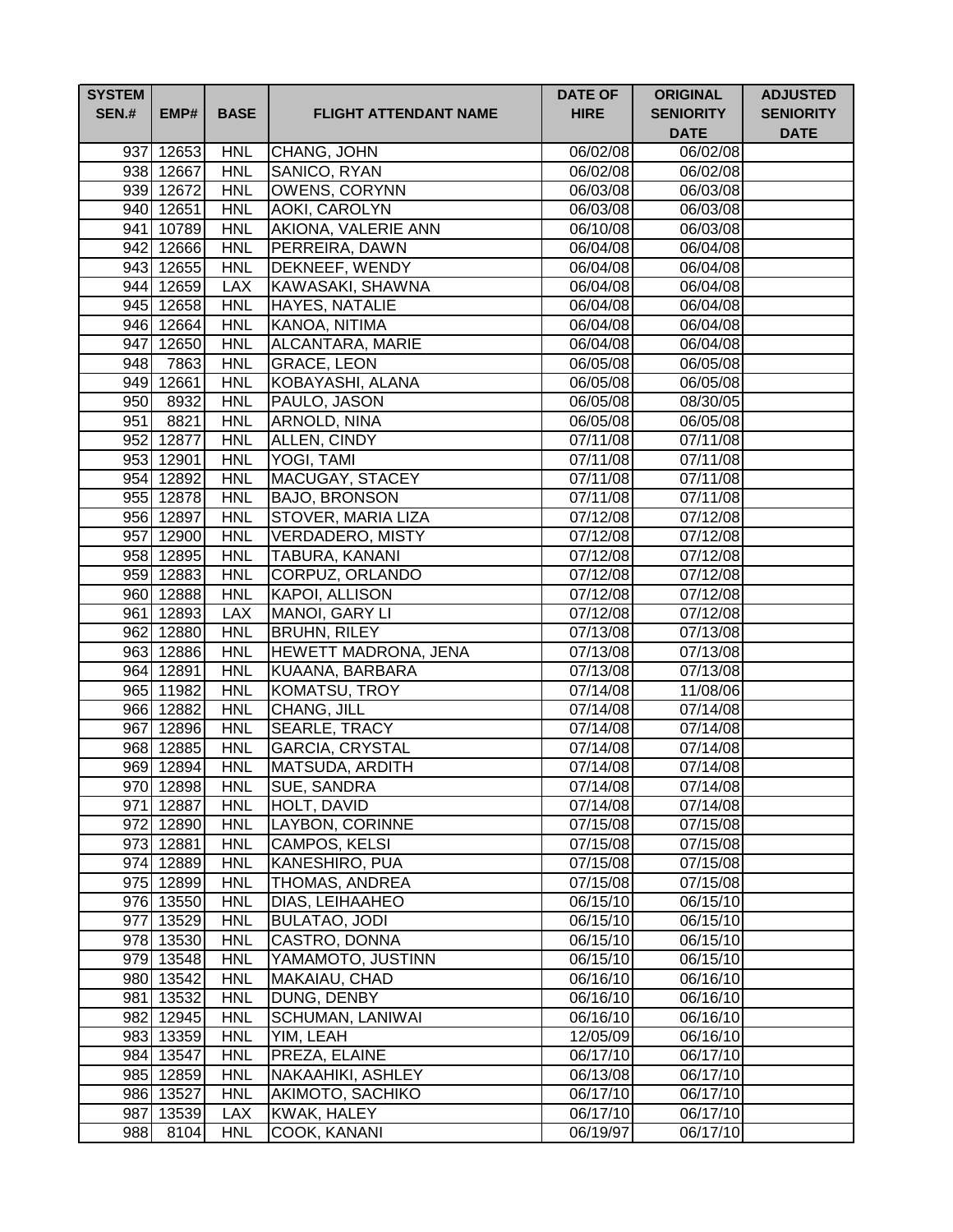| SYSTEM SEN.# | EMP# | BASE | FLIGHT ATTENDANT NAME | DATE OF HIRE | ORIGINAL SENIORITY DATE | ADJUSTED SENIORITY DATE |
|---|---|---|---|---|---|---|
| 937 | 12653 | HNL | CHANG, JOHN | 06/02/08 | 06/02/08 | |
| 938 | 12667 | HNL | SANICO, RYAN | 06/02/08 | 06/02/08 | |
| 939 | 12672 | HNL | OWENS, CORYNN | 06/03/08 | 06/03/08 | |
| 940 | 12651 | HNL | AOKI, CAROLYN | 06/03/08 | 06/03/08 | |
| 941 | 10789 | HNL | AKIONA, VALERIE ANN | 06/10/08 | 06/03/08 | |
| 942 | 12666 | HNL | PERREIRA, DAWN | 06/04/08 | 06/04/08 | |
| 943 | 12655 | HNL | DEKNEEF, WENDY | 06/04/08 | 06/04/08 | |
| 944 | 12659 | LAX | KAWASAKI, SHAWNA | 06/04/08 | 06/04/08 | |
| 945 | 12658 | HNL | HAYES, NATALIE | 06/04/08 | 06/04/08 | |
| 946 | 12664 | HNL | KANOA, NITIMA | 06/04/08 | 06/04/08 | |
| 947 | 12650 | HNL | ALCANTARA, MARIE | 06/04/08 | 06/04/08 | |
| 948 | 7863 | HNL | GRACE, LEON | 06/05/08 | 06/05/08 | |
| 949 | 12661 | HNL | KOBAYASHI, ALANA | 06/05/08 | 06/05/08 | |
| 950 | 8932 | HNL | PAULO, JASON | 06/05/08 | 08/30/05 | |
| 951 | 8821 | HNL | ARNOLD, NINA | 06/05/08 | 06/05/08 | |
| 952 | 12877 | HNL | ALLEN, CINDY | 07/11/08 | 07/11/08 | |
| 953 | 12901 | HNL | YOGI, TAMI | 07/11/08 | 07/11/08 | |
| 954 | 12892 | HNL | MACUGAY, STACEY | 07/11/08 | 07/11/08 | |
| 955 | 12878 | HNL | BAJO, BRONSON | 07/11/08 | 07/11/08 | |
| 956 | 12897 | HNL | STOVER, MARIA LIZA | 07/12/08 | 07/12/08 | |
| 957 | 12900 | HNL | VERDADERO, MISTY | 07/12/08 | 07/12/08 | |
| 958 | 12895 | HNL | TABURA, KANANI | 07/12/08 | 07/12/08 | |
| 959 | 12883 | HNL | CORPUZ, ORLANDO | 07/12/08 | 07/12/08 | |
| 960 | 12888 | HNL | KAPOI, ALLISON | 07/12/08 | 07/12/08 | |
| 961 | 12893 | LAX | MANOI, GARY LI | 07/12/08 | 07/12/08 | |
| 962 | 12880 | HNL | BRUHN, RILEY | 07/13/08 | 07/13/08 | |
| 963 | 12886 | HNL | HEWETT MADRONA, JENA | 07/13/08 | 07/13/08 | |
| 964 | 12891 | HNL | KUAANA, BARBARA | 07/13/08 | 07/13/08 | |
| 965 | 11982 | HNL | KOMATSU, TROY | 07/14/08 | 11/08/06 | |
| 966 | 12882 | HNL | CHANG, JILL | 07/14/08 | 07/14/08 | |
| 967 | 12896 | HNL | SEARLE, TRACY | 07/14/08 | 07/14/08 | |
| 968 | 12885 | HNL | GARCIA, CRYSTAL | 07/14/08 | 07/14/08 | |
| 969 | 12894 | HNL | MATSUDA, ARDITH | 07/14/08 | 07/14/08 | |
| 970 | 12898 | HNL | SUE, SANDRA | 07/14/08 | 07/14/08 | |
| 971 | 12887 | HNL | HOLT, DAVID | 07/14/08 | 07/14/08 | |
| 972 | 12890 | HNL | LAYBON, CORINNE | 07/15/08 | 07/15/08 | |
| 973 | 12881 | HNL | CAMPOS, KELSI | 07/15/08 | 07/15/08 | |
| 974 | 12889 | HNL | KANESHIRO, PUA | 07/15/08 | 07/15/08 | |
| 975 | 12899 | HNL | THOMAS, ANDREA | 07/15/08 | 07/15/08 | |
| 976 | 13550 | HNL | DIAS, LEIHAAHEO | 06/15/10 | 06/15/10 | |
| 977 | 13529 | HNL | BULATAO, JODI | 06/15/10 | 06/15/10 | |
| 978 | 13530 | HNL | CASTRO, DONNA | 06/15/10 | 06/15/10 | |
| 979 | 13548 | HNL | YAMAMOTO, JUSTINN | 06/15/10 | 06/15/10 | |
| 980 | 13542 | HNL | MAKAIAU, CHAD | 06/16/10 | 06/16/10 | |
| 981 | 13532 | HNL | DUNG, DENBY | 06/16/10 | 06/16/10 | |
| 982 | 12945 | HNL | SCHUMAN, LANIWAI | 06/16/10 | 06/16/10 | |
| 983 | 13359 | HNL | YIM, LEAH | 12/05/09 | 06/16/10 | |
| 984 | 13547 | HNL | PREZA, ELAINE | 06/17/10 | 06/17/10 | |
| 985 | 12859 | HNL | NAKAAHIKI, ASHLEY | 06/13/08 | 06/17/10 | |
| 986 | 13527 | HNL | AKIMOTO, SACHIKO | 06/17/10 | 06/17/10 | |
| 987 | 13539 | LAX | KWAK, HALEY | 06/17/10 | 06/17/10 | |
| 988 | 8104 | HNL | COOK, KANANI | 06/19/97 | 06/17/10 | |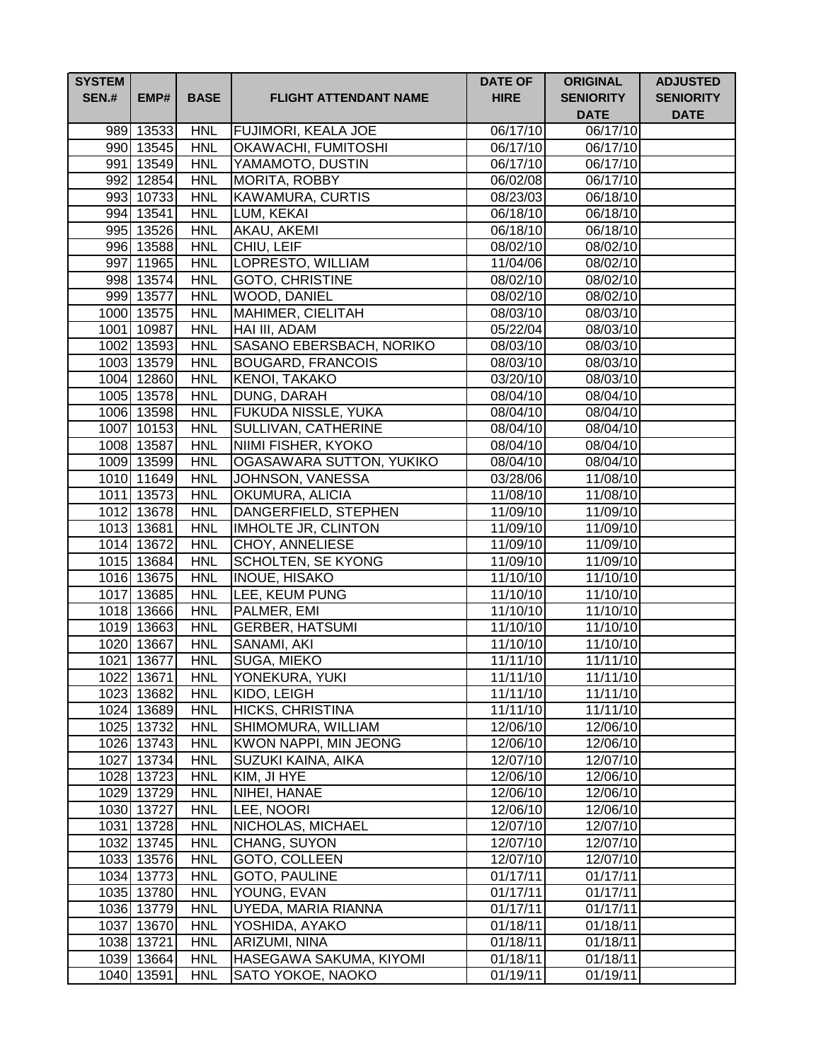| SYSTEM SEN.# | EMP# | BASE | FLIGHT ATTENDANT NAME | DATE OF HIRE | ORIGINAL SENIORITY DATE | ADJUSTED SENIORITY DATE |
|---|---|---|---|---|---|---|
| 989 | 13533 | HNL | FUJIMORI, KEALA JOE | 06/17/10 | 06/17/10 | |
| 990 | 13545 | HNL | OKAWACHI, FUMITOSHI | 06/17/10 | 06/17/10 | |
| 991 | 13549 | HNL | YAMAMOTO, DUSTIN | 06/17/10 | 06/17/10 | |
| 992 | 12854 | HNL | MORITA, ROBBY | 06/02/08 | 06/17/10 | |
| 993 | 10733 | HNL | KAWAMURA, CURTIS | 08/23/03 | 06/18/10 | |
| 994 | 13541 | HNL | LUM, KEKAI | 06/18/10 | 06/18/10 | |
| 995 | 13526 | HNL | AKAU, AKEMI | 06/18/10 | 06/18/10 | |
| 996 | 13588 | HNL | CHIU, LEIF | 08/02/10 | 08/02/10 | |
| 997 | 11965 | HNL | LOPRESTO, WILLIAM | 11/04/06 | 08/02/10 | |
| 998 | 13574 | HNL | GOTO, CHRISTINE | 08/02/10 | 08/02/10 | |
| 999 | 13577 | HNL | WOOD, DANIEL | 08/02/10 | 08/02/10 | |
| 1000 | 13575 | HNL | MAHIMER, CIELITAH | 08/03/10 | 08/03/10 | |
| 1001 | 10987 | HNL | HAI III, ADAM | 05/22/04 | 08/03/10 | |
| 1002 | 13593 | HNL | SASANO EBERSBACH, NORIKO | 08/03/10 | 08/03/10 | |
| 1003 | 13579 | HNL | BOUGARD, FRANCOIS | 08/03/10 | 08/03/10 | |
| 1004 | 12860 | HNL | KENOI, TAKAKO | 03/20/10 | 08/03/10 | |
| 1005 | 13578 | HNL | DUNG, DARAH | 08/04/10 | 08/04/10 | |
| 1006 | 13598 | HNL | FUKUDA NISSLE, YUKA | 08/04/10 | 08/04/10 | |
| 1007 | 10153 | HNL | SULLIVAN, CATHERINE | 08/04/10 | 08/04/10 | |
| 1008 | 13587 | HNL | NIIMI FISHER, KYOKO | 08/04/10 | 08/04/10 | |
| 1009 | 13599 | HNL | OGASAWARA SUTTON, YUKIKO | 08/04/10 | 08/04/10 | |
| 1010 | 11649 | HNL | JOHNSON, VANESSA | 03/28/06 | 11/08/10 | |
| 1011 | 13573 | HNL | OKUMURA, ALICIA | 11/08/10 | 11/08/10 | |
| 1012 | 13678 | HNL | DANGERFIELD, STEPHEN | 11/09/10 | 11/09/10 | |
| 1013 | 13681 | HNL | IMHOLTE JR, CLINTON | 11/09/10 | 11/09/10 | |
| 1014 | 13672 | HNL | CHOY, ANNELIESE | 11/09/10 | 11/09/10 | |
| 1015 | 13684 | HNL | SCHOLTEN, SE KYONG | 11/09/10 | 11/09/10 | |
| 1016 | 13675 | HNL | INOUE, HISAKO | 11/10/10 | 11/10/10 | |
| 1017 | 13685 | HNL | LEE, KEUM PUNG | 11/10/10 | 11/10/10 | |
| 1018 | 13666 | HNL | PALMER, EMI | 11/10/10 | 11/10/10 | |
| 1019 | 13663 | HNL | GERBER, HATSUMI | 11/10/10 | 11/10/10 | |
| 1020 | 13667 | HNL | SANAMI, AKI | 11/10/10 | 11/10/10 | |
| 1021 | 13677 | HNL | SUGA, MIEKO | 11/11/10 | 11/11/10 | |
| 1022 | 13671 | HNL | YONEKURA, YUKI | 11/11/10 | 11/11/10 | |
| 1023 | 13682 | HNL | KIDO, LEIGH | 11/11/10 | 11/11/10 | |
| 1024 | 13689 | HNL | HICKS, CHRISTINA | 11/11/10 | 11/11/10 | |
| 1025 | 13732 | HNL | SHIMOMURA, WILLIAM | 12/06/10 | 12/06/10 | |
| 1026 | 13743 | HNL | KWON NAPPI, MIN JEONG | 12/06/10 | 12/06/10 | |
| 1027 | 13734 | HNL | SUZUKI KAINA, AIKA | 12/07/10 | 12/07/10 | |
| 1028 | 13723 | HNL | KIM, JI HYE | 12/06/10 | 12/06/10 | |
| 1029 | 13729 | HNL | NIHEI, HANAE | 12/06/10 | 12/06/10 | |
| 1030 | 13727 | HNL | LEE, NOORI | 12/06/10 | 12/06/10 | |
| 1031 | 13728 | HNL | NICHOLAS, MICHAEL | 12/07/10 | 12/07/10 | |
| 1032 | 13745 | HNL | CHANG, SUYON | 12/07/10 | 12/07/10 | |
| 1033 | 13576 | HNL | GOTO, COLLEEN | 12/07/10 | 12/07/10 | |
| 1034 | 13773 | HNL | GOTO, PAULINE | 01/17/11 | 01/17/11 | |
| 1035 | 13780 | HNL | YOUNG, EVAN | 01/17/11 | 01/17/11 | |
| 1036 | 13779 | HNL | UYEDA, MARIA RIANNA | 01/17/11 | 01/17/11 | |
| 1037 | 13670 | HNL | YOSHIDA, AYAKO | 01/18/11 | 01/18/11 | |
| 1038 | 13721 | HNL | ARIZUMI, NINA | 01/18/11 | 01/18/11 | |
| 1039 | 13664 | HNL | HASEGAWA SAKUMA, KIYOMI | 01/18/11 | 01/18/11 | |
| 1040 | 13591 | HNL | SATO YOKOE, NAOKO | 01/19/11 | 01/19/11 | |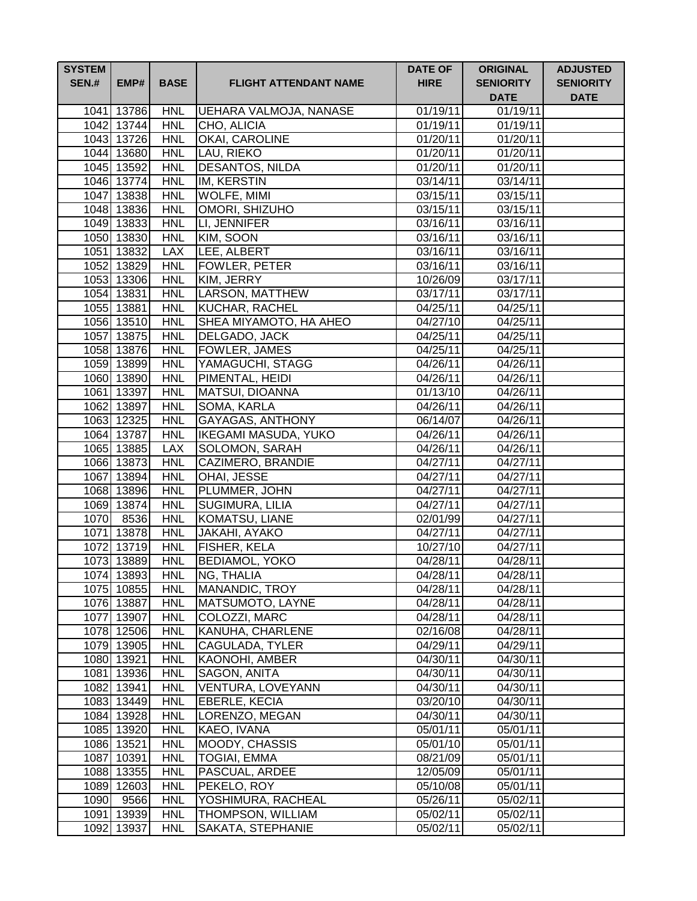| SYSTEM SEN.# | EMP# | BASE | FLIGHT ATTENDANT NAME | DATE OF HIRE | ORIGINAL SENIORITY DATE | ADJUSTED SENIORITY DATE |
|---|---|---|---|---|---|---|
| 1041 | 13786 | HNL | UEHARA VALMOJA, NANASE | 01/19/11 | 01/19/11 | |
| 1042 | 13744 | HNL | CHO, ALICIA | 01/19/11 | 01/19/11 | |
| 1043 | 13726 | HNL | OKAI, CAROLINE | 01/20/11 | 01/20/11 | |
| 1044 | 13680 | HNL | LAU, RIEKO | 01/20/11 | 01/20/11 | |
| 1045 | 13592 | HNL | DESANTOS, NILDA | 01/20/11 | 01/20/11 | |
| 1046 | 13774 | HNL | IM, KERSTIN | 03/14/11 | 03/14/11 | |
| 1047 | 13838 | HNL | WOLFE, MIMI | 03/15/11 | 03/15/11 | |
| 1048 | 13836 | HNL | OMORI, SHIZUHO | 03/15/11 | 03/15/11 | |
| 1049 | 13833 | HNL | LI, JENNIFER | 03/16/11 | 03/16/11 | |
| 1050 | 13830 | HNL | KIM, SOON | 03/16/11 | 03/16/11 | |
| 1051 | 13832 | LAX | LEE, ALBERT | 03/16/11 | 03/16/11 | |
| 1052 | 13829 | HNL | FOWLER, PETER | 03/16/11 | 03/16/11 | |
| 1053 | 13306 | HNL | KIM, JERRY | 10/26/09 | 03/17/11 | |
| 1054 | 13831 | HNL | LARSON, MATTHEW | 03/17/11 | 03/17/11 | |
| 1055 | 13881 | HNL | KUCHAR, RACHEL | 04/25/11 | 04/25/11 | |
| 1056 | 13510 | HNL | SHEA MIYAMOTO, HA AHEO | 04/27/10 | 04/25/11 | |
| 1057 | 13875 | HNL | DELGADO, JACK | 04/25/11 | 04/25/11 | |
| 1058 | 13876 | HNL | FOWLER, JAMES | 04/25/11 | 04/25/11 | |
| 1059 | 13899 | HNL | YAMAGUCHI, STAGG | 04/26/11 | 04/26/11 | |
| 1060 | 13890 | HNL | PIMENTAL, HEIDI | 04/26/11 | 04/26/11 | |
| 1061 | 13397 | HNL | MATSUI, DIOANNA | 01/13/10 | 04/26/11 | |
| 1062 | 13897 | HNL | SOMA, KARLA | 04/26/11 | 04/26/11 | |
| 1063 | 12325 | HNL | GAYAGAS, ANTHONY | 06/14/07 | 04/26/11 | |
| 1064 | 13787 | HNL | IKEGAMI MASUDA, YUKO | 04/26/11 | 04/26/11 | |
| 1065 | 13885 | LAX | SOLOMON, SARAH | 04/26/11 | 04/26/11 | |
| 1066 | 13873 | HNL | CAZIMERO, BRANDIE | 04/27/11 | 04/27/11 | |
| 1067 | 13894 | HNL | OHAI, JESSE | 04/27/11 | 04/27/11 | |
| 1068 | 13896 | HNL | PLUMMER, JOHN | 04/27/11 | 04/27/11 | |
| 1069 | 13874 | HNL | SUGIMURA, LILIA | 04/27/11 | 04/27/11 | |
| 1070 | 8536 | HNL | KOMATSU, LIANE | 02/01/99 | 04/27/11 | |
| 1071 | 13878 | HNL | JAKAHI, AYAKO | 04/27/11 | 04/27/11 | |
| 1072 | 13719 | HNL | FISHER, KELA | 10/27/10 | 04/27/11 | |
| 1073 | 13889 | HNL | BEDIAMOL, YOKO | 04/28/11 | 04/28/11 | |
| 1074 | 13893 | HNL | NG, THALIA | 04/28/11 | 04/28/11 | |
| 1075 | 10855 | HNL | MANANDIC, TROY | 04/28/11 | 04/28/11 | |
| 1076 | 13887 | HNL | MATSUMOTO, LAYNE | 04/28/11 | 04/28/11 | |
| 1077 | 13907 | HNL | COLOZZI, MARC | 04/28/11 | 04/28/11 | |
| 1078 | 12506 | HNL | KANUHA, CHARLENE | 02/16/08 | 04/28/11 | |
| 1079 | 13905 | HNL | CAGULADA, TYLER | 04/29/11 | 04/29/11 | |
| 1080 | 13921 | HNL | KAONOHI, AMBER | 04/30/11 | 04/30/11 | |
| 1081 | 13936 | HNL | SAGON, ANITA | 04/30/11 | 04/30/11 | |
| 1082 | 13941 | HNL | VENTURA, LOVEYANN | 04/30/11 | 04/30/11 | |
| 1083 | 13449 | HNL | EBERLE, KECIA | 03/20/10 | 04/30/11 | |
| 1084 | 13928 | HNL | LORENZO, MEGAN | 04/30/11 | 04/30/11 | |
| 1085 | 13920 | HNL | KAEO, IVANA | 05/01/11 | 05/01/11 | |
| 1086 | 13521 | HNL | MOODY, CHASSIS | 05/01/10 | 05/01/11 | |
| 1087 | 10391 | HNL | TOGIAI, EMMA | 08/21/09 | 05/01/11 | |
| 1088 | 13355 | HNL | PASCUAL, ARDEE | 12/05/09 | 05/01/11 | |
| 1089 | 12603 | HNL | PEKELO, ROY | 05/10/08 | 05/01/11 | |
| 1090 | 9566 | HNL | YOSHIMURA, RACHEAL | 05/26/11 | 05/02/11 | |
| 1091 | 13939 | HNL | THOMPSON, WILLIAM | 05/02/11 | 05/02/11 | |
| 1092 | 13937 | HNL | SAKATA, STEPHANIE | 05/02/11 | 05/02/11 | |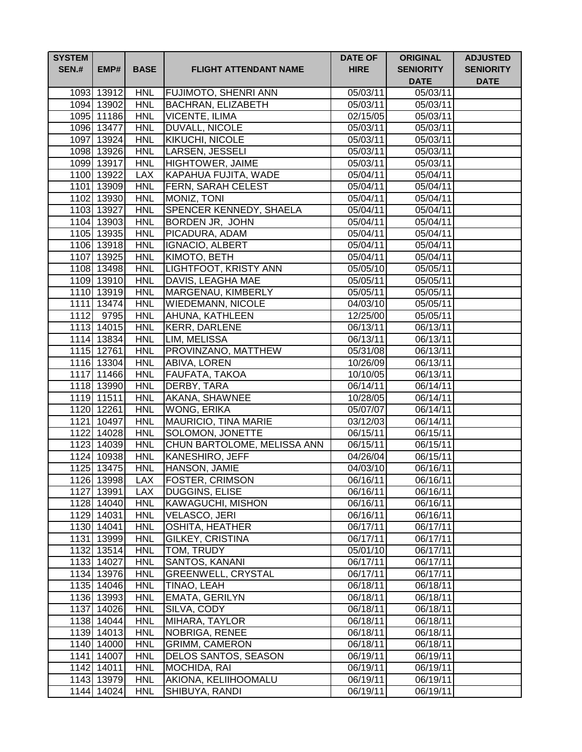| SYSTEM SEN.# | EMP# | BASE | FLIGHT ATTENDANT NAME | DATE OF HIRE | ORIGINAL SENIORITY DATE | ADJUSTED SENIORITY DATE |
|---|---|---|---|---|---|---|
| 1093 | 13912 | HNL | FUJIMOTO, SHENRI ANN | 05/03/11 | 05/03/11 | |
| 1094 | 13902 | HNL | BACHRAN, ELIZABETH | 05/03/11 | 05/03/11 | |
| 1095 | 11186 | HNL | VICENTE, ILIMA | 02/15/05 | 05/03/11 | |
| 1096 | 13477 | HNL | DUVALL, NICOLE | 05/03/11 | 05/03/11 | |
| 1097 | 13924 | HNL | KIKUCHI, NICOLE | 05/03/11 | 05/03/11 | |
| 1098 | 13926 | HNL | LARSEN, JESSELI | 05/03/11 | 05/03/11 | |
| 1099 | 13917 | HNL | HIGHTOWER, JAIME | 05/03/11 | 05/03/11 | |
| 1100 | 13922 | LAX | KAPAHUA FUJITA, WADE | 05/04/11 | 05/04/11 | |
| 1101 | 13909 | HNL | FERN, SARAH CELEST | 05/04/11 | 05/04/11 | |
| 1102 | 13930 | HNL | MONIZ, TONI | 05/04/11 | 05/04/11 | |
| 1103 | 13927 | HNL | SPENCER KENNEDY, SHAELA | 05/04/11 | 05/04/11 | |
| 1104 | 13903 | HNL | BORDEN JR, JOHN | 05/04/11 | 05/04/11 | |
| 1105 | 13935 | HNL | PICADURA, ADAM | 05/04/11 | 05/04/11 | |
| 1106 | 13918 | HNL | IGNACIO, ALBERT | 05/04/11 | 05/04/11 | |
| 1107 | 13925 | HNL | KIMOTO, BETH | 05/04/11 | 05/04/11 | |
| 1108 | 13498 | HNL | LIGHTFOOT, KRISTY ANN | 05/05/10 | 05/05/11 | |
| 1109 | 13910 | HNL | DAVIS, LEAGHA MAE | 05/05/11 | 05/05/11 | |
| 1110 | 13919 | HNL | MARGENAU, KIMBERLY | 05/05/11 | 05/05/11 | |
| 1111 | 13474 | HNL | WIEDEMANN, NICOLE | 04/03/10 | 05/05/11 | |
| 1112 | 9795 | HNL | AHUNA, KATHLEEN | 12/25/00 | 05/05/11 | |
| 1113 | 14015 | HNL | KERR, DARLENE | 06/13/11 | 06/13/11 | |
| 1114 | 13834 | HNL | LIM, MELISSA | 06/13/11 | 06/13/11 | |
| 1115 | 12761 | HNL | PROVINZANO, MATTHEW | 05/31/08 | 06/13/11 | |
| 1116 | 13304 | HNL | ABIVA, LOREN | 10/26/09 | 06/13/11 | |
| 1117 | 11466 | HNL | FAUFATA, TAKOA | 10/10/05 | 06/13/11 | |
| 1118 | 13990 | HNL | DERBY, TARA | 06/14/11 | 06/14/11 | |
| 1119 | 11511 | HNL | AKANA, SHAWNEE | 10/28/05 | 06/14/11 | |
| 1120 | 12261 | HNL | WONG, ERIKA | 05/07/07 | 06/14/11 | |
| 1121 | 10497 | HNL | MAURICIO, TINA MARIE | 03/12/03 | 06/14/11 | |
| 1122 | 14028 | HNL | SOLOMON, JONETTE | 06/15/11 | 06/15/11 | |
| 1123 | 14039 | HNL | CHUN BARTOLOME, MELISSA ANN | 06/15/11 | 06/15/11 | |
| 1124 | 10938 | HNL | KANESHIRO, JEFF | 04/26/04 | 06/15/11 | |
| 1125 | 13475 | HNL | HANSON, JAMIE | 04/03/10 | 06/16/11 | |
| 1126 | 13998 | LAX | FOSTER, CRIMSON | 06/16/11 | 06/16/11 | |
| 1127 | 13991 | LAX | DUGGINS, ELISE | 06/16/11 | 06/16/11 | |
| 1128 | 14040 | HNL | KAWAGUCHI, MISHON | 06/16/11 | 06/16/11 | |
| 1129 | 14031 | HNL | VELASCO, JERI | 06/16/11 | 06/16/11 | |
| 1130 | 14041 | HNL | OSHITA, HEATHER | 06/17/11 | 06/17/11 | |
| 1131 | 13999 | HNL | GILKEY, CRISTINA | 06/17/11 | 06/17/11 | |
| 1132 | 13514 | HNL | TOM, TRUDY | 05/01/10 | 06/17/11 | |
| 1133 | 14027 | HNL | SANTOS, KANANI | 06/17/11 | 06/17/11 | |
| 1134 | 13976 | HNL | GREENWELL, CRYSTAL | 06/17/11 | 06/17/11 | |
| 1135 | 14046 | HNL | TINAO, LEAH | 06/18/11 | 06/18/11 | |
| 1136 | 13993 | HNL | EMATA, GERILYN | 06/18/11 | 06/18/11 | |
| 1137 | 14026 | HNL | SILVA, CODY | 06/18/11 | 06/18/11 | |
| 1138 | 14044 | HNL | MIHARA, TAYLOR | 06/18/11 | 06/18/11 | |
| 1139 | 14013 | HNL | NOBRIGA, RENEE | 06/18/11 | 06/18/11 | |
| 1140 | 14000 | HNL | GRIMM, CAMERON | 06/18/11 | 06/18/11 | |
| 1141 | 14007 | HNL | DELOS SANTOS, SEASON | 06/19/11 | 06/19/11 | |
| 1142 | 14011 | HNL | MOCHIDA, RAI | 06/19/11 | 06/19/11 | |
| 1143 | 13979 | HNL | AKIONA, KELIIHOOMALU | 06/19/11 | 06/19/11 | |
| 1144 | 14024 | HNL | SHIBUYA, RANDI | 06/19/11 | 06/19/11 | |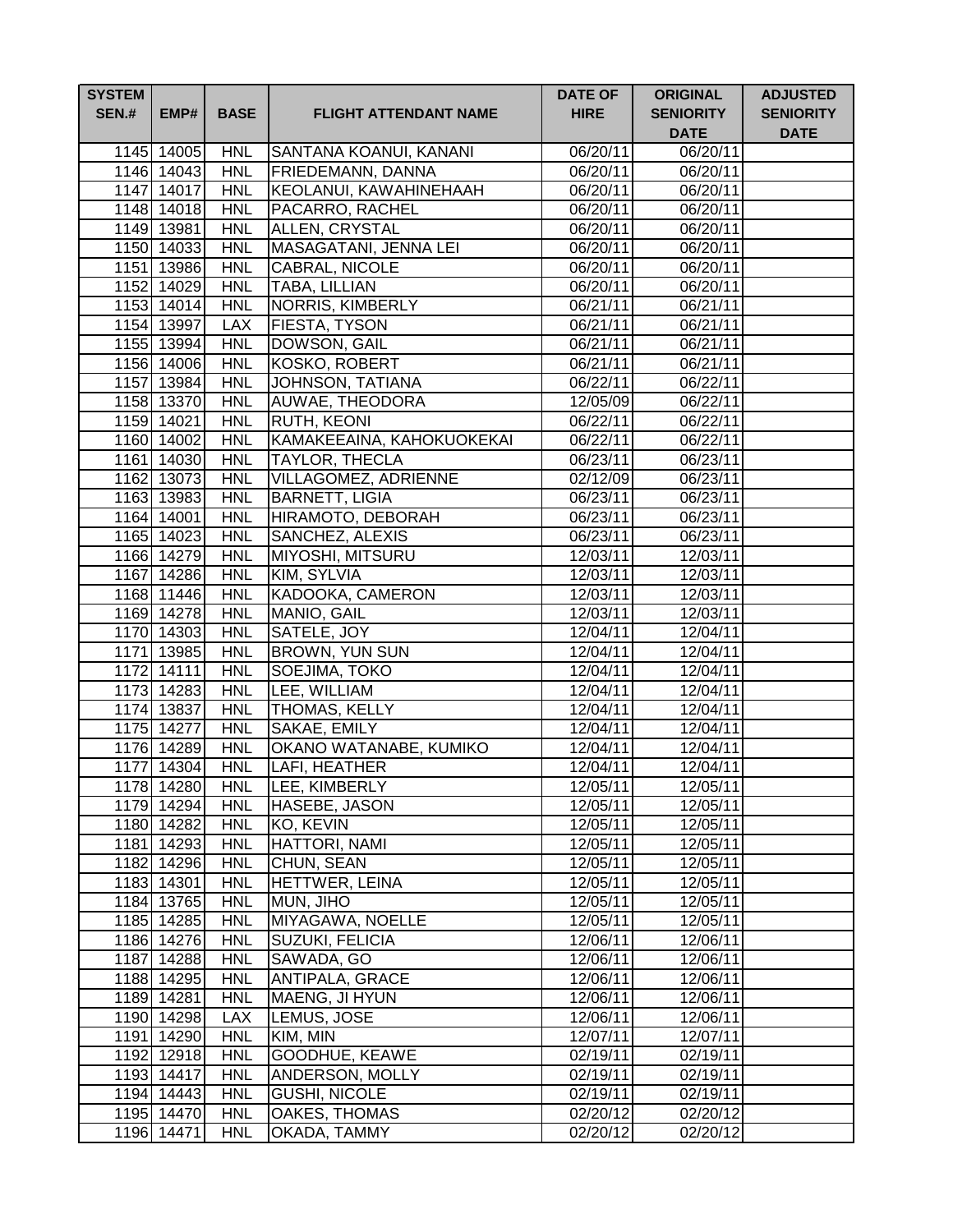| SYSTEM SEN.# | EMP# | BASE | FLIGHT ATTENDANT NAME | DATE OF HIRE | ORIGINAL SENIORITY DATE | ADJUSTED SENIORITY DATE |
|---|---|---|---|---|---|---|
| 1145 | 14005 | HNL | SANTANA KOANUI, KANANI | 06/20/11 | 06/20/11 | |
| 1146 | 14043 | HNL | FRIEDEMANN, DANNA | 06/20/11 | 06/20/11 | |
| 1147 | 14017 | HNL | KEOLANUI, KAWAHINEHAAH | 06/20/11 | 06/20/11 | |
| 1148 | 14018 | HNL | PACARRO, RACHEL | 06/20/11 | 06/20/11 | |
| 1149 | 13981 | HNL | ALLEN, CRYSTAL | 06/20/11 | 06/20/11 | |
| 1150 | 14033 | HNL | MASAGATANI, JENNA LEI | 06/20/11 | 06/20/11 | |
| 1151 | 13986 | HNL | CABRAL, NICOLE | 06/20/11 | 06/20/11 | |
| 1152 | 14029 | HNL | TABA, LILLIAN | 06/20/11 | 06/20/11 | |
| 1153 | 14014 | HNL | NORRIS, KIMBERLY | 06/21/11 | 06/21/11 | |
| 1154 | 13997 | LAX | FIESTA, TYSON | 06/21/11 | 06/21/11 | |
| 1155 | 13994 | HNL | DOWSON, GAIL | 06/21/11 | 06/21/11 | |
| 1156 | 14006 | HNL | KOSKO, ROBERT | 06/21/11 | 06/21/11 | |
| 1157 | 13984 | HNL | JOHNSON, TATIANA | 06/22/11 | 06/22/11 | |
| 1158 | 13370 | HNL | AUWAE, THEODORA | 12/05/09 | 06/22/11 | |
| 1159 | 14021 | HNL | RUTH, KEONI | 06/22/11 | 06/22/11 | |
| 1160 | 14002 | HNL | KAMAKEEAINA, KAHOKUOKEKAI | 06/22/11 | 06/22/11 | |
| 1161 | 14030 | HNL | TAYLOR, THECLA | 06/23/11 | 06/23/11 | |
| 1162 | 13073 | HNL | VILLAGOMEZ, ADRIENNE | 02/12/09 | 06/23/11 | |
| 1163 | 13983 | HNL | BARNETT, LIGIA | 06/23/11 | 06/23/11 | |
| 1164 | 14001 | HNL | HIRAMOTO, DEBORAH | 06/23/11 | 06/23/11 | |
| 1165 | 14023 | HNL | SANCHEZ, ALEXIS | 06/23/11 | 06/23/11 | |
| 1166 | 14279 | HNL | MIYOSHI, MITSURU | 12/03/11 | 12/03/11 | |
| 1167 | 14286 | HNL | KIM, SYLVIA | 12/03/11 | 12/03/11 | |
| 1168 | 11446 | HNL | KADOOKA, CAMERON | 12/03/11 | 12/03/11 | |
| 1169 | 14278 | HNL | MANIO, GAIL | 12/03/11 | 12/03/11 | |
| 1170 | 14303 | HNL | SATELE, JOY | 12/04/11 | 12/04/11 | |
| 1171 | 13985 | HNL | BROWN, YUN SUN | 12/04/11 | 12/04/11 | |
| 1172 | 14111 | HNL | SOEJIMA, TOKO | 12/04/11 | 12/04/11 | |
| 1173 | 14283 | HNL | LEE, WILLIAM | 12/04/11 | 12/04/11 | |
| 1174 | 13837 | HNL | THOMAS, KELLY | 12/04/11 | 12/04/11 | |
| 1175 | 14277 | HNL | SAKAE, EMILY | 12/04/11 | 12/04/11 | |
| 1176 | 14289 | HNL | OKANO WATANABE, KUMIKO | 12/04/11 | 12/04/11 | |
| 1177 | 14304 | HNL | LAFI, HEATHER | 12/04/11 | 12/04/11 | |
| 1178 | 14280 | HNL | LEE, KIMBERLY | 12/05/11 | 12/05/11 | |
| 1179 | 14294 | HNL | HASEBE, JASON | 12/05/11 | 12/05/11 | |
| 1180 | 14282 | HNL | KO, KEVIN | 12/05/11 | 12/05/11 | |
| 1181 | 14293 | HNL | HATTORI, NAMI | 12/05/11 | 12/05/11 | |
| 1182 | 14296 | HNL | CHUN, SEAN | 12/05/11 | 12/05/11 | |
| 1183 | 14301 | HNL | HETTWER, LEINA | 12/05/11 | 12/05/11 | |
| 1184 | 13765 | HNL | MUN, JIHO | 12/05/11 | 12/05/11 | |
| 1185 | 14285 | HNL | MIYAGAWA, NOELLE | 12/05/11 | 12/05/11 | |
| 1186 | 14276 | HNL | SUZUKI, FELICIA | 12/06/11 | 12/06/11 | |
| 1187 | 14288 | HNL | SAWADA, GO | 12/06/11 | 12/06/11 | |
| 1188 | 14295 | HNL | ANTIPALA, GRACE | 12/06/11 | 12/06/11 | |
| 1189 | 14281 | HNL | MAENG, JI HYUN | 12/06/11 | 12/06/11 | |
| 1190 | 14298 | LAX | LEMUS, JOSE | 12/06/11 | 12/06/11 | |
| 1191 | 14290 | HNL | KIM, MIN | 12/07/11 | 12/07/11 | |
| 1192 | 12918 | HNL | GOODHUE, KEAWE | 02/19/11 | 02/19/11 | |
| 1193 | 14417 | HNL | ANDERSON, MOLLY | 02/19/11 | 02/19/11 | |
| 1194 | 14443 | HNL | GUSHI, NICOLE | 02/19/11 | 02/19/11 | |
| 1195 | 14470 | HNL | OAKES, THOMAS | 02/20/12 | 02/20/12 | |
| 1196 | 14471 | HNL | OKADA, TAMMY | 02/20/12 | 02/20/12 | |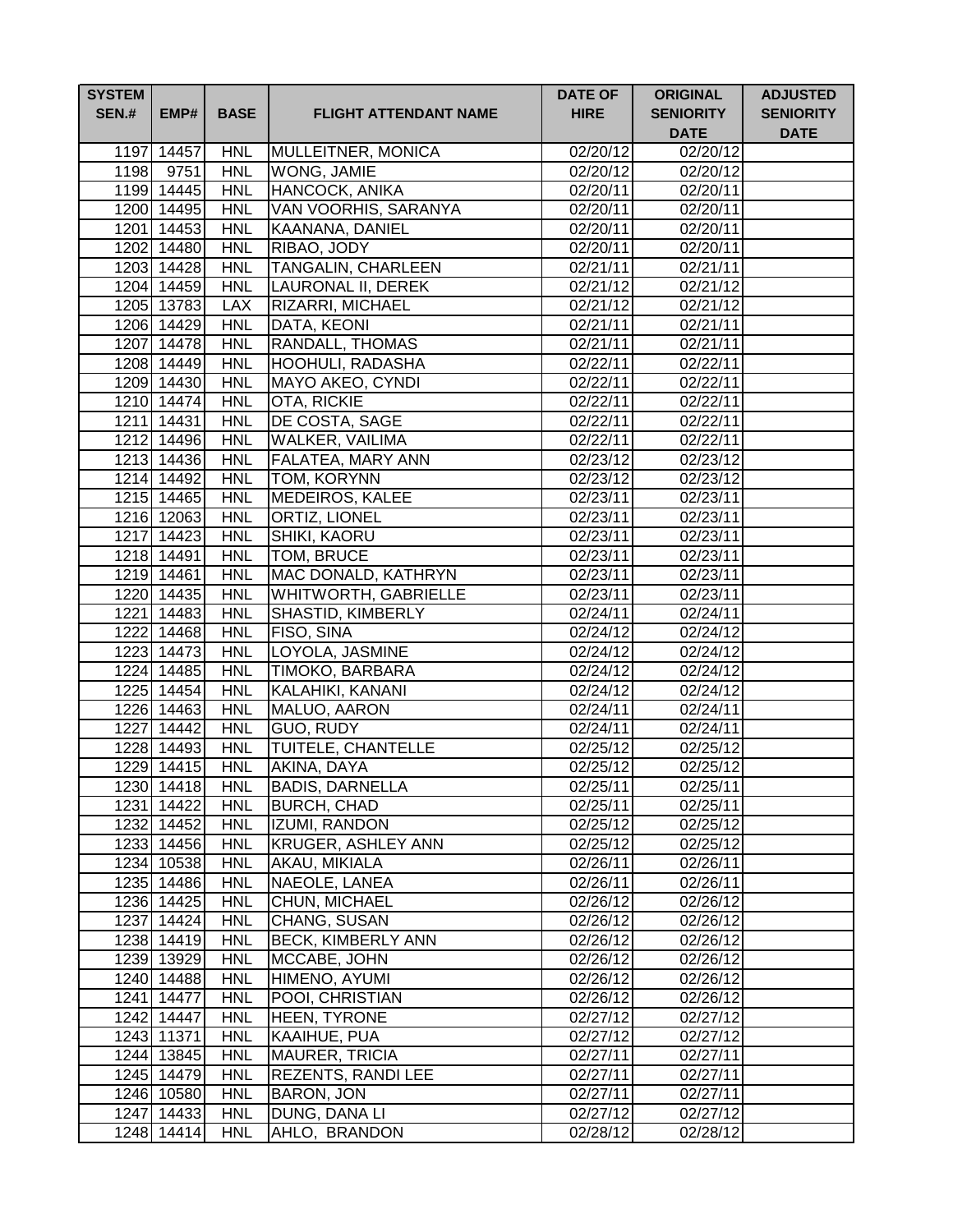| SYSTEM SEN.# | EMP# | BASE | FLIGHT ATTENDANT NAME | DATE OF HIRE | ORIGINAL SENIORITY DATE | ADJUSTED SENIORITY DATE |
|---|---|---|---|---|---|---|
| 1197 | 14457 | HNL | MULLEITNER, MONICA | 02/20/12 | 02/20/12 | |
| 1198 | 9751 | HNL | WONG, JAMIE | 02/20/12 | 02/20/12 | |
| 1199 | 14445 | HNL | HANCOCK, ANIKA | 02/20/11 | 02/20/11 | |
| 1200 | 14495 | HNL | VAN VOORHIS, SARANYA | 02/20/11 | 02/20/11 | |
| 1201 | 14453 | HNL | KAANANA, DANIEL | 02/20/11 | 02/20/11 | |
| 1202 | 14480 | HNL | RIBAO, JODY | 02/20/11 | 02/20/11 | |
| 1203 | 14428 | HNL | TANGALIN, CHARLEEN | 02/21/11 | 02/21/11 | |
| 1204 | 14459 | HNL | LAURONAL II, DEREK | 02/21/12 | 02/21/12 | |
| 1205 | 13783 | LAX | RIZARRI, MICHAEL | 02/21/12 | 02/21/12 | |
| 1206 | 14429 | HNL | DATA, KEONI | 02/21/11 | 02/21/11 | |
| 1207 | 14478 | HNL | RANDALL, THOMAS | 02/21/11 | 02/21/11 | |
| 1208 | 14449 | HNL | HOOHULI, RADASHA | 02/22/11 | 02/22/11 | |
| 1209 | 14430 | HNL | MAYO AKEO, CYNDI | 02/22/11 | 02/22/11 | |
| 1210 | 14474 | HNL | OTA, RICKIE | 02/22/11 | 02/22/11 | |
| 1211 | 14431 | HNL | DE COSTA, SAGE | 02/22/11 | 02/22/11 | |
| 1212 | 14496 | HNL | WALKER, VAILIMA | 02/22/11 | 02/22/11 | |
| 1213 | 14436 | HNL | FALATEA, MARY ANN | 02/23/12 | 02/23/12 | |
| 1214 | 14492 | HNL | TOM, KORYNN | 02/23/12 | 02/23/12 | |
| 1215 | 14465 | HNL | MEDEIROS, KALEE | 02/23/11 | 02/23/11 | |
| 1216 | 12063 | HNL | ORTIZ, LIONEL | 02/23/11 | 02/23/11 | |
| 1217 | 14423 | HNL | SHIKI, KAORU | 02/23/11 | 02/23/11 | |
| 1218 | 14491 | HNL | TOM, BRUCE | 02/23/11 | 02/23/11 | |
| 1219 | 14461 | HNL | MAC DONALD, KATHRYN | 02/23/11 | 02/23/11 | |
| 1220 | 14435 | HNL | WHITWORTH, GABRIELLE | 02/23/11 | 02/23/11 | |
| 1221 | 14483 | HNL | SHASTID, KIMBERLY | 02/24/11 | 02/24/11 | |
| 1222 | 14468 | HNL | FISO, SINA | 02/24/12 | 02/24/12 | |
| 1223 | 14473 | HNL | LOYOLA, JASMINE | 02/24/12 | 02/24/12 | |
| 1224 | 14485 | HNL | TIMOKO, BARBARA | 02/24/12 | 02/24/12 | |
| 1225 | 14454 | HNL | KALAHIKI, KANANI | 02/24/12 | 02/24/12 | |
| 1226 | 14463 | HNL | MALUO, AARON | 02/24/11 | 02/24/11 | |
| 1227 | 14442 | HNL | GUO, RUDY | 02/24/11 | 02/24/11 | |
| 1228 | 14493 | HNL | TUITELE, CHANTELLE | 02/25/12 | 02/25/12 | |
| 1229 | 14415 | HNL | AKINA, DAYA | 02/25/12 | 02/25/12 | |
| 1230 | 14418 | HNL | BADIS, DARNELLA | 02/25/11 | 02/25/11 | |
| 1231 | 14422 | HNL | BURCH, CHAD | 02/25/11 | 02/25/11 | |
| 1232 | 14452 | HNL | IZUMI, RANDON | 02/25/12 | 02/25/12 | |
| 1233 | 14456 | HNL | KRUGER, ASHLEY ANN | 02/25/12 | 02/25/12 | |
| 1234 | 10538 | HNL | AKAU, MIKIALA | 02/26/11 | 02/26/11 | |
| 1235 | 14486 | HNL | NAEOLE, LANEA | 02/26/11 | 02/26/11 | |
| 1236 | 14425 | HNL | CHUN, MICHAEL | 02/26/12 | 02/26/12 | |
| 1237 | 14424 | HNL | CHANG, SUSAN | 02/26/12 | 02/26/12 | |
| 1238 | 14419 | HNL | BECK, KIMBERLY ANN | 02/26/12 | 02/26/12 | |
| 1239 | 13929 | HNL | MCCABE, JOHN | 02/26/12 | 02/26/12 | |
| 1240 | 14488 | HNL | HIMENO, AYUMI | 02/26/12 | 02/26/12 | |
| 1241 | 14477 | HNL | POOI, CHRISTIAN | 02/26/12 | 02/26/12 | |
| 1242 | 14447 | HNL | HEEN, TYRONE | 02/27/12 | 02/27/12 | |
| 1243 | 11371 | HNL | KAAIHUE, PUA | 02/27/12 | 02/27/12 | |
| 1244 | 13845 | HNL | MAURER, TRICIA | 02/27/11 | 02/27/11 | |
| 1245 | 14479 | HNL | REZENTS, RANDI LEE | 02/27/11 | 02/27/11 | |
| 1246 | 10580 | HNL | BARON, JON | 02/27/11 | 02/27/11 | |
| 1247 | 14433 | HNL | DUNG, DANA LI | 02/27/12 | 02/27/12 | |
| 1248 | 14414 | HNL | AHLO, BRANDON | 02/28/12 | 02/28/12 | |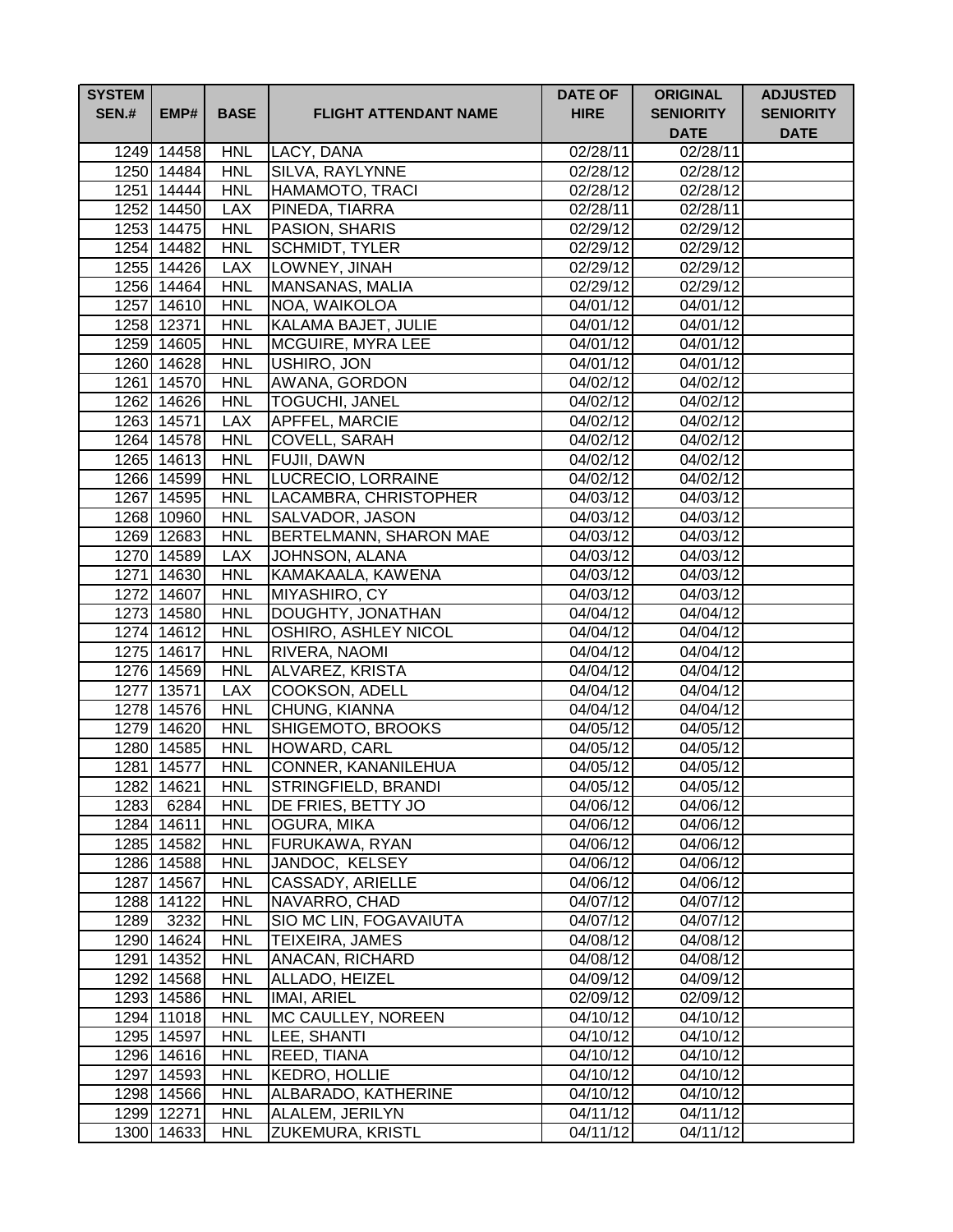| SYSTEM SEN.# | EMP# | BASE | FLIGHT ATTENDANT NAME | DATE OF HIRE | ORIGINAL SENIORITY DATE | ADJUSTED SENIORITY DATE |
|---|---|---|---|---|---|---|
| 1249 | 14458 | HNL | LACY, DANA | 02/28/11 | 02/28/11 | |
| 1250 | 14484 | HNL | SILVA, RAYLYNNE | 02/28/12 | 02/28/12 | |
| 1251 | 14444 | HNL | HAMAMOTO, TRACI | 02/28/12 | 02/28/12 | |
| 1252 | 14450 | LAX | PINEDA, TIARRA | 02/28/11 | 02/28/11 | |
| 1253 | 14475 | HNL | PASION, SHARIS | 02/29/12 | 02/29/12 | |
| 1254 | 14482 | HNL | SCHMIDT, TYLER | 02/29/12 | 02/29/12 | |
| 1255 | 14426 | LAX | LOWNEY, JINAH | 02/29/12 | 02/29/12 | |
| 1256 | 14464 | HNL | MANSANAS, MALIA | 02/29/12 | 02/29/12 | |
| 1257 | 14610 | HNL | NOA, WAIKOLOA | 04/01/12 | 04/01/12 | |
| 1258 | 12371 | HNL | KALAMA BAJET, JULIE | 04/01/12 | 04/01/12 | |
| 1259 | 14605 | HNL | MCGUIRE, MYRA LEE | 04/01/12 | 04/01/12 | |
| 1260 | 14628 | HNL | USHIRO, JON | 04/01/12 | 04/01/12 | |
| 1261 | 14570 | HNL | AWANA, GORDON | 04/02/12 | 04/02/12 | |
| 1262 | 14626 | HNL | TOGUCHI, JANEL | 04/02/12 | 04/02/12 | |
| 1263 | 14571 | LAX | APFFEL, MARCIE | 04/02/12 | 04/02/12 | |
| 1264 | 14578 | HNL | COVELL, SARAH | 04/02/12 | 04/02/12 | |
| 1265 | 14613 | HNL | FUJII, DAWN | 04/02/12 | 04/02/12 | |
| 1266 | 14599 | HNL | LUCRECIO, LORRAINE | 04/02/12 | 04/02/12 | |
| 1267 | 14595 | HNL | LACAMBRA, CHRISTOPHER | 04/03/12 | 04/03/12 | |
| 1268 | 10960 | HNL | SALVADOR, JASON | 04/03/12 | 04/03/12 | |
| 1269 | 12683 | HNL | BERTELMANN, SHARON MAE | 04/03/12 | 04/03/12 | |
| 1270 | 14589 | LAX | JOHNSON, ALANA | 04/03/12 | 04/03/12 | |
| 1271 | 14630 | HNL | KAMAKAALA, KAWENA | 04/03/12 | 04/03/12 | |
| 1272 | 14607 | HNL | MIYASHIRO, CY | 04/03/12 | 04/03/12 | |
| 1273 | 14580 | HNL | DOUGHTY, JONATHAN | 04/04/12 | 04/04/12 | |
| 1274 | 14612 | HNL | OSHIRO, ASHLEY NICOL | 04/04/12 | 04/04/12 | |
| 1275 | 14617 | HNL | RIVERA, NAOMI | 04/04/12 | 04/04/12 | |
| 1276 | 14569 | HNL | ALVAREZ, KRISTA | 04/04/12 | 04/04/12 | |
| 1277 | 13571 | LAX | COOKSON, ADELL | 04/04/12 | 04/04/12 | |
| 1278 | 14576 | HNL | CHUNG, KIANNA | 04/04/12 | 04/04/12 | |
| 1279 | 14620 | HNL | SHIGEMOTO, BROOKS | 04/05/12 | 04/05/12 | |
| 1280 | 14585 | HNL | HOWARD, CARL | 04/05/12 | 04/05/12 | |
| 1281 | 14577 | HNL | CONNER, KANANILEHUA | 04/05/12 | 04/05/12 | |
| 1282 | 14621 | HNL | STRINGFIELD, BRANDI | 04/05/12 | 04/05/12 | |
| 1283 | 6284 | HNL | DE FRIES, BETTY JO | 04/06/12 | 04/06/12 | |
| 1284 | 14611 | HNL | OGURA, MIKA | 04/06/12 | 04/06/12 | |
| 1285 | 14582 | HNL | FURUKAWA, RYAN | 04/06/12 | 04/06/12 | |
| 1286 | 14588 | HNL | JANDOC, KELSEY | 04/06/12 | 04/06/12 | |
| 1287 | 14567 | HNL | CASSADY, ARIELLE | 04/06/12 | 04/06/12 | |
| 1288 | 14122 | HNL | NAVARRO, CHAD | 04/07/12 | 04/07/12 | |
| 1289 | 3232 | HNL | SIO MC LIN, FOGAVAIUTA | 04/07/12 | 04/07/12 | |
| 1290 | 14624 | HNL | TEIXEIRA, JAMES | 04/08/12 | 04/08/12 | |
| 1291 | 14352 | HNL | ANACAN, RICHARD | 04/08/12 | 04/08/12 | |
| 1292 | 14568 | HNL | ALLADO, HEIZEL | 04/09/12 | 04/09/12 | |
| 1293 | 14586 | HNL | IMAI, ARIEL | 02/09/12 | 02/09/12 | |
| 1294 | 11018 | HNL | MC CAULLEY, NOREEN | 04/10/12 | 04/10/12 | |
| 1295 | 14597 | HNL | LEE, SHANTI | 04/10/12 | 04/10/12 | |
| 1296 | 14616 | HNL | REED, TIANA | 04/10/12 | 04/10/12 | |
| 1297 | 14593 | HNL | KEDRO, HOLLIE | 04/10/12 | 04/10/12 | |
| 1298 | 14566 | HNL | ALBARADO, KATHERINE | 04/10/12 | 04/10/12 | |
| 1299 | 12271 | HNL | ALALEM, JERILYN | 04/11/12 | 04/11/12 | |
| 1300 | 14633 | HNL | ZUKEMURA, KRISTL | 04/11/12 | 04/11/12 | |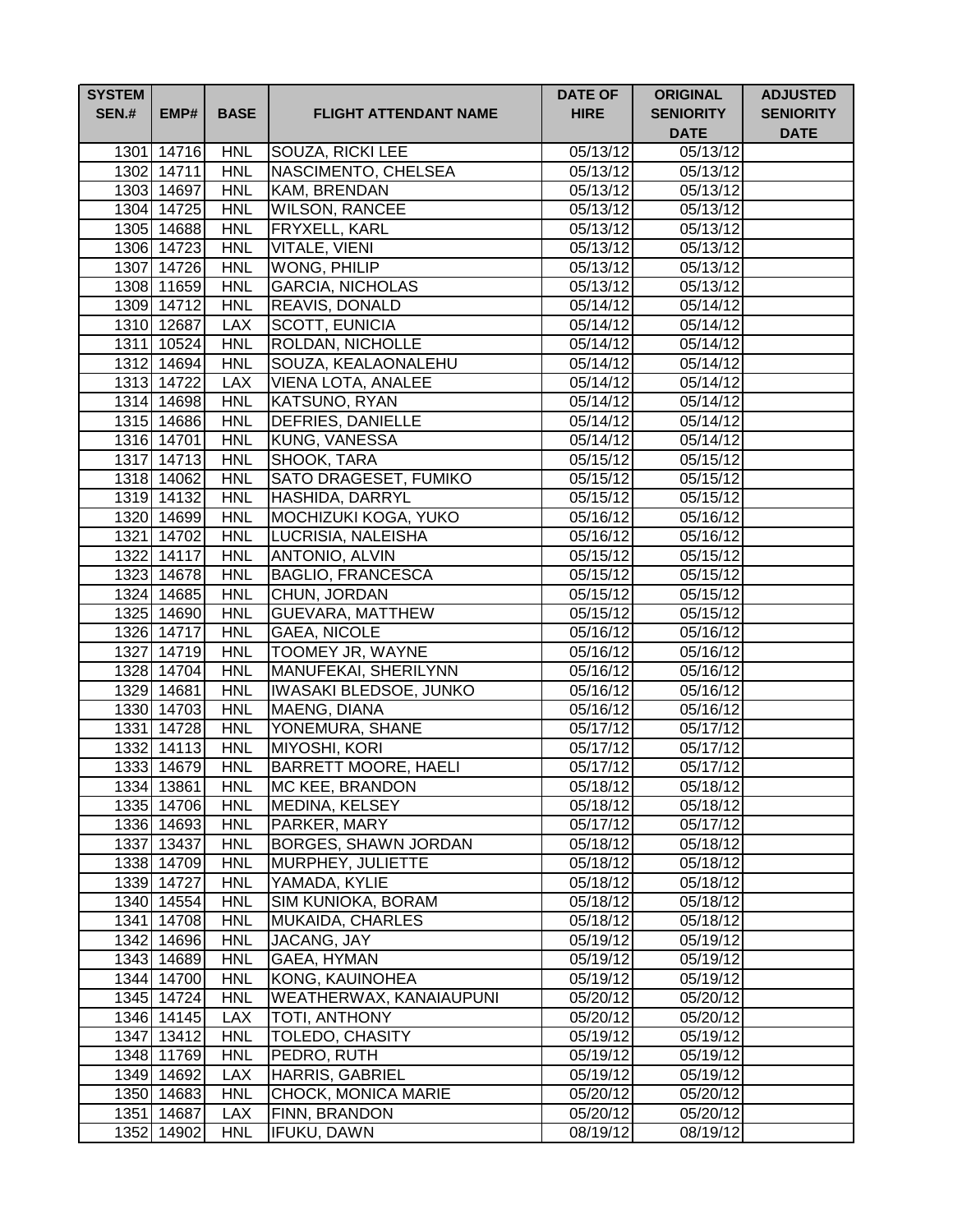| SYSTEM SEN.# | EMP# | BASE | FLIGHT ATTENDANT NAME | DATE OF HIRE | ORIGINAL SENIORITY DATE | ADJUSTED SENIORITY DATE |
|---|---|---|---|---|---|---|
| 1301 | 14716 | HNL | SOUZA, RICKI LEE | 05/13/12 | 05/13/12 | |
| 1302 | 14711 | HNL | NASCIMENTO, CHELSEA | 05/13/12 | 05/13/12 | |
| 1303 | 14697 | HNL | KAM, BRENDAN | 05/13/12 | 05/13/12 | |
| 1304 | 14725 | HNL | WILSON, RANCEE | 05/13/12 | 05/13/12 | |
| 1305 | 14688 | HNL | FRYXELL, KARL | 05/13/12 | 05/13/12 | |
| 1306 | 14723 | HNL | VITALE, VIENI | 05/13/12 | 05/13/12 | |
| 1307 | 14726 | HNL | WONG, PHILIP | 05/13/12 | 05/13/12 | |
| 1308 | 11659 | HNL | GARCIA, NICHOLAS | 05/13/12 | 05/13/12 | |
| 1309 | 14712 | HNL | REAVIS, DONALD | 05/14/12 | 05/14/12 | |
| 1310 | 12687 | LAX | SCOTT, EUNICIA | 05/14/12 | 05/14/12 | |
| 1311 | 10524 | HNL | ROLDAN, NICHOLLE | 05/14/12 | 05/14/12 | |
| 1312 | 14694 | HNL | SOUZA, KEALAONALEHU | 05/14/12 | 05/14/12 | |
| 1313 | 14722 | LAX | VIENA LOTA, ANALEE | 05/14/12 | 05/14/12 | |
| 1314 | 14698 | HNL | KATSUNO, RYAN | 05/14/12 | 05/14/12 | |
| 1315 | 14686 | HNL | DEFRIES, DANIELLE | 05/14/12 | 05/14/12 | |
| 1316 | 14701 | HNL | KUNG, VANESSA | 05/14/12 | 05/14/12 | |
| 1317 | 14713 | HNL | SHOOK, TARA | 05/15/12 | 05/15/12 | |
| 1318 | 14062 | HNL | SATO DRAGESET, FUMIKO | 05/15/12 | 05/15/12 | |
| 1319 | 14132 | HNL | HASHIDA, DARRYL | 05/15/12 | 05/15/12 | |
| 1320 | 14699 | HNL | MOCHIZUKI KOGA, YUKO | 05/16/12 | 05/16/12 | |
| 1321 | 14702 | HNL | LUCRISIA, NALEISHA | 05/16/12 | 05/16/12 | |
| 1322 | 14117 | HNL | ANTONIO, ALVIN | 05/15/12 | 05/15/12 | |
| 1323 | 14678 | HNL | BAGLIO, FRANCESCA | 05/15/12 | 05/15/12 | |
| 1324 | 14685 | HNL | CHUN, JORDAN | 05/15/12 | 05/15/12 | |
| 1325 | 14690 | HNL | GUEVARA, MATTHEW | 05/15/12 | 05/15/12 | |
| 1326 | 14717 | HNL | GAEA, NICOLE | 05/16/12 | 05/16/12 | |
| 1327 | 14719 | HNL | TOOMEY JR, WAYNE | 05/16/12 | 05/16/12 | |
| 1328 | 14704 | HNL | MANUFEKAI, SHERILYNN | 05/16/12 | 05/16/12 | |
| 1329 | 14681 | HNL | IWASAKI BLEDSOE, JUNKO | 05/16/12 | 05/16/12 | |
| 1330 | 14703 | HNL | MAENG, DIANA | 05/16/12 | 05/16/12 | |
| 1331 | 14728 | HNL | YONEMURA, SHANE | 05/17/12 | 05/17/12 | |
| 1332 | 14113 | HNL | MIYOSHI, KORI | 05/17/12 | 05/17/12 | |
| 1333 | 14679 | HNL | BARRETT MOORE, HAELI | 05/17/12 | 05/17/12 | |
| 1334 | 13861 | HNL | MC KEE, BRANDON | 05/18/12 | 05/18/12 | |
| 1335 | 14706 | HNL | MEDINA, KELSEY | 05/18/12 | 05/18/12 | |
| 1336 | 14693 | HNL | PARKER, MARY | 05/17/12 | 05/17/12 | |
| 1337 | 13437 | HNL | BORGES, SHAWN JORDAN | 05/18/12 | 05/18/12 | |
| 1338 | 14709 | HNL | MURPHEY, JULIETTE | 05/18/12 | 05/18/12 | |
| 1339 | 14727 | HNL | YAMADA, KYLIE | 05/18/12 | 05/18/12 | |
| 1340 | 14554 | HNL | SIM KUNIOKA, BORAM | 05/18/12 | 05/18/12 | |
| 1341 | 14708 | HNL | MUKAIDA, CHARLES | 05/18/12 | 05/18/12 | |
| 1342 | 14696 | HNL | JACANG, JAY | 05/19/12 | 05/19/12 | |
| 1343 | 14689 | HNL | GAEA, HYMAN | 05/19/12 | 05/19/12 | |
| 1344 | 14700 | HNL | KONG, KAUINOHEA | 05/19/12 | 05/19/12 | |
| 1345 | 14724 | HNL | WEATHERWAX, KANAIAUPUNI | 05/20/12 | 05/20/12 | |
| 1346 | 14145 | LAX | TOTI, ANTHONY | 05/20/12 | 05/20/12 | |
| 1347 | 13412 | HNL | TOLEDO, CHASITY | 05/19/12 | 05/19/12 | |
| 1348 | 11769 | HNL | PEDRO, RUTH | 05/19/12 | 05/19/12 | |
| 1349 | 14692 | LAX | HARRIS, GABRIEL | 05/19/12 | 05/19/12 | |
| 1350 | 14683 | HNL | CHOCK, MONICA MARIE | 05/20/12 | 05/20/12 | |
| 1351 | 14687 | LAX | FINN, BRANDON | 05/20/12 | 05/20/12 | |
| 1352 | 14902 | HNL | IFUKU, DAWN | 08/19/12 | 08/19/12 | |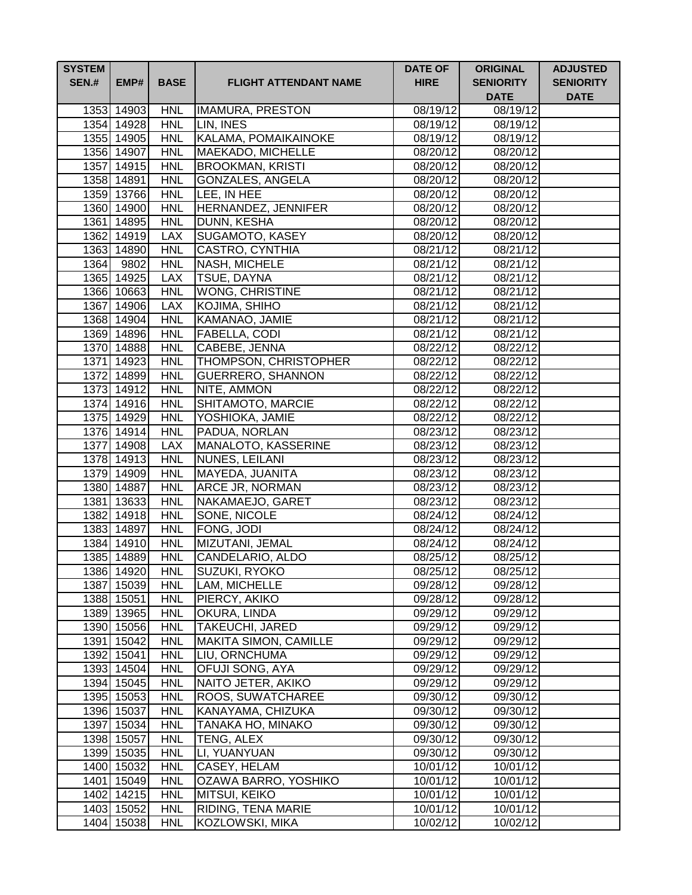| SYSTEM SEN.# | EMP# | BASE | FLIGHT ATTENDANT NAME | DATE OF HIRE | ORIGINAL SENIORITY DATE | ADJUSTED SENIORITY DATE |
|---|---|---|---|---|---|---|
| 1353 | 14903 | HNL | IMAMURA, PRESTON | 08/19/12 | 08/19/12 | |
| 1354 | 14928 | HNL | LIN, INES | 08/19/12 | 08/19/12 | |
| 1355 | 14905 | HNL | KALAMA, POMAIKAINOKE | 08/19/12 | 08/19/12 | |
| 1356 | 14907 | HNL | MAEKADO, MICHELLE | 08/20/12 | 08/20/12 | |
| 1357 | 14915 | HNL | BROOKMAN, KRISTI | 08/20/12 | 08/20/12 | |
| 1358 | 14891 | HNL | GONZALES, ANGELA | 08/20/12 | 08/20/12 | |
| 1359 | 13766 | HNL | LEE, IN HEE | 08/20/12 | 08/20/12 | |
| 1360 | 14900 | HNL | HERNANDEZ, JENNIFER | 08/20/12 | 08/20/12 | |
| 1361 | 14895 | HNL | DUNN, KESHA | 08/20/12 | 08/20/12 | |
| 1362 | 14919 | LAX | SUGAMOTO, KASEY | 08/20/12 | 08/20/12 | |
| 1363 | 14890 | HNL | CASTRO, CYNTHIA | 08/21/12 | 08/21/12 | |
| 1364 | 9802 | HNL | NASH, MICHELE | 08/21/12 | 08/21/12 | |
| 1365 | 14925 | LAX | TSUE, DAYNA | 08/21/12 | 08/21/12 | |
| 1366 | 10663 | HNL | WONG, CHRISTINE | 08/21/12 | 08/21/12 | |
| 1367 | 14906 | LAX | KOJIMA, SHIHO | 08/21/12 | 08/21/12 | |
| 1368 | 14904 | HNL | KAMANAO, JAMIE | 08/21/12 | 08/21/12 | |
| 1369 | 14896 | HNL | FABELLA, CODI | 08/21/12 | 08/21/12 | |
| 1370 | 14888 | HNL | CABEBE, JENNA | 08/22/12 | 08/22/12 | |
| 1371 | 14923 | HNL | THOMPSON, CHRISTOPHER | 08/22/12 | 08/22/12 | |
| 1372 | 14899 | HNL | GUERRERO, SHANNON | 08/22/12 | 08/22/12 | |
| 1373 | 14912 | HNL | NITE, AMMON | 08/22/12 | 08/22/12 | |
| 1374 | 14916 | HNL | SHITAMOTO, MARCIE | 08/22/12 | 08/22/12 | |
| 1375 | 14929 | HNL | YOSHIOKA, JAMIE | 08/22/12 | 08/22/12 | |
| 1376 | 14914 | HNL | PADUA, NORLAN | 08/23/12 | 08/23/12 | |
| 1377 | 14908 | LAX | MANALOTO, KASSERINE | 08/23/12 | 08/23/12 | |
| 1378 | 14913 | HNL | NUNES, LEILANI | 08/23/12 | 08/23/12 | |
| 1379 | 14909 | HNL | MAYEDA, JUANITA | 08/23/12 | 08/23/12 | |
| 1380 | 14887 | HNL | ARCE JR, NORMAN | 08/23/12 | 08/23/12 | |
| 1381 | 13633 | HNL | NAKAMAEJO, GARET | 08/23/12 | 08/23/12 | |
| 1382 | 14918 | HNL | SONE, NICOLE | 08/24/12 | 08/24/12 | |
| 1383 | 14897 | HNL | FONG, JODI | 08/24/12 | 08/24/12 | |
| 1384 | 14910 | HNL | MIZUTANI, JEMAL | 08/24/12 | 08/24/12 | |
| 1385 | 14889 | HNL | CANDELARIO, ALDO | 08/25/12 | 08/25/12 | |
| 1386 | 14920 | HNL | SUZUKI, RYOKO | 08/25/12 | 08/25/12 | |
| 1387 | 15039 | HNL | LAM, MICHELLE | 09/28/12 | 09/28/12 | |
| 1388 | 15051 | HNL | PIERCY, AKIKO | 09/28/12 | 09/28/12 | |
| 1389 | 13965 | HNL | OKURA, LINDA | 09/29/12 | 09/29/12 | |
| 1390 | 15056 | HNL | TAKEUCHI, JARED | 09/29/12 | 09/29/12 | |
| 1391 | 15042 | HNL | MAKITA SIMON, CAMILLE | 09/29/12 | 09/29/12 | |
| 1392 | 15041 | HNL | LIU, ORNCHUMA | 09/29/12 | 09/29/12 | |
| 1393 | 14504 | HNL | OFUJI SONG, AYA | 09/29/12 | 09/29/12 | |
| 1394 | 15045 | HNL | NAITO JETER, AKIKO | 09/29/12 | 09/29/12 | |
| 1395 | 15053 | HNL | ROOS, SUWATCHAREE | 09/30/12 | 09/30/12 | |
| 1396 | 15037 | HNL | KANAYAMA, CHIZUKA | 09/30/12 | 09/30/12 | |
| 1397 | 15034 | HNL | TANAKA HO, MINAKO | 09/30/12 | 09/30/12 | |
| 1398 | 15057 | HNL | TENG, ALEX | 09/30/12 | 09/30/12 | |
| 1399 | 15035 | HNL | LI, YUANYUAN | 09/30/12 | 09/30/12 | |
| 1400 | 15032 | HNL | CASEY, HELAM | 10/01/12 | 10/01/12 | |
| 1401 | 15049 | HNL | OZAWA BARRO, YOSHIKO | 10/01/12 | 10/01/12 | |
| 1402 | 14215 | HNL | MITSUI, KEIKO | 10/01/12 | 10/01/12 | |
| 1403 | 15052 | HNL | RIDING, TENA MARIE | 10/01/12 | 10/01/12 | |
| 1404 | 15038 | HNL | KOZLOWSKI, MIKA | 10/02/12 | 10/02/12 | |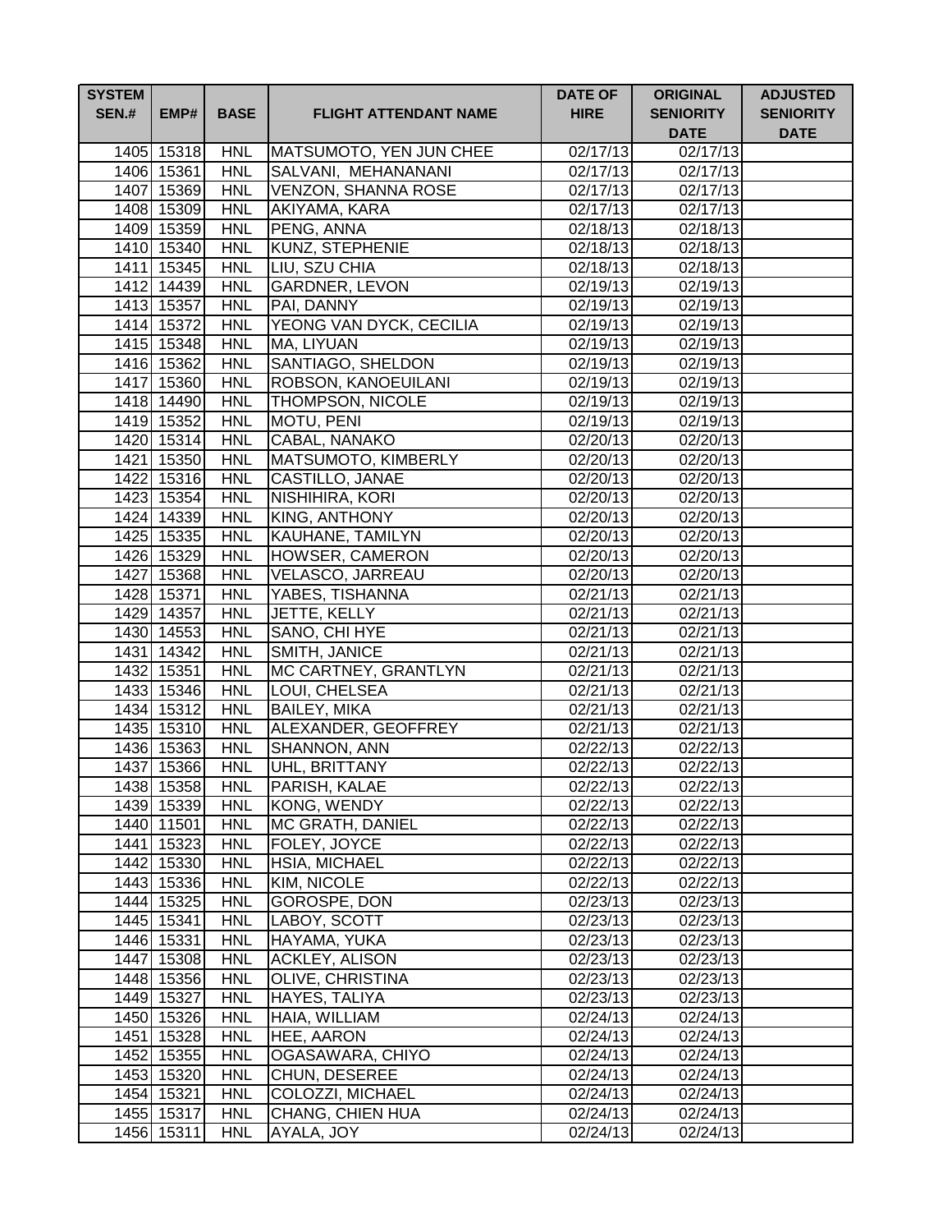| SYSTEM SEN.# | EMP# | BASE | FLIGHT ATTENDANT NAME | DATE OF HIRE | ORIGINAL SENIORITY DATE | ADJUSTED SENIORITY DATE |
|---|---|---|---|---|---|---|
| 1405 | 15318 | HNL | MATSUMOTO, YEN JUN CHEE | 02/17/13 | 02/17/13 | |
| 1406 | 15361 | HNL | SALVANI, MEHANANANI | 02/17/13 | 02/17/13 | |
| 1407 | 15369 | HNL | VENZON, SHANNA ROSE | 02/17/13 | 02/17/13 | |
| 1408 | 15309 | HNL | AKIYAMA, KARA | 02/17/13 | 02/17/13 | |
| 1409 | 15359 | HNL | PENG, ANNA | 02/18/13 | 02/18/13 | |
| 1410 | 15340 | HNL | KUNZ, STEPHENIE | 02/18/13 | 02/18/13 | |
| 1411 | 15345 | HNL | LIU, SZU CHIA | 02/18/13 | 02/18/13 | |
| 1412 | 14439 | HNL | GARDNER, LEVON | 02/19/13 | 02/19/13 | |
| 1413 | 15357 | HNL | PAI, DANNY | 02/19/13 | 02/19/13 | |
| 1414 | 15372 | HNL | YEONG VAN DYCK, CECILIA | 02/19/13 | 02/19/13 | |
| 1415 | 15348 | HNL | MA, LIYUAN | 02/19/13 | 02/19/13 | |
| 1416 | 15362 | HNL | SANTIAGO, SHELDON | 02/19/13 | 02/19/13 | |
| 1417 | 15360 | HNL | ROBSON, KANOEUILANI | 02/19/13 | 02/19/13 | |
| 1418 | 14490 | HNL | THOMPSON, NICOLE | 02/19/13 | 02/19/13 | |
| 1419 | 15352 | HNL | MOTU, PENI | 02/19/13 | 02/19/13 | |
| 1420 | 15314 | HNL | CABAL, NANAKO | 02/20/13 | 02/20/13 | |
| 1421 | 15350 | HNL | MATSUMOTO, KIMBERLY | 02/20/13 | 02/20/13 | |
| 1422 | 15316 | HNL | CASTILLO, JANAE | 02/20/13 | 02/20/13 | |
| 1423 | 15354 | HNL | NISHIHIRA, KORI | 02/20/13 | 02/20/13 | |
| 1424 | 14339 | HNL | KING, ANTHONY | 02/20/13 | 02/20/13 | |
| 1425 | 15335 | HNL | KAUHANE, TAMILYN | 02/20/13 | 02/20/13 | |
| 1426 | 15329 | HNL | HOWSER, CAMERON | 02/20/13 | 02/20/13 | |
| 1427 | 15368 | HNL | VELASCO, JARREAU | 02/20/13 | 02/20/13 | |
| 1428 | 15371 | HNL | YABES, TISHANNA | 02/21/13 | 02/21/13 | |
| 1429 | 14357 | HNL | JETTE, KELLY | 02/21/13 | 02/21/13 | |
| 1430 | 14553 | HNL | SANO, CHI HYE | 02/21/13 | 02/21/13 | |
| 1431 | 14342 | HNL | SMITH, JANICE | 02/21/13 | 02/21/13 | |
| 1432 | 15351 | HNL | MC CARTNEY, GRANTLYN | 02/21/13 | 02/21/13 | |
| 1433 | 15346 | HNL | LOUI, CHELSEA | 02/21/13 | 02/21/13 | |
| 1434 | 15312 | HNL | BAILEY, MIKA | 02/21/13 | 02/21/13 | |
| 1435 | 15310 | HNL | ALEXANDER, GEOFFREY | 02/21/13 | 02/21/13 | |
| 1436 | 15363 | HNL | SHANNON, ANN | 02/22/13 | 02/22/13 | |
| 1437 | 15366 | HNL | UHL, BRITTANY | 02/22/13 | 02/22/13 | |
| 1438 | 15358 | HNL | PARISH, KALAE | 02/22/13 | 02/22/13 | |
| 1439 | 15339 | HNL | KONG, WENDY | 02/22/13 | 02/22/13 | |
| 1440 | 11501 | HNL | MC GRATH, DANIEL | 02/22/13 | 02/22/13 | |
| 1441 | 15323 | HNL | FOLEY, JOYCE | 02/22/13 | 02/22/13 | |
| 1442 | 15330 | HNL | HSIA, MICHAEL | 02/22/13 | 02/22/13 | |
| 1443 | 15336 | HNL | KIM, NICOLE | 02/22/13 | 02/22/13 | |
| 1444 | 15325 | HNL | GOROSPE, DON | 02/23/13 | 02/23/13 | |
| 1445 | 15341 | HNL | LABOY, SCOTT | 02/23/13 | 02/23/13 | |
| 1446 | 15331 | HNL | HAYAMA, YUKA | 02/23/13 | 02/23/13 | |
| 1447 | 15308 | HNL | ACKLEY, ALISON | 02/23/13 | 02/23/13 | |
| 1448 | 15356 | HNL | OLIVE, CHRISTINA | 02/23/13 | 02/23/13 | |
| 1449 | 15327 | HNL | HAYES, TALIYA | 02/23/13 | 02/23/13 | |
| 1450 | 15326 | HNL | HAIA, WILLIAM | 02/24/13 | 02/24/13 | |
| 1451 | 15328 | HNL | HEE, AARON | 02/24/13 | 02/24/13 | |
| 1452 | 15355 | HNL | OGASAWARA, CHIYO | 02/24/13 | 02/24/13 | |
| 1453 | 15320 | HNL | CHUN, DESEREE | 02/24/13 | 02/24/13 | |
| 1454 | 15321 | HNL | COLOZZI, MICHAEL | 02/24/13 | 02/24/13 | |
| 1455 | 15317 | HNL | CHANG, CHIEN HUA | 02/24/13 | 02/24/13 | |
| 1456 | 15311 | HNL | AYALA, JOY | 02/24/13 | 02/24/13 | |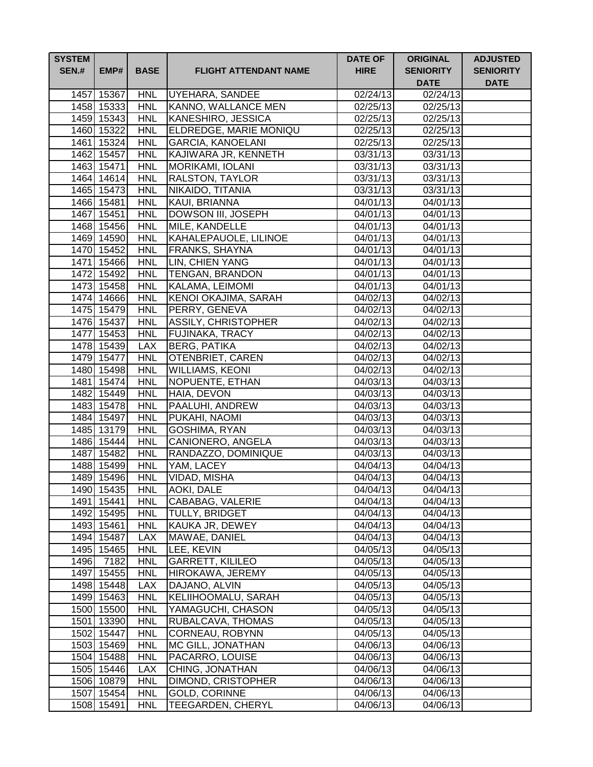| SYSTEM SEN.# | EMP# | BASE | FLIGHT ATTENDANT NAME | DATE OF HIRE | ORIGINAL SENIORITY DATE | ADJUSTED SENIORITY DATE |
|---|---|---|---|---|---|---|
| 1457 | 15367 | HNL | UYEHARA, SANDEE | 02/24/13 | 02/24/13 | |
| 1458 | 15333 | HNL | KANNO, WALLANCE MEN | 02/25/13 | 02/25/13 | |
| 1459 | 15343 | HNL | KANESHIRO, JESSICA | 02/25/13 | 02/25/13 | |
| 1460 | 15322 | HNL | ELDREDGE, MARIE MONIQU | 02/25/13 | 02/25/13 | |
| 1461 | 15324 | HNL | GARCIA, KANOELANI | 02/25/13 | 02/25/13 | |
| 1462 | 15457 | HNL | KAJIWARA JR, KENNETH | 03/31/13 | 03/31/13 | |
| 1463 | 15471 | HNL | MORIKAMI, IOLANI | 03/31/13 | 03/31/13 | |
| 1464 | 14614 | HNL | RALSTON, TAYLOR | 03/31/13 | 03/31/13 | |
| 1465 | 15473 | HNL | NIKAIDO, TITANIA | 03/31/13 | 03/31/13 | |
| 1466 | 15481 | HNL | KAUI, BRIANNA | 04/01/13 | 04/01/13 | |
| 1467 | 15451 | HNL | DOWSON III, JOSEPH | 04/01/13 | 04/01/13 | |
| 1468 | 15456 | HNL | MILE, KANDELLE | 04/01/13 | 04/01/13 | |
| 1469 | 14590 | HNL | KAHALEPAUOLE, LILINOE | 04/01/13 | 04/01/13 | |
| 1470 | 15452 | HNL | FRANKS, SHAYNA | 04/01/13 | 04/01/13 | |
| 1471 | 15466 | HNL | LIN, CHIEN YANG | 04/01/13 | 04/01/13 | |
| 1472 | 15492 | HNL | TENGAN, BRANDON | 04/01/13 | 04/01/13 | |
| 1473 | 15458 | HNL | KALAMA, LEIMOMI | 04/01/13 | 04/01/13 | |
| 1474 | 14666 | HNL | KENOI OKAJIMA, SARAH | 04/02/13 | 04/02/13 | |
| 1475 | 15479 | HNL | PERRY, GENEVA | 04/02/13 | 04/02/13 | |
| 1476 | 15437 | HNL | ASSILY, CHRISTOPHER | 04/02/13 | 04/02/13 | |
| 1477 | 15453 | HNL | FUJINAKA, TRACY | 04/02/13 | 04/02/13 | |
| 1478 | 15439 | LAX | BERG, PATIKA | 04/02/13 | 04/02/13 | |
| 1479 | 15477 | HNL | OTENBRIET, CAREN | 04/02/13 | 04/02/13 | |
| 1480 | 15498 | HNL | WILLIAMS, KEONI | 04/02/13 | 04/02/13 | |
| 1481 | 15474 | HNL | NOPUENTE, ETHAN | 04/03/13 | 04/03/13 | |
| 1482 | 15449 | HNL | HAIA, DEVON | 04/03/13 | 04/03/13 | |
| 1483 | 15478 | HNL | PAALUHI, ANDREW | 04/03/13 | 04/03/13 | |
| 1484 | 15497 | HNL | PUKAHI, NAOMI | 04/03/13 | 04/03/13 | |
| 1485 | 13179 | HNL | GOSHIMA, RYAN | 04/03/13 | 04/03/13 | |
| 1486 | 15444 | HNL | CANIONERO, ANGELA | 04/03/13 | 04/03/13 | |
| 1487 | 15482 | HNL | RANDAZZO, DOMINIQUE | 04/03/13 | 04/03/13 | |
| 1488 | 15499 | HNL | YAM, LACEY | 04/04/13 | 04/04/13 | |
| 1489 | 15496 | HNL | VIDAD, MISHA | 04/04/13 | 04/04/13 | |
| 1490 | 15435 | HNL | AOKI, DALE | 04/04/13 | 04/04/13 | |
| 1491 | 15441 | HNL | CABABAG, VALERIE | 04/04/13 | 04/04/13 | |
| 1492 | 15495 | HNL | TULLY, BRIDGET | 04/04/13 | 04/04/13 | |
| 1493 | 15461 | HNL | KAUKA JR, DEWEY | 04/04/13 | 04/04/13 | |
| 1494 | 15487 | LAX | MAWAE, DANIEL | 04/04/13 | 04/04/13 | |
| 1495 | 15465 | HNL | LEE, KEVIN | 04/05/13 | 04/05/13 | |
| 1496 | 7182 | HNL | GARRETT, KILILEO | 04/05/13 | 04/05/13 | |
| 1497 | 15455 | HNL | HIROKAWA, JEREMY | 04/05/13 | 04/05/13 | |
| 1498 | 15448 | LAX | DAJANO, ALVIN | 04/05/13 | 04/05/13 | |
| 1499 | 15463 | HNL | KELIIHOOMALU, SARAH | 04/05/13 | 04/05/13 | |
| 1500 | 15500 | HNL | YAMAGUCHI, CHASON | 04/05/13 | 04/05/13 | |
| 1501 | 13390 | HNL | RUBALCAVA, THOMAS | 04/05/13 | 04/05/13 | |
| 1502 | 15447 | HNL | CORNEAU, ROBYNN | 04/05/13 | 04/05/13 | |
| 1503 | 15469 | HNL | MC GILL, JONATHAN | 04/06/13 | 04/06/13 | |
| 1504 | 15488 | HNL | PACARRO, LOUISE | 04/06/13 | 04/06/13 | |
| 1505 | 15446 | LAX | CHING, JONATHAN | 04/06/13 | 04/06/13 | |
| 1506 | 10879 | HNL | DIMOND, CRISTOPHER | 04/06/13 | 04/06/13 | |
| 1507 | 15454 | HNL | GOLD, CORINNE | 04/06/13 | 04/06/13 | |
| 1508 | 15491 | HNL | TEEGARDEN, CHERYL | 04/06/13 | 04/06/13 | |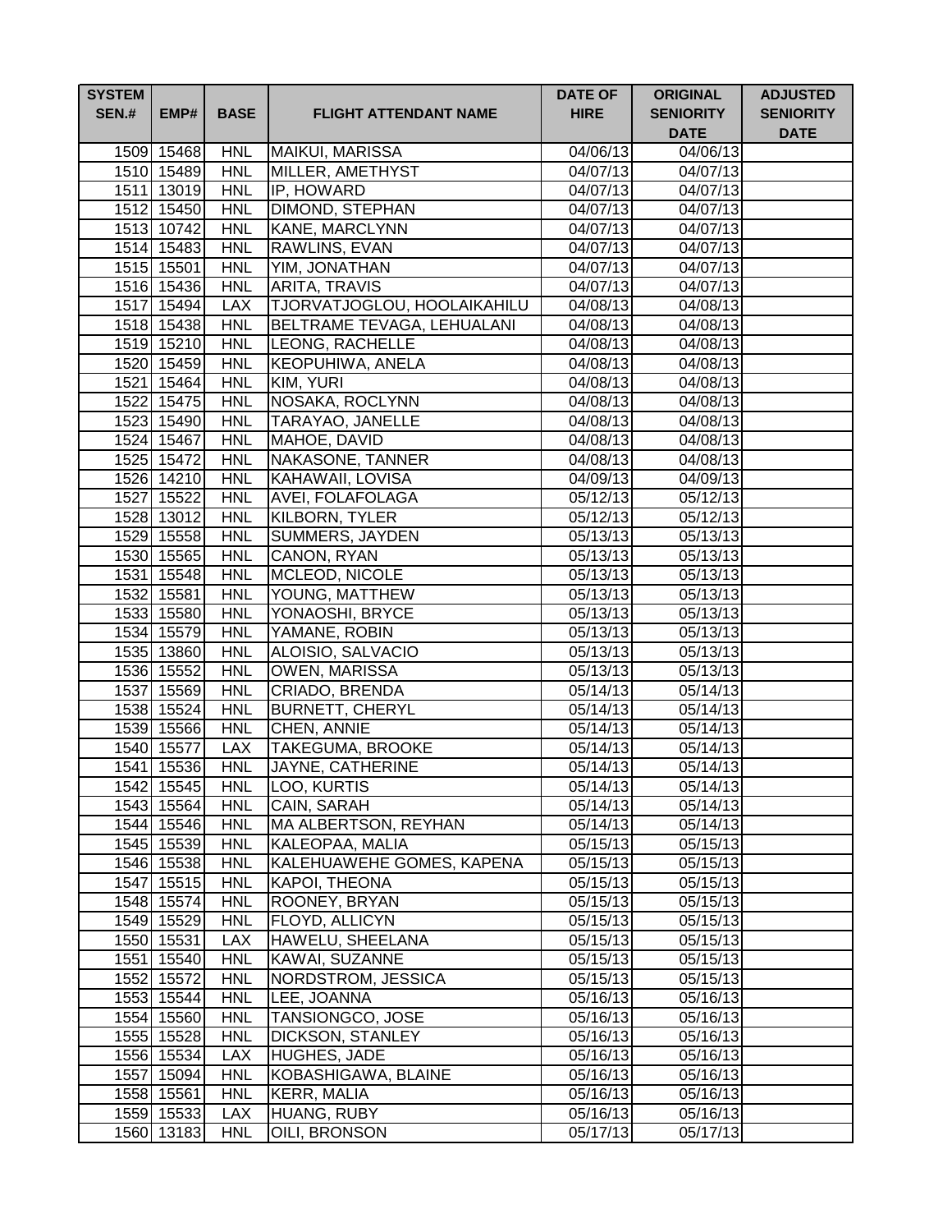| SYSTEM SEN.# | EMP# | BASE | FLIGHT ATTENDANT NAME | DATE OF HIRE | ORIGINAL SENIORITY DATE | ADJUSTED SENIORITY DATE |
|---|---|---|---|---|---|---|
| 1509 | 15468 | HNL | MAIKUI, MARISSA | 04/06/13 | 04/06/13 | |
| 1510 | 15489 | HNL | MILLER, AMETHYST | 04/07/13 | 04/07/13 | |
| 1511 | 13019 | HNL | IP, HOWARD | 04/07/13 | 04/07/13 | |
| 1512 | 15450 | HNL | DIMOND, STEPHAN | 04/07/13 | 04/07/13 | |
| 1513 | 10742 | HNL | KANE, MARCLYNN | 04/07/13 | 04/07/13 | |
| 1514 | 15483 | HNL | RAWLINS, EVAN | 04/07/13 | 04/07/13 | |
| 1515 | 15501 | HNL | YIM, JONATHAN | 04/07/13 | 04/07/13 | |
| 1516 | 15436 | HNL | ARITA, TRAVIS | 04/07/13 | 04/07/13 | |
| 1517 | 15494 | LAX | TJORVATJOGLOU, HOOLAIKAHILU | 04/08/13 | 04/08/13 | |
| 1518 | 15438 | HNL | BELTRAME TEVAGA, LEHUALANI | 04/08/13 | 04/08/13 | |
| 1519 | 15210 | HNL | LEONG, RACHELLE | 04/08/13 | 04/08/13 | |
| 1520 | 15459 | HNL | KEOPUHIWA, ANELA | 04/08/13 | 04/08/13 | |
| 1521 | 15464 | HNL | KIM, YURI | 04/08/13 | 04/08/13 | |
| 1522 | 15475 | HNL | NOSAKA, ROCLYNN | 04/08/13 | 04/08/13 | |
| 1523 | 15490 | HNL | TARAYAO, JANELLE | 04/08/13 | 04/08/13 | |
| 1524 | 15467 | HNL | MAHOE, DAVID | 04/08/13 | 04/08/13 | |
| 1525 | 15472 | HNL | NAKASONE, TANNER | 04/08/13 | 04/08/13 | |
| 1526 | 14210 | HNL | KAHAWAII, LOVISA | 04/09/13 | 04/09/13 | |
| 1527 | 15522 | HNL | AVEI, FOLAFOLAGA | 05/12/13 | 05/12/13 | |
| 1528 | 13012 | HNL | KILBORN, TYLER | 05/12/13 | 05/12/13 | |
| 1529 | 15558 | HNL | SUMMERS, JAYDEN | 05/13/13 | 05/13/13 | |
| 1530 | 15565 | HNL | CANON, RYAN | 05/13/13 | 05/13/13 | |
| 1531 | 15548 | HNL | MCLEOD, NICOLE | 05/13/13 | 05/13/13 | |
| 1532 | 15581 | HNL | YOUNG, MATTHEW | 05/13/13 | 05/13/13 | |
| 1533 | 15580 | HNL | YONAOSHI, BRYCE | 05/13/13 | 05/13/13 | |
| 1534 | 15579 | HNL | YAMANE, ROBIN | 05/13/13 | 05/13/13 | |
| 1535 | 13860 | HNL | ALOISIO, SALVACIO | 05/13/13 | 05/13/13 | |
| 1536 | 15552 | HNL | OWEN, MARISSA | 05/13/13 | 05/13/13 | |
| 1537 | 15569 | HNL | CRIADO, BRENDA | 05/14/13 | 05/14/13 | |
| 1538 | 15524 | HNL | BURNETT, CHERYL | 05/14/13 | 05/14/13 | |
| 1539 | 15566 | HNL | CHEN, ANNIE | 05/14/13 | 05/14/13 | |
| 1540 | 15577 | LAX | TAKEGUMA, BROOKE | 05/14/13 | 05/14/13 | |
| 1541 | 15536 | HNL | JAYNE, CATHERINE | 05/14/13 | 05/14/13 | |
| 1542 | 15545 | HNL | LOO, KURTIS | 05/14/13 | 05/14/13 | |
| 1543 | 15564 | HNL | CAIN, SARAH | 05/14/13 | 05/14/13 | |
| 1544 | 15546 | HNL | MA ALBERTSON, REYHAN | 05/14/13 | 05/14/13 | |
| 1545 | 15539 | HNL | KALEOPAA, MALIA | 05/15/13 | 05/15/13 | |
| 1546 | 15538 | HNL | KALEHUAWEHE GOMES, KAPENA | 05/15/13 | 05/15/13 | |
| 1547 | 15515 | HNL | KAPOI, THEONA | 05/15/13 | 05/15/13 | |
| 1548 | 15574 | HNL | ROONEY, BRYAN | 05/15/13 | 05/15/13 | |
| 1549 | 15529 | HNL | FLOYD, ALLICYN | 05/15/13 | 05/15/13 | |
| 1550 | 15531 | LAX | HAWELU, SHEELANA | 05/15/13 | 05/15/13 | |
| 1551 | 15540 | HNL | KAWAI, SUZANNE | 05/15/13 | 05/15/13 | |
| 1552 | 15572 | HNL | NORDSTROM, JESSICA | 05/15/13 | 05/15/13 | |
| 1553 | 15544 | HNL | LEE, JOANNA | 05/16/13 | 05/16/13 | |
| 1554 | 15560 | HNL | TANSIONGCO, JOSE | 05/16/13 | 05/16/13 | |
| 1555 | 15528 | HNL | DICKSON, STANLEY | 05/16/13 | 05/16/13 | |
| 1556 | 15534 | LAX | HUGHES, JADE | 05/16/13 | 05/16/13 | |
| 1557 | 15094 | HNL | KOBASHIGAWA, BLAINE | 05/16/13 | 05/16/13 | |
| 1558 | 15561 | HNL | KERR, MALIA | 05/16/13 | 05/16/13 | |
| 1559 | 15533 | LAX | HUANG, RUBY | 05/16/13 | 05/16/13 | |
| 1560 | 13183 | HNL | OILI, BRONSON | 05/17/13 | 05/17/13 | |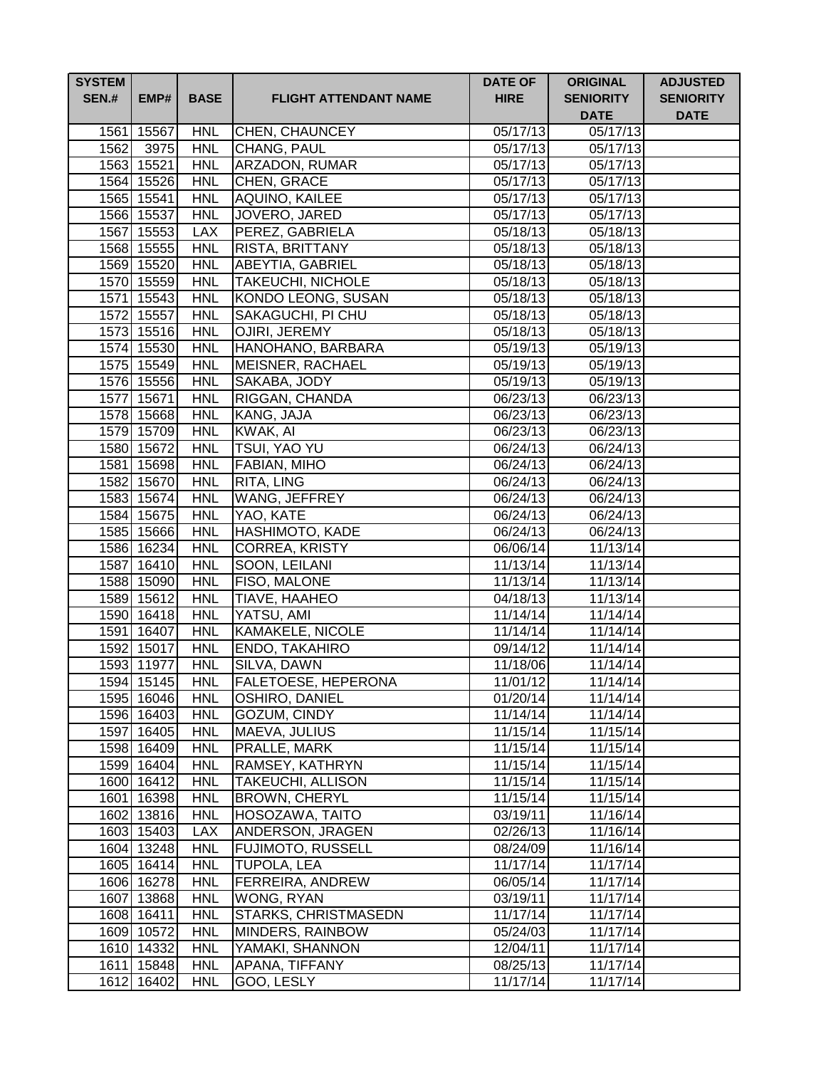| SYSTEM SEN.# | EMP# | BASE | FLIGHT ATTENDANT NAME | DATE OF HIRE | ORIGINAL SENIORITY DATE | ADJUSTED SENIORITY DATE |
|---|---|---|---|---|---|---|
| 1561 | 15567 | HNL | CHEN, CHAUNCEY | 05/17/13 | 05/17/13 | |
| 1562 | 3975 | HNL | CHANG, PAUL | 05/17/13 | 05/17/13 | |
| 1563 | 15521 | HNL | ARZADON, RUMAR | 05/17/13 | 05/17/13 | |
| 1564 | 15526 | HNL | CHEN, GRACE | 05/17/13 | 05/17/13 | |
| 1565 | 15541 | HNL | AQUINO, KAILEE | 05/17/13 | 05/17/13 | |
| 1566 | 15537 | HNL | JOVERO, JARED | 05/17/13 | 05/17/13 | |
| 1567 | 15553 | LAX | PEREZ, GABRIELA | 05/18/13 | 05/18/13 | |
| 1568 | 15555 | HNL | RISTA, BRITTANY | 05/18/13 | 05/18/13 | |
| 1569 | 15520 | HNL | ABEYTIA, GABRIEL | 05/18/13 | 05/18/13 | |
| 1570 | 15559 | HNL | TAKEUCHI, NICHOLE | 05/18/13 | 05/18/13 | |
| 1571 | 15543 | HNL | KONDO LEONG, SUSAN | 05/18/13 | 05/18/13 | |
| 1572 | 15557 | HNL | SAKAGUCHI, PI CHU | 05/18/13 | 05/18/13 | |
| 1573 | 15516 | HNL | OJIRI, JEREMY | 05/18/13 | 05/18/13 | |
| 1574 | 15530 | HNL | HANOHANO, BARBARA | 05/19/13 | 05/19/13 | |
| 1575 | 15549 | HNL | MEISNER, RACHAEL | 05/19/13 | 05/19/13 | |
| 1576 | 15556 | HNL | SAKABA, JODY | 05/19/13 | 05/19/13 | |
| 1577 | 15671 | HNL | RIGGAN, CHANDA | 06/23/13 | 06/23/13 | |
| 1578 | 15668 | HNL | KANG, JAJA | 06/23/13 | 06/23/13 | |
| 1579 | 15709 | HNL | KWAK, AI | 06/23/13 | 06/23/13 | |
| 1580 | 15672 | HNL | TSUI, YAO YU | 06/24/13 | 06/24/13 | |
| 1581 | 15698 | HNL | FABIAN, MIHO | 06/24/13 | 06/24/13 | |
| 1582 | 15670 | HNL | RITA, LING | 06/24/13 | 06/24/13 | |
| 1583 | 15674 | HNL | WANG, JEFFREY | 06/24/13 | 06/24/13 | |
| 1584 | 15675 | HNL | YAO, KATE | 06/24/13 | 06/24/13 | |
| 1585 | 15666 | HNL | HASHIMOTO, KADE | 06/24/13 | 06/24/13 | |
| 1586 | 16234 | HNL | CORREA, KRISTY | 06/06/14 | 11/13/14 | |
| 1587 | 16410 | HNL | SOON, LEILANI | 11/13/14 | 11/13/14 | |
| 1588 | 15090 | HNL | FISO, MALONE | 11/13/14 | 11/13/14 | |
| 1589 | 15612 | HNL | TIAVE, HAAHEO | 04/18/13 | 11/13/14 | |
| 1590 | 16418 | HNL | YATSU, AMI | 11/14/14 | 11/14/14 | |
| 1591 | 16407 | HNL | KAMAKELE, NICOLE | 11/14/14 | 11/14/14 | |
| 1592 | 15017 | HNL | ENDO, TAKAHIRO | 09/14/12 | 11/14/14 | |
| 1593 | 11977 | HNL | SILVA, DAWN | 11/18/06 | 11/14/14 | |
| 1594 | 15145 | HNL | FALETOESE, HEPERONA | 11/01/12 | 11/14/14 | |
| 1595 | 16046 | HNL | OSHIRO, DANIEL | 01/20/14 | 11/14/14 | |
| 1596 | 16403 | HNL | GOZUM, CINDY | 11/14/14 | 11/14/14 | |
| 1597 | 16405 | HNL | MAEVA, JULIUS | 11/15/14 | 11/15/14 | |
| 1598 | 16409 | HNL | PRALLE, MARK | 11/15/14 | 11/15/14 | |
| 1599 | 16404 | HNL | RAMSEY, KATHRYN | 11/15/14 | 11/15/14 | |
| 1600 | 16412 | HNL | TAKEUCHI, ALLISON | 11/15/14 | 11/15/14 | |
| 1601 | 16398 | HNL | BROWN, CHERYL | 11/15/14 | 11/15/14 | |
| 1602 | 13816 | HNL | HOSOZAWA, TAITO | 03/19/11 | 11/16/14 | |
| 1603 | 15403 | LAX | ANDERSON, JRAGEN | 02/26/13 | 11/16/14 | |
| 1604 | 13248 | HNL | FUJIMOTO, RUSSELL | 08/24/09 | 11/16/14 | |
| 1605 | 16414 | HNL | TUPOLA, LEA | 11/17/14 | 11/17/14 | |
| 1606 | 16278 | HNL | FERREIRA, ANDREW | 06/05/14 | 11/17/14 | |
| 1607 | 13868 | HNL | WONG, RYAN | 03/19/11 | 11/17/14 | |
| 1608 | 16411 | HNL | STARKS, CHRISTMASEDN | 11/17/14 | 11/17/14 | |
| 1609 | 10572 | HNL | MINDERS, RAINBOW | 05/24/03 | 11/17/14 | |
| 1610 | 14332 | HNL | YAMAKI, SHANNON | 12/04/11 | 11/17/14 | |
| 1611 | 15848 | HNL | APANA, TIFFANY | 08/25/13 | 11/17/14 | |
| 1612 | 16402 | HNL | GOO, LESLY | 11/17/14 | 11/17/14 | |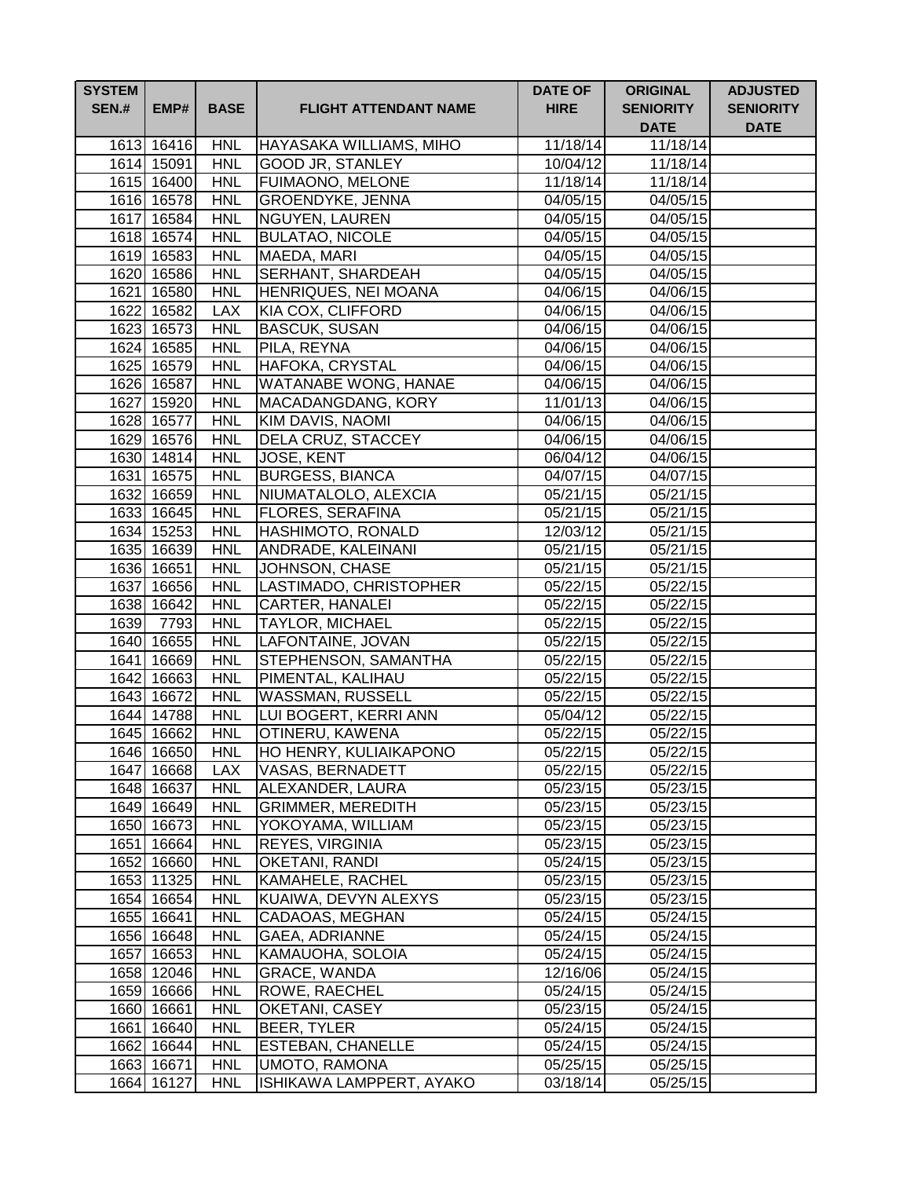| SYSTEM SEN.# | EMP# | BASE | FLIGHT ATTENDANT NAME | DATE OF HIRE | ORIGINAL SENIORITY DATE | ADJUSTED SENIORITY DATE |
|---|---|---|---|---|---|---|
| 1613 | 16416 | HNL | HAYASAKA WILLIAMS, MIHO | 11/18/14 | 11/18/14 | |
| 1614 | 15091 | HNL | GOOD JR, STANLEY | 10/04/12 | 11/18/14 | |
| 1615 | 16400 | HNL | FUIMAONO, MELONE | 11/18/14 | 11/18/14 | |
| 1616 | 16578 | HNL | GROENDYKE, JENNA | 04/05/15 | 04/05/15 | |
| 1617 | 16584 | HNL | NGUYEN, LAUREN | 04/05/15 | 04/05/15 | |
| 1618 | 16574 | HNL | BULATAO, NICOLE | 04/05/15 | 04/05/15 | |
| 1619 | 16583 | HNL | MAEDA, MARI | 04/05/15 | 04/05/15 | |
| 1620 | 16586 | HNL | SERHANT, SHARDEAH | 04/05/15 | 04/05/15 | |
| 1621 | 16580 | HNL | HENRIQUES, NEI MOANA | 04/06/15 | 04/06/15 | |
| 1622 | 16582 | LAX | KIA COX, CLIFFORD | 04/06/15 | 04/06/15 | |
| 1623 | 16573 | HNL | BASCUK, SUSAN | 04/06/15 | 04/06/15 | |
| 1624 | 16585 | HNL | PILA, REYNA | 04/06/15 | 04/06/15 | |
| 1625 | 16579 | HNL | HAFOKA, CRYSTAL | 04/06/15 | 04/06/15 | |
| 1626 | 16587 | HNL | WATANABE WONG, HANAE | 04/06/15 | 04/06/15 | |
| 1627 | 15920 | HNL | MACADANGDANG, KORY | 11/01/13 | 04/06/15 | |
| 1628 | 16577 | HNL | KIM DAVIS, NAOMI | 04/06/15 | 04/06/15 | |
| 1629 | 16576 | HNL | DELA CRUZ, STACCEY | 04/06/15 | 04/06/15 | |
| 1630 | 14814 | HNL | JOSE, KENT | 06/04/12 | 04/06/15 | |
| 1631 | 16575 | HNL | BURGESS, BIANCA | 04/07/15 | 04/07/15 | |
| 1632 | 16659 | HNL | NIUMATALOLO, ALEXCIA | 05/21/15 | 05/21/15 | |
| 1633 | 16645 | HNL | FLORES, SERAFINA | 05/21/15 | 05/21/15 | |
| 1634 | 15253 | HNL | HASHIMOTO, RONALD | 12/03/12 | 05/21/15 | |
| 1635 | 16639 | HNL | ANDRADE, KALEINANI | 05/21/15 | 05/21/15 | |
| 1636 | 16651 | HNL | JOHNSON, CHASE | 05/21/15 | 05/21/15 | |
| 1637 | 16656 | HNL | LASTIMADO, CHRISTOPHER | 05/22/15 | 05/22/15 | |
| 1638 | 16642 | HNL | CARTER, HANALEI | 05/22/15 | 05/22/15 | |
| 1639 | 7793 | HNL | TAYLOR, MICHAEL | 05/22/15 | 05/22/15 | |
| 1640 | 16655 | HNL | LAFONTAINE, JOVAN | 05/22/15 | 05/22/15 | |
| 1641 | 16669 | HNL | STEPHENSON, SAMANTHA | 05/22/15 | 05/22/15 | |
| 1642 | 16663 | HNL | PIMENTAL, KALIHAU | 05/22/15 | 05/22/15 | |
| 1643 | 16672 | HNL | WASSMAN, RUSSELL | 05/22/15 | 05/22/15 | |
| 1644 | 14788 | HNL | LUI BOGERT, KERRI ANN | 05/04/12 | 05/22/15 | |
| 1645 | 16662 | HNL | OTINERU, KAWENA | 05/22/15 | 05/22/15 | |
| 1646 | 16650 | HNL | HO HENRY, KULIAIKAPONO | 05/22/15 | 05/22/15 | |
| 1647 | 16668 | LAX | VASAS, BERNADETT | 05/22/15 | 05/22/15 | |
| 1648 | 16637 | HNL | ALEXANDER, LAURA | 05/23/15 | 05/23/15 | |
| 1649 | 16649 | HNL | GRIMMER, MEREDITH | 05/23/15 | 05/23/15 | |
| 1650 | 16673 | HNL | YOKOYAMA, WILLIAM | 05/23/15 | 05/23/15 | |
| 1651 | 16664 | HNL | REYES, VIRGINIA | 05/23/15 | 05/23/15 | |
| 1652 | 16660 | HNL | OKETANI, RANDI | 05/24/15 | 05/23/15 | |
| 1653 | 11325 | HNL | KAMAHELE, RACHEL | 05/23/15 | 05/23/15 | |
| 1654 | 16654 | HNL | KUAIWA, DEVYN ALEXYS | 05/23/15 | 05/23/15 | |
| 1655 | 16641 | HNL | CADAOAS, MEGHAN | 05/24/15 | 05/24/15 | |
| 1656 | 16648 | HNL | GAEA, ADRIANNE | 05/24/15 | 05/24/15 | |
| 1657 | 16653 | HNL | KAMAUOHA, SOLOIA | 05/24/15 | 05/24/15 | |
| 1658 | 12046 | HNL | GRACE, WANDA | 12/16/06 | 05/24/15 | |
| 1659 | 16666 | HNL | ROWE, RAECHEL | 05/24/15 | 05/24/15 | |
| 1660 | 16661 | HNL | OKETANI, CASEY | 05/23/15 | 05/24/15 | |
| 1661 | 16640 | HNL | BEER, TYLER | 05/24/15 | 05/24/15 | |
| 1662 | 16644 | HNL | ESTEBAN, CHANELLE | 05/24/15 | 05/24/15 | |
| 1663 | 16671 | HNL | UMOTO, RAMONA | 05/25/15 | 05/25/15 | |
| 1664 | 16127 | HNL | ISHIKAWA LAMPPERT, AYAKO | 03/18/14 | 05/25/15 | |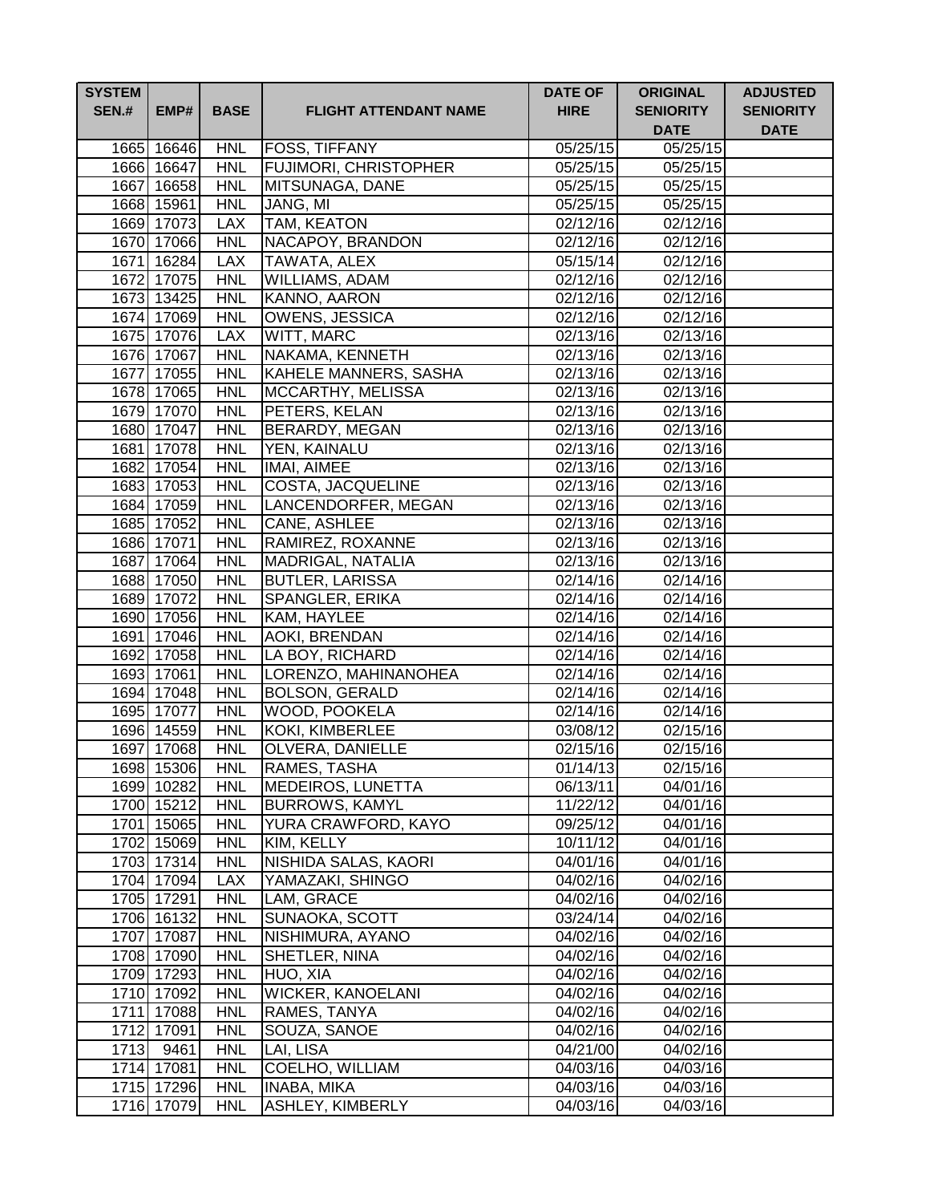| SYSTEM SEN.# | EMP# | BASE | FLIGHT ATTENDANT NAME | DATE OF HIRE | ORIGINAL SENIORITY DATE | ADJUSTED SENIORITY DATE |
|---|---|---|---|---|---|---|
| 1665 | 16646 | HNL | FOSS, TIFFANY | 05/25/15 | 05/25/15 | |
| 1666 | 16647 | HNL | FUJIMORI, CHRISTOPHER | 05/25/15 | 05/25/15 | |
| 1667 | 16658 | HNL | MITSUNAGA, DANE | 05/25/15 | 05/25/15 | |
| 1668 | 15961 | HNL | JANG, MI | 05/25/15 | 05/25/15 | |
| 1669 | 17073 | LAX | TAM, KEATON | 02/12/16 | 02/12/16 | |
| 1670 | 17066 | HNL | NACAPOY, BRANDON | 02/12/16 | 02/12/16 | |
| 1671 | 16284 | LAX | TAWATA, ALEX | 05/15/14 | 02/12/16 | |
| 1672 | 17075 | HNL | WILLIAMS, ADAM | 02/12/16 | 02/12/16 | |
| 1673 | 13425 | HNL | KANNO, AARON | 02/12/16 | 02/12/16 | |
| 1674 | 17069 | HNL | OWENS, JESSICA | 02/12/16 | 02/12/16 | |
| 1675 | 17076 | LAX | WITT, MARC | 02/13/16 | 02/13/16 | |
| 1676 | 17067 | HNL | NAKAMA, KENNETH | 02/13/16 | 02/13/16 | |
| 1677 | 17055 | HNL | KAHELE MANNERS, SASHA | 02/13/16 | 02/13/16 | |
| 1678 | 17065 | HNL | MCCARTHY, MELISSA | 02/13/16 | 02/13/16 | |
| 1679 | 17070 | HNL | PETERS, KELAN | 02/13/16 | 02/13/16 | |
| 1680 | 17047 | HNL | BERARDY, MEGAN | 02/13/16 | 02/13/16 | |
| 1681 | 17078 | HNL | YEN, KAINALU | 02/13/16 | 02/13/16 | |
| 1682 | 17054 | HNL | IMAI, AIMEE | 02/13/16 | 02/13/16 | |
| 1683 | 17053 | HNL | COSTA, JACQUELINE | 02/13/16 | 02/13/16 | |
| 1684 | 17059 | HNL | LANCENDORFER, MEGAN | 02/13/16 | 02/13/16 | |
| 1685 | 17052 | HNL | CANE, ASHLEE | 02/13/16 | 02/13/16 | |
| 1686 | 17071 | HNL | RAMIREZ, ROXANNE | 02/13/16 | 02/13/16 | |
| 1687 | 17064 | HNL | MADRIGAL, NATALIA | 02/13/16 | 02/13/16 | |
| 1688 | 17050 | HNL | BUTLER, LARISSA | 02/14/16 | 02/14/16 | |
| 1689 | 17072 | HNL | SPANGLER, ERIKA | 02/14/16 | 02/14/16 | |
| 1690 | 17056 | HNL | KAM, HAYLEE | 02/14/16 | 02/14/16 | |
| 1691 | 17046 | HNL | AOKI, BRENDAN | 02/14/16 | 02/14/16 | |
| 1692 | 17058 | HNL | LA BOY, RICHARD | 02/14/16 | 02/14/16 | |
| 1693 | 17061 | HNL | LORENZO, MAHINANOHEA | 02/14/16 | 02/14/16 | |
| 1694 | 17048 | HNL | BOLSON, GERALD | 02/14/16 | 02/14/16 | |
| 1695 | 17077 | HNL | WOOD, POOKELA | 02/14/16 | 02/14/16 | |
| 1696 | 14559 | HNL | KOKI, KIMBERLEE | 03/08/12 | 02/15/16 | |
| 1697 | 17068 | HNL | OLVERA, DANIELLE | 02/15/16 | 02/15/16 | |
| 1698 | 15306 | HNL | RAMES, TASHA | 01/14/13 | 02/15/16 | |
| 1699 | 10282 | HNL | MEDEIROS, LUNETTA | 06/13/11 | 04/01/16 | |
| 1700 | 15212 | HNL | BURROWS, KAMYL | 11/22/12 | 04/01/16 | |
| 1701 | 15065 | HNL | YURA CRAWFORD, KAYO | 09/25/12 | 04/01/16 | |
| 1702 | 15069 | HNL | KIM, KELLY | 10/11/12 | 04/01/16 | |
| 1703 | 17314 | HNL | NISHIDA SALAS, KAORI | 04/01/16 | 04/01/16 | |
| 1704 | 17094 | LAX | YAMAZAKI, SHINGO | 04/02/16 | 04/02/16 | |
| 1705 | 17291 | HNL | LAM, GRACE | 04/02/16 | 04/02/16 | |
| 1706 | 16132 | HNL | SUNAOKA, SCOTT | 03/24/14 | 04/02/16 | |
| 1707 | 17087 | HNL | NISHIMURA, AYANO | 04/02/16 | 04/02/16 | |
| 1708 | 17090 | HNL | SHETLER, NINA | 04/02/16 | 04/02/16 | |
| 1709 | 17293 | HNL | HUO, XIA | 04/02/16 | 04/02/16 | |
| 1710 | 17092 | HNL | WICKER, KANOELANI | 04/02/16 | 04/02/16 | |
| 1711 | 17088 | HNL | RAMES, TANYA | 04/02/16 | 04/02/16 | |
| 1712 | 17091 | HNL | SOUZA, SANOE | 04/02/16 | 04/02/16 | |
| 1713 | 9461 | HNL | LAI, LISA | 04/21/00 | 04/02/16 | |
| 1714 | 17081 | HNL | COELHO, WILLIAM | 04/03/16 | 04/03/16 | |
| 1715 | 17296 | HNL | INABA, MIKA | 04/03/16 | 04/03/16 | |
| 1716 | 17079 | HNL | ASHLEY, KIMBERLY | 04/03/16 | 04/03/16 | |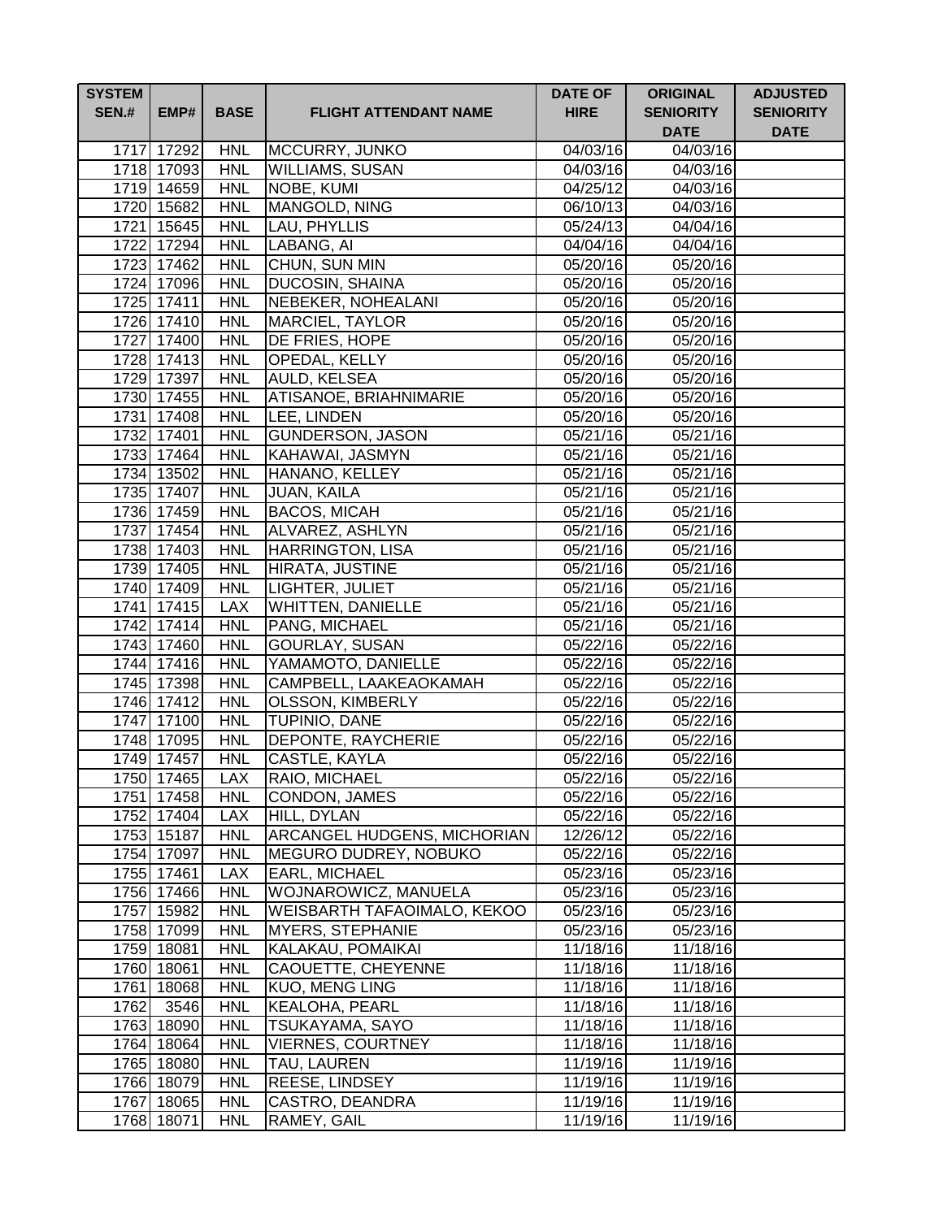| SYSTEM SEN.# | EMP# | BASE | FLIGHT ATTENDANT NAME | DATE OF HIRE | ORIGINAL SENIORITY DATE | ADJUSTED SENIORITY DATE |
|---|---|---|---|---|---|---|
| 1717 | 17292 | HNL | MCCURRY, JUNKO | 04/03/16 | 04/03/16 | |
| 1718 | 17093 | HNL | WILLIAMS, SUSAN | 04/03/16 | 04/03/16 | |
| 1719 | 14659 | HNL | NOBE, KUMI | 04/25/12 | 04/03/16 | |
| 1720 | 15682 | HNL | MANGOLD, NING | 06/10/13 | 04/03/16 | |
| 1721 | 15645 | HNL | LAU, PHYLLIS | 05/24/13 | 04/04/16 | |
| 1722 | 17294 | HNL | LABANG, AI | 04/04/16 | 04/04/16 | |
| 1723 | 17462 | HNL | CHUN, SUN MIN | 05/20/16 | 05/20/16 | |
| 1724 | 17096 | HNL | DUCOSIN, SHAINA | 05/20/16 | 05/20/16 | |
| 1725 | 17411 | HNL | NEBEKER, NOHEALANI | 05/20/16 | 05/20/16 | |
| 1726 | 17410 | HNL | MARCIEL, TAYLOR | 05/20/16 | 05/20/16 | |
| 1727 | 17400 | HNL | DE FRIES, HOPE | 05/20/16 | 05/20/16 | |
| 1728 | 17413 | HNL | OPEDAL, KELLY | 05/20/16 | 05/20/16 | |
| 1729 | 17397 | HNL | AULD, KELSEA | 05/20/16 | 05/20/16 | |
| 1730 | 17455 | HNL | ATISANOE, BRIAHNIMARIE | 05/20/16 | 05/20/16 | |
| 1731 | 17408 | HNL | LEE, LINDEN | 05/20/16 | 05/20/16 | |
| 1732 | 17401 | HNL | GUNDERSON, JASON | 05/21/16 | 05/21/16 | |
| 1733 | 17464 | HNL | KAHAWAI, JASMYN | 05/21/16 | 05/21/16 | |
| 1734 | 13502 | HNL | HANANO, KELLEY | 05/21/16 | 05/21/16 | |
| 1735 | 17407 | HNL | JUAN, KAILA | 05/21/16 | 05/21/16 | |
| 1736 | 17459 | HNL | BACOS, MICAH | 05/21/16 | 05/21/16 | |
| 1737 | 17454 | HNL | ALVAREZ, ASHLYN | 05/21/16 | 05/21/16 | |
| 1738 | 17403 | HNL | HARRINGTON, LISA | 05/21/16 | 05/21/16 | |
| 1739 | 17405 | HNL | HIRATA, JUSTINE | 05/21/16 | 05/21/16 | |
| 1740 | 17409 | HNL | LIGHTER, JULIET | 05/21/16 | 05/21/16 | |
| 1741 | 17415 | LAX | WHITTEN, DANIELLE | 05/21/16 | 05/21/16 | |
| 1742 | 17414 | HNL | PANG, MICHAEL | 05/21/16 | 05/21/16 | |
| 1743 | 17460 | HNL | GOURLAY, SUSAN | 05/22/16 | 05/22/16 | |
| 1744 | 17416 | HNL | YAMAMOTO, DANIELLE | 05/22/16 | 05/22/16 | |
| 1745 | 17398 | HNL | CAMPBELL, LAAKEAOKAMAH | 05/22/16 | 05/22/16 | |
| 1746 | 17412 | HNL | OLSSON, KIMBERLY | 05/22/16 | 05/22/16 | |
| 1747 | 17100 | HNL | TUPINIO, DANE | 05/22/16 | 05/22/16 | |
| 1748 | 17095 | HNL | DEPONTE, RAYCHERIE | 05/22/16 | 05/22/16 | |
| 1749 | 17457 | HNL | CASTLE, KAYLA | 05/22/16 | 05/22/16 | |
| 1750 | 17465 | LAX | RAIO, MICHAEL | 05/22/16 | 05/22/16 | |
| 1751 | 17458 | HNL | CONDON, JAMES | 05/22/16 | 05/22/16 | |
| 1752 | 17404 | LAX | HILL, DYLAN | 05/22/16 | 05/22/16 | |
| 1753 | 15187 | HNL | ARCANGEL HUDGENS, MICHORIAN | 12/26/12 | 05/22/16 | |
| 1754 | 17097 | HNL | MEGURO DUDREY, NOBUKO | 05/22/16 | 05/22/16 | |
| 1755 | 17461 | LAX | EARL, MICHAEL | 05/23/16 | 05/23/16 | |
| 1756 | 17466 | HNL | WOJNAROWICZ, MANUELA | 05/23/16 | 05/23/16 | |
| 1757 | 15982 | HNL | WEISBARTH TAFAOIMALO, KEKOO | 05/23/16 | 05/23/16 | |
| 1758 | 17099 | HNL | MYERS, STEPHANIE | 05/23/16 | 05/23/16 | |
| 1759 | 18081 | HNL | KALAKAU, POMAIKAI | 11/18/16 | 11/18/16 | |
| 1760 | 18061 | HNL | CAOUETTE, CHEYENNE | 11/18/16 | 11/18/16 | |
| 1761 | 18068 | HNL | KUO, MENG LING | 11/18/16 | 11/18/16 | |
| 1762 | 3546 | HNL | KEALOHA, PEARL | 11/18/16 | 11/18/16 | |
| 1763 | 18090 | HNL | TSUKAYAMA, SAYO | 11/18/16 | 11/18/16 | |
| 1764 | 18064 | HNL | VIERNES, COURTNEY | 11/18/16 | 11/18/16 | |
| 1765 | 18080 | HNL | TAU, LAUREN | 11/19/16 | 11/19/16 | |
| 1766 | 18079 | HNL | REESE, LINDSEY | 11/19/16 | 11/19/16 | |
| 1767 | 18065 | HNL | CASTRO, DEANDRA | 11/19/16 | 11/19/16 | |
| 1768 | 18071 | HNL | RAMEY, GAIL | 11/19/16 | 11/19/16 | |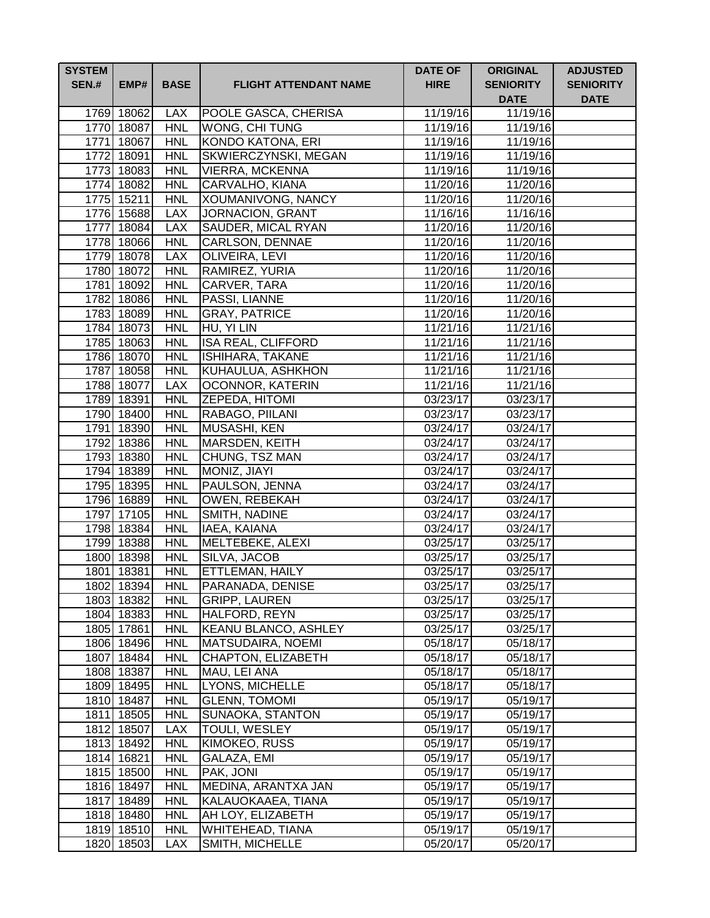| SYSTEM SEN.# | EMP# | BASE | FLIGHT ATTENDANT NAME | DATE OF HIRE | ORIGINAL SENIORITY DATE | ADJUSTED SENIORITY DATE |
|---|---|---|---|---|---|---|
| 1769 | 18062 | LAX | POOLE GASCA, CHERISA | 11/19/16 | 11/19/16 | |
| 1770 | 18087 | HNL | WONG, CHI TUNG | 11/19/16 | 11/19/16 | |
| 1771 | 18067 | HNL | KONDO KATONA, ERI | 11/19/16 | 11/19/16 | |
| 1772 | 18091 | HNL | SKWIERCZYNSKI, MEGAN | 11/19/16 | 11/19/16 | |
| 1773 | 18083 | HNL | VIERRA, MCKENNA | 11/19/16 | 11/19/16 | |
| 1774 | 18082 | HNL | CARVALHO, KIANA | 11/20/16 | 11/20/16 | |
| 1775 | 15211 | HNL | XOUMANIVONG, NANCY | 11/20/16 | 11/20/16 | |
| 1776 | 15688 | LAX | JORNACION, GRANT | 11/16/16 | 11/16/16 | |
| 1777 | 18084 | LAX | SAUDER, MICAL RYAN | 11/20/16 | 11/20/16 | |
| 1778 | 18066 | HNL | CARLSON, DENNAE | 11/20/16 | 11/20/16 | |
| 1779 | 18078 | LAX | OLIVEIRA, LEVI | 11/20/16 | 11/20/16 | |
| 1780 | 18072 | HNL | RAMIREZ, YURIA | 11/20/16 | 11/20/16 | |
| 1781 | 18092 | HNL | CARVER, TARA | 11/20/16 | 11/20/16 | |
| 1782 | 18086 | HNL | PASSI, LIANNE | 11/20/16 | 11/20/16 | |
| 1783 | 18089 | HNL | GRAY, PATRICE | 11/20/16 | 11/20/16 | |
| 1784 | 18073 | HNL | HU, YI LIN | 11/21/16 | 11/21/16 | |
| 1785 | 18063 | HNL | ISA REAL, CLIFFORD | 11/21/16 | 11/21/16 | |
| 1786 | 18070 | HNL | ISHIHARA, TAKANE | 11/21/16 | 11/21/16 | |
| 1787 | 18058 | HNL | KUHAULUA, ASHKHON | 11/21/16 | 11/21/16 | |
| 1788 | 18077 | LAX | OCONNOR, KATERIN | 11/21/16 | 11/21/16 | |
| 1789 | 18391 | HNL | ZEPEDA, HITOMI | 03/23/17 | 03/23/17 | |
| 1790 | 18400 | HNL | RABAGO, PIILANI | 03/23/17 | 03/23/17 | |
| 1791 | 18390 | HNL | MUSASHI, KEN | 03/24/17 | 03/24/17 | |
| 1792 | 18386 | HNL | MARSDEN, KEITH | 03/24/17 | 03/24/17 | |
| 1793 | 18380 | HNL | CHUNG, TSZ MAN | 03/24/17 | 03/24/17 | |
| 1794 | 18389 | HNL | MONIZ, JIAYI | 03/24/17 | 03/24/17 | |
| 1795 | 18395 | HNL | PAULSON, JENNA | 03/24/17 | 03/24/17 | |
| 1796 | 16889 | HNL | OWEN, REBEKAH | 03/24/17 | 03/24/17 | |
| 1797 | 17105 | HNL | SMITH, NADINE | 03/24/17 | 03/24/17 | |
| 1798 | 18384 | HNL | IAEA, KAIANA | 03/24/17 | 03/24/17 | |
| 1799 | 18388 | HNL | MELTEBEKE, ALEXI | 03/25/17 | 03/25/17 | |
| 1800 | 18398 | HNL | SILVA, JACOB | 03/25/17 | 03/25/17 | |
| 1801 | 18381 | HNL | ETTLEMAN, HAILY | 03/25/17 | 03/25/17 | |
| 1802 | 18394 | HNL | PARANADA, DENISE | 03/25/17 | 03/25/17 | |
| 1803 | 18382 | HNL | GRIPP, LAUREN | 03/25/17 | 03/25/17 | |
| 1804 | 18383 | HNL | HALFORD, REYN | 03/25/17 | 03/25/17 | |
| 1805 | 17861 | HNL | KEANU BLANCO, ASHLEY | 03/25/17 | 03/25/17 | |
| 1806 | 18496 | HNL | MATSUDAIRA, NOEMI | 05/18/17 | 05/18/17 | |
| 1807 | 18484 | HNL | CHAPTON, ELIZABETH | 05/18/17 | 05/18/17 | |
| 1808 | 18387 | HNL | MAU, LEI ANA | 05/18/17 | 05/18/17 | |
| 1809 | 18495 | HNL | LYONS, MICHELLE | 05/18/17 | 05/18/17 | |
| 1810 | 18487 | HNL | GLENN, TOMOMI | 05/19/17 | 05/19/17 | |
| 1811 | 18505 | HNL | SUNAOKA, STANTON | 05/19/17 | 05/19/17 | |
| 1812 | 18507 | LAX | TOULI, WESLEY | 05/19/17 | 05/19/17 | |
| 1813 | 18492 | HNL | KIMOKEO, RUSS | 05/19/17 | 05/19/17 | |
| 1814 | 16821 | HNL | GALAZA, EMI | 05/19/17 | 05/19/17 | |
| 1815 | 18500 | HNL | PAK, JONI | 05/19/17 | 05/19/17 | |
| 1816 | 18497 | HNL | MEDINA, ARANTXA JAN | 05/19/17 | 05/19/17 | |
| 1817 | 18489 | HNL | KALAUOKAAEA, TIANA | 05/19/17 | 05/19/17 | |
| 1818 | 18480 | HNL | AH LOY, ELIZABETH | 05/19/17 | 05/19/17 | |
| 1819 | 18510 | HNL | WHITEHEAD, TIANA | 05/19/17 | 05/19/17 | |
| 1820 | 18503 | LAX | SMITH, MICHELLE | 05/20/17 | 05/20/17 | |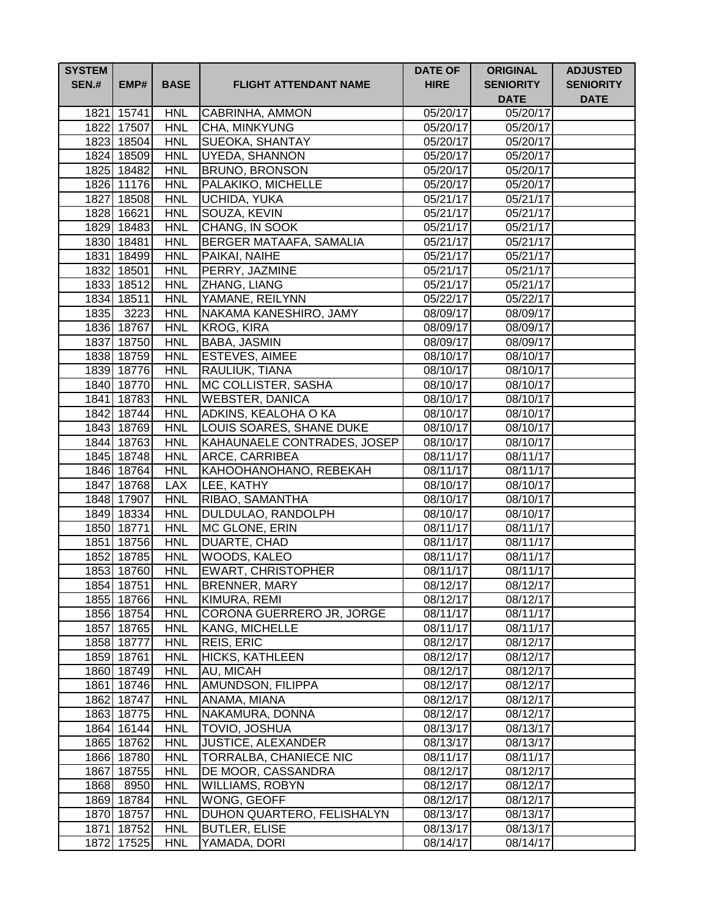| SYSTEM SEN.# | EMP# | BASE | FLIGHT ATTENDANT NAME | DATE OF HIRE | ORIGINAL SENIORITY DATE | ADJUSTED SENIORITY DATE |
|---|---|---|---|---|---|---|
| 1821 | 15741 | HNL | CABRINHA, AMMON | 05/20/17 | 05/20/17 | |
| 1822 | 17507 | HNL | CHA, MINKYUNG | 05/20/17 | 05/20/17 | |
| 1823 | 18504 | HNL | SUEOKA, SHANTAY | 05/20/17 | 05/20/17 | |
| 1824 | 18509 | HNL | UYEDA, SHANNON | 05/20/17 | 05/20/17 | |
| 1825 | 18482 | HNL | BRUNO, BRONSON | 05/20/17 | 05/20/17 | |
| 1826 | 11176 | HNL | PALAKIKO, MICHELLE | 05/20/17 | 05/20/17 | |
| 1827 | 18508 | HNL | UCHIDA, YUKA | 05/21/17 | 05/21/17 | |
| 1828 | 16621 | HNL | SOUZA, KEVIN | 05/21/17 | 05/21/17 | |
| 1829 | 18483 | HNL | CHANG, IN SOOK | 05/21/17 | 05/21/17 | |
| 1830 | 18481 | HNL | BERGER MATAAFA, SAMALIA | 05/21/17 | 05/21/17 | |
| 1831 | 18499 | HNL | PAIKAI, NAIHE | 05/21/17 | 05/21/17 | |
| 1832 | 18501 | HNL | PERRY, JAZMINE | 05/21/17 | 05/21/17 | |
| 1833 | 18512 | HNL | ZHANG, LIANG | 05/21/17 | 05/21/17 | |
| 1834 | 18511 | HNL | YAMANE, REILYNN | 05/22/17 | 05/22/17 | |
| 1835 | 3223 | HNL | NAKAMA KANESHIRO, JAMY | 08/09/17 | 08/09/17 | |
| 1836 | 18767 | HNL | KROG, KIRA | 08/09/17 | 08/09/17 | |
| 1837 | 18750 | HNL | BABA, JASMIN | 08/09/17 | 08/09/17 | |
| 1838 | 18759 | HNL | ESTEVES, AIMEE | 08/10/17 | 08/10/17 | |
| 1839 | 18776 | HNL | RAULIUK, TIANA | 08/10/17 | 08/10/17 | |
| 1840 | 18770 | HNL | MC COLLISTER, SASHA | 08/10/17 | 08/10/17 | |
| 1841 | 18783 | HNL | WEBSTER, DANICA | 08/10/17 | 08/10/17 | |
| 1842 | 18744 | HNL | ADKINS, KEALOHA O KA | 08/10/17 | 08/10/17 | |
| 1843 | 18769 | HNL | LOUIS SOARES, SHANE DUKE | 08/10/17 | 08/10/17 | |
| 1844 | 18763 | HNL | KAHAUNAELE CONTRADES, JOSEP | 08/10/17 | 08/10/17 | |
| 1845 | 18748 | HNL | ARCE, CARRIBEA | 08/11/17 | 08/11/17 | |
| 1846 | 18764 | HNL | KAHOOHANOHANO, REBEKAH | 08/11/17 | 08/11/17 | |
| 1847 | 18768 | LAX | LEE, KATHY | 08/10/17 | 08/10/17 | |
| 1848 | 17907 | HNL | RIBAO, SAMANTHA | 08/10/17 | 08/10/17 | |
| 1849 | 18334 | HNL | DULDULAO, RANDOLPH | 08/10/17 | 08/10/17 | |
| 1850 | 18771 | HNL | MC GLONE, ERIN | 08/11/17 | 08/11/17 | |
| 1851 | 18756 | HNL | DUARTE, CHAD | 08/11/17 | 08/11/17 | |
| 1852 | 18785 | HNL | WOODS, KALEO | 08/11/17 | 08/11/17 | |
| 1853 | 18760 | HNL | EWART, CHRISTOPHER | 08/11/17 | 08/11/17 | |
| 1854 | 18751 | HNL | BRENNER, MARY | 08/12/17 | 08/12/17 | |
| 1855 | 18766 | HNL | KIMURA, REMI | 08/12/17 | 08/12/17 | |
| 1856 | 18754 | HNL | CORONA GUERRERO JR, JORGE | 08/11/17 | 08/11/17 | |
| 1857 | 18765 | HNL | KANG, MICHELLE | 08/11/17 | 08/11/17 | |
| 1858 | 18777 | HNL | REIS, ERIC | 08/12/17 | 08/12/17 | |
| 1859 | 18761 | HNL | HICKS, KATHLEEN | 08/12/17 | 08/12/17 | |
| 1860 | 18749 | HNL | AU, MICAH | 08/12/17 | 08/12/17 | |
| 1861 | 18746 | HNL | AMUNDSON, FILIPPA | 08/12/17 | 08/12/17 | |
| 1862 | 18747 | HNL | ANAMA, MIANA | 08/12/17 | 08/12/17 | |
| 1863 | 18775 | HNL | NAKAMURA, DONNA | 08/12/17 | 08/12/17 | |
| 1864 | 16144 | HNL | TOVIO, JOSHUA | 08/13/17 | 08/13/17 | |
| 1865 | 18762 | HNL | JUSTICE, ALEXANDER | 08/13/17 | 08/13/17 | |
| 1866 | 18780 | HNL | TORRALBA, CHANIECE NIC | 08/11/17 | 08/11/17 | |
| 1867 | 18755 | HNL | DE MOOR, CASSANDRA | 08/12/17 | 08/12/17 | |
| 1868 | 8950 | HNL | WILLIAMS, ROBYN | 08/12/17 | 08/12/17 | |
| 1869 | 18784 | HNL | WONG, GEOFF | 08/12/17 | 08/12/17 | |
| 1870 | 18757 | HNL | DUHON QUARTERO, FELISHALYN | 08/13/17 | 08/13/17 | |
| 1871 | 18752 | HNL | BUTLER, ELISE | 08/13/17 | 08/13/17 | |
| 1872 | 17525 | HNL | YAMADA, DORI | 08/14/17 | 08/14/17 | |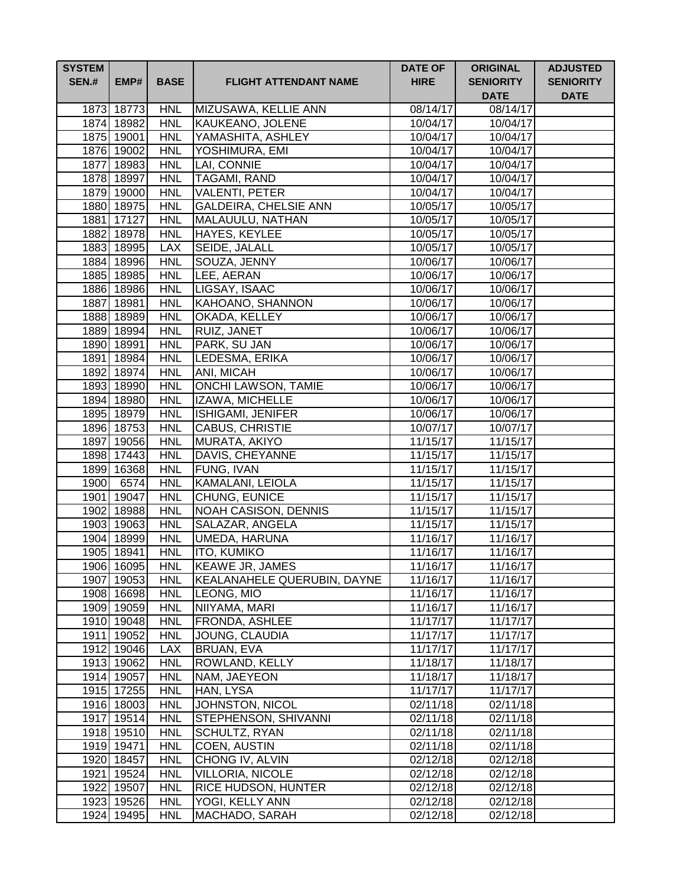| SYSTEM SEN.# | EMP# | BASE | FLIGHT ATTENDANT NAME | DATE OF HIRE | ORIGINAL SENIORITY DATE | ADJUSTED SENIORITY DATE |
|---|---|---|---|---|---|---|
| 1873 | 18773 | HNL | MIZUSAWA, KELLIE ANN | 08/14/17 | 08/14/17 | |
| 1874 | 18982 | HNL | KAUKEANO, JOLENE | 10/04/17 | 10/04/17 | |
| 1875 | 19001 | HNL | YAMASHITA, ASHLEY | 10/04/17 | 10/04/17 | |
| 1876 | 19002 | HNL | YOSHIMURA, EMI | 10/04/17 | 10/04/17 | |
| 1877 | 18983 | HNL | LAI, CONNIE | 10/04/17 | 10/04/17 | |
| 1878 | 18997 | HNL | TAGAMI, RAND | 10/04/17 | 10/04/17 | |
| 1879 | 19000 | HNL | VALENTI, PETER | 10/04/17 | 10/04/17 | |
| 1880 | 18975 | HNL | GALDEIRA, CHELSIE ANN | 10/05/17 | 10/05/17 | |
| 1881 | 17127 | HNL | MALAUULU, NATHAN | 10/05/17 | 10/05/17 | |
| 1882 | 18978 | HNL | HAYES, KEYLEE | 10/05/17 | 10/05/17 | |
| 1883 | 18995 | LAX | SEIDE, JALALL | 10/05/17 | 10/05/17 | |
| 1884 | 18996 | HNL | SOUZA, JENNY | 10/06/17 | 10/06/17 | |
| 1885 | 18985 | HNL | LEE, AERAN | 10/06/17 | 10/06/17 | |
| 1886 | 18986 | HNL | LIGSAY, ISAAC | 10/06/17 | 10/06/17 | |
| 1887 | 18981 | HNL | KAHOANO, SHANNON | 10/06/17 | 10/06/17 | |
| 1888 | 18989 | HNL | OKADA, KELLEY | 10/06/17 | 10/06/17 | |
| 1889 | 18994 | HNL | RUIZ, JANET | 10/06/17 | 10/06/17 | |
| 1890 | 18991 | HNL | PARK, SU JAN | 10/06/17 | 10/06/17 | |
| 1891 | 18984 | HNL | LEDESMA, ERIKA | 10/06/17 | 10/06/17 | |
| 1892 | 18974 | HNL | ANI, MICAH | 10/06/17 | 10/06/17 | |
| 1893 | 18990 | HNL | ONCHI LAWSON, TAMIE | 10/06/17 | 10/06/17 | |
| 1894 | 18980 | HNL | IZAWA, MICHELLE | 10/06/17 | 10/06/17 | |
| 1895 | 18979 | HNL | ISHIGAMI, JENIFER | 10/06/17 | 10/06/17 | |
| 1896 | 18753 | HNL | CABUS, CHRISTIE | 10/07/17 | 10/07/17 | |
| 1897 | 19056 | HNL | MURATA, AKIYO | 11/15/17 | 11/15/17 | |
| 1898 | 17443 | HNL | DAVIS, CHEYANNE | 11/15/17 | 11/15/17 | |
| 1899 | 16368 | HNL | FUNG, IVAN | 11/15/17 | 11/15/17 | |
| 1900 | 6574 | HNL | KAMALANI, LEIOLA | 11/15/17 | 11/15/17 | |
| 1901 | 19047 | HNL | CHUNG, EUNICE | 11/15/17 | 11/15/17 | |
| 1902 | 18988 | HNL | NOAH CASISON, DENNIS | 11/15/17 | 11/15/17 | |
| 1903 | 19063 | HNL | SALAZAR, ANGELA | 11/15/17 | 11/15/17 | |
| 1904 | 18999 | HNL | UMEDA, HARUNA | 11/16/17 | 11/16/17 | |
| 1905 | 18941 | HNL | ITO, KUMIKO | 11/16/17 | 11/16/17 | |
| 1906 | 16095 | HNL | KEAWE JR, JAMES | 11/16/17 | 11/16/17 | |
| 1907 | 19053 | HNL | KEALANAHELE QUERUBIN, DAYNE | 11/16/17 | 11/16/17 | |
| 1908 | 16698 | HNL | LEONG, MIO | 11/16/17 | 11/16/17 | |
| 1909 | 19059 | HNL | NIIYAMA, MARI | 11/16/17 | 11/16/17 | |
| 1910 | 19048 | HNL | FRONDA, ASHLEE | 11/17/17 | 11/17/17 | |
| 1911 | 19052 | HNL | JOUNG, CLAUDIA | 11/17/17 | 11/17/17 | |
| 1912 | 19046 | LAX | BRUAN, EVA | 11/17/17 | 11/17/17 | |
| 1913 | 19062 | HNL | ROWLAND, KELLY | 11/18/17 | 11/18/17 | |
| 1914 | 19057 | HNL | NAM, JAEYEON | 11/18/17 | 11/18/17 | |
| 1915 | 17255 | HNL | HAN, LYSA | 11/17/17 | 11/17/17 | |
| 1916 | 18003 | HNL | JOHNSTON, NICOL | 02/11/18 | 02/11/18 | |
| 1917 | 19514 | HNL | STEPHENSON, SHIVANNI | 02/11/18 | 02/11/18 | |
| 1918 | 19510 | HNL | SCHULTZ, RYAN | 02/11/18 | 02/11/18 | |
| 1919 | 19471 | HNL | COEN, AUSTIN | 02/11/18 | 02/11/18 | |
| 1920 | 18457 | HNL | CHONG IV, ALVIN | 02/12/18 | 02/12/18 | |
| 1921 | 19524 | HNL | VILLORIA, NICOLE | 02/12/18 | 02/12/18 | |
| 1922 | 19507 | HNL | RICE HUDSON, HUNTER | 02/12/18 | 02/12/18 | |
| 1923 | 19526 | HNL | YOGI, KELLY ANN | 02/12/18 | 02/12/18 | |
| 1924 | 19495 | HNL | MACHADO, SARAH | 02/12/18 | 02/12/18 | |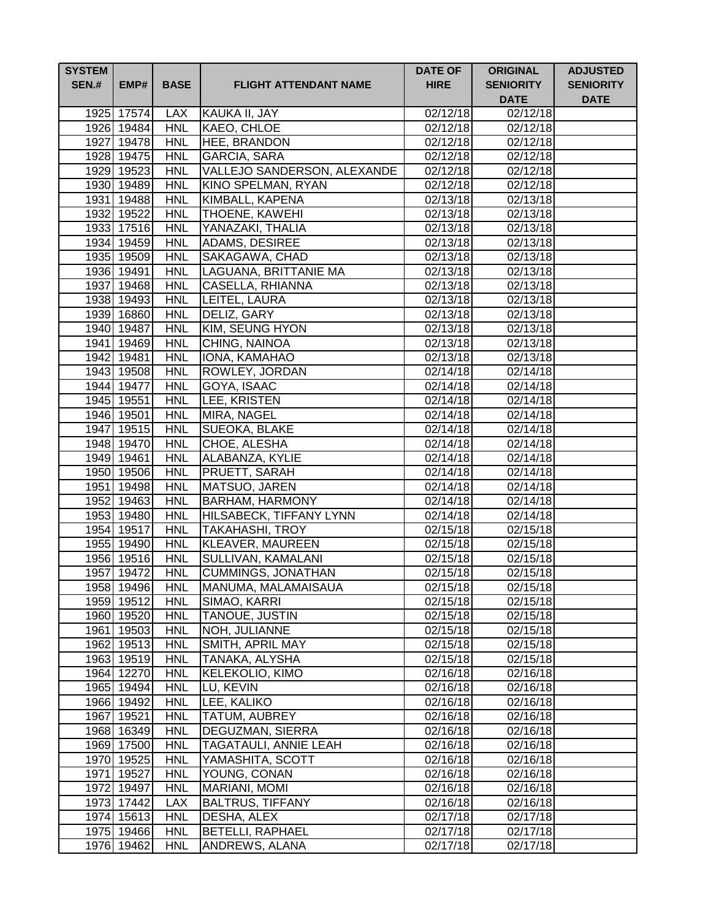| SYSTEM SEN.# | EMP# | BASE | FLIGHT ATTENDANT NAME | DATE OF HIRE | ORIGINAL SENIORITY DATE | ADJUSTED SENIORITY DATE |
|---|---|---|---|---|---|---|
| 1925 | 17574 | LAX | KAUKA II, JAY | 02/12/18 | 02/12/18 | |
| 1926 | 19484 | HNL | KAEO, CHLOE | 02/12/18 | 02/12/18 | |
| 1927 | 19478 | HNL | HEE, BRANDON | 02/12/18 | 02/12/18 | |
| 1928 | 19475 | HNL | GARCIA, SARA | 02/12/18 | 02/12/18 | |
| 1929 | 19523 | HNL | VALLEJO SANDERSON, ALEXANDE | 02/12/18 | 02/12/18 | |
| 1930 | 19489 | HNL | KINO SPELMAN, RYAN | 02/12/18 | 02/12/18 | |
| 1931 | 19488 | HNL | KIMBALL, KAPENA | 02/13/18 | 02/13/18 | |
| 1932 | 19522 | HNL | THOENE, KAWEHI | 02/13/18 | 02/13/18 | |
| 1933 | 17516 | HNL | YANAZAKI, THALIA | 02/13/18 | 02/13/18 | |
| 1934 | 19459 | HNL | ADAMS, DESIREE | 02/13/18 | 02/13/18 | |
| 1935 | 19509 | HNL | SAKAGAWA, CHAD | 02/13/18 | 02/13/18 | |
| 1936 | 19491 | HNL | LAGUANA, BRITTANIE MA | 02/13/18 | 02/13/18 | |
| 1937 | 19468 | HNL | CASELLA, RHIANNA | 02/13/18 | 02/13/18 | |
| 1938 | 19493 | HNL | LEITEL, LAURA | 02/13/18 | 02/13/18 | |
| 1939 | 16860 | HNL | DELIZ, GARY | 02/13/18 | 02/13/18 | |
| 1940 | 19487 | HNL | KIM, SEUNG HYON | 02/13/18 | 02/13/18 | |
| 1941 | 19469 | HNL | CHING, NAINOA | 02/13/18 | 02/13/18 | |
| 1942 | 19481 | HNL | IONA, KAMAHAO | 02/13/18 | 02/13/18 | |
| 1943 | 19508 | HNL | ROWLEY, JORDAN | 02/14/18 | 02/14/18 | |
| 1944 | 19477 | HNL | GOYA, ISAAC | 02/14/18 | 02/14/18 | |
| 1945 | 19551 | HNL | LEE, KRISTEN | 02/14/18 | 02/14/18 | |
| 1946 | 19501 | HNL | MIRA, NAGEL | 02/14/18 | 02/14/18 | |
| 1947 | 19515 | HNL | SUEOKA, BLAKE | 02/14/18 | 02/14/18 | |
| 1948 | 19470 | HNL | CHOE, ALESHA | 02/14/18 | 02/14/18 | |
| 1949 | 19461 | HNL | ALABANZA, KYLIE | 02/14/18 | 02/14/18 | |
| 1950 | 19506 | HNL | PRUETT, SARAH | 02/14/18 | 02/14/18 | |
| 1951 | 19498 | HNL | MATSUO, JAREN | 02/14/18 | 02/14/18 | |
| 1952 | 19463 | HNL | BARHAM, HARMONY | 02/14/18 | 02/14/18 | |
| 1953 | 19480 | HNL | HILSABECK, TIFFANY LYNN | 02/14/18 | 02/14/18 | |
| 1954 | 19517 | HNL | TAKAHASHI, TROY | 02/15/18 | 02/15/18 | |
| 1955 | 19490 | HNL | KLEAVER, MAUREEN | 02/15/18 | 02/15/18 | |
| 1956 | 19516 | HNL | SULLIVAN, KAMALANI | 02/15/18 | 02/15/18 | |
| 1957 | 19472 | HNL | CUMMINGS, JONATHAN | 02/15/18 | 02/15/18 | |
| 1958 | 19496 | HNL | MANUMA, MALAMAISAUA | 02/15/18 | 02/15/18 | |
| 1959 | 19512 | HNL | SIMAO, KARRI | 02/15/18 | 02/15/18 | |
| 1960 | 19520 | HNL | TANOUE, JUSTIN | 02/15/18 | 02/15/18 | |
| 1961 | 19503 | HNL | NOH, JULIANNE | 02/15/18 | 02/15/18 | |
| 1962 | 19513 | HNL | SMITH, APRIL MAY | 02/15/18 | 02/15/18 | |
| 1963 | 19519 | HNL | TANAKA, ALYSHA | 02/15/18 | 02/15/18 | |
| 1964 | 12270 | HNL | KELEKOLIO, KIMO | 02/16/18 | 02/16/18 | |
| 1965 | 19494 | HNL | LU, KEVIN | 02/16/18 | 02/16/18 | |
| 1966 | 19492 | HNL | LEE, KALIKO | 02/16/18 | 02/16/18 | |
| 1967 | 19521 | HNL | TATUM, AUBREY | 02/16/18 | 02/16/18 | |
| 1968 | 16349 | HNL | DEGUZMAN, SIERRA | 02/16/18 | 02/16/18 | |
| 1969 | 17500 | HNL | TAGATAULI, ANNIE LEAH | 02/16/18 | 02/16/18 | |
| 1970 | 19525 | HNL | YAMASHITA, SCOTT | 02/16/18 | 02/16/18 | |
| 1971 | 19527 | HNL | YOUNG, CONAN | 02/16/18 | 02/16/18 | |
| 1972 | 19497 | HNL | MARIANI, MOMI | 02/16/18 | 02/16/18 | |
| 1973 | 17442 | LAX | BALTRUS, TIFFANY | 02/16/18 | 02/16/18 | |
| 1974 | 15613 | HNL | DESHA, ALEX | 02/17/18 | 02/17/18 | |
| 1975 | 19466 | HNL | BETELLI, RAPHAEL | 02/17/18 | 02/17/18 | |
| 1976 | 19462 | HNL | ANDREWS, ALANA | 02/17/18 | 02/17/18 | |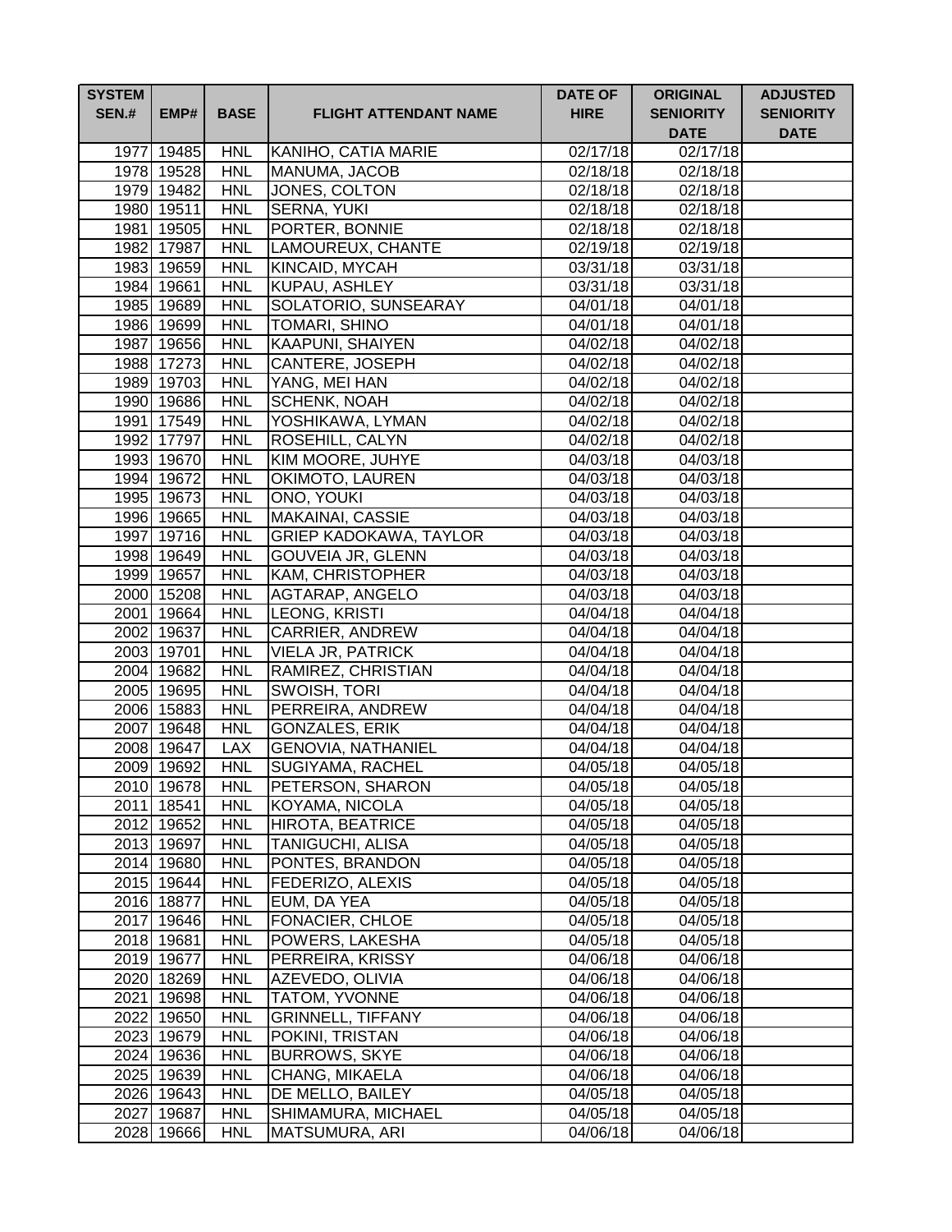| SYSTEM SEN.# | EMP# | BASE | FLIGHT ATTENDANT NAME | DATE OF HIRE | ORIGINAL SENIORITY DATE | ADJUSTED SENIORITY DATE |
|---|---|---|---|---|---|---|
| 1977 | 19485 | HNL | KANIHO, CATIA MARIE | 02/17/18 | 02/17/18 | |
| 1978 | 19528 | HNL | MANUMA, JACOB | 02/18/18 | 02/18/18 | |
| 1979 | 19482 | HNL | JONES, COLTON | 02/18/18 | 02/18/18 | |
| 1980 | 19511 | HNL | SERNA, YUKI | 02/18/18 | 02/18/18 | |
| 1981 | 19505 | HNL | PORTER, BONNIE | 02/18/18 | 02/18/18 | |
| 1982 | 17987 | HNL | LAMOUREUX, CHANTE | 02/19/18 | 02/19/18 | |
| 1983 | 19659 | HNL | KINCAID, MYCAH | 03/31/18 | 03/31/18 | |
| 1984 | 19661 | HNL | KUPAU, ASHLEY | 03/31/18 | 03/31/18 | |
| 1985 | 19689 | HNL | SOLATORIO, SUNSEARAY | 04/01/18 | 04/01/18 | |
| 1986 | 19699 | HNL | TOMARI, SHINO | 04/01/18 | 04/01/18 | |
| 1987 | 19656 | HNL | KAAPUNI, SHAIYEN | 04/02/18 | 04/02/18 | |
| 1988 | 17273 | HNL | CANTERE, JOSEPH | 04/02/18 | 04/02/18 | |
| 1989 | 19703 | HNL | YANG, MEI HAN | 04/02/18 | 04/02/18 | |
| 1990 | 19686 | HNL | SCHENK, NOAH | 04/02/18 | 04/02/18 | |
| 1991 | 17549 | HNL | YOSHIKAWA, LYMAN | 04/02/18 | 04/02/18 | |
| 1992 | 17797 | HNL | ROSEHILL, CALYN | 04/02/18 | 04/02/18 | |
| 1993 | 19670 | HNL | KIM MOORE, JUHYE | 04/03/18 | 04/03/18 | |
| 1994 | 19672 | HNL | OKIMOTO, LAUREN | 04/03/18 | 04/03/18 | |
| 1995 | 19673 | HNL | ONO, YOUKI | 04/03/18 | 04/03/18 | |
| 1996 | 19665 | HNL | MAKAINAI, CASSIE | 04/03/18 | 04/03/18 | |
| 1997 | 19716 | HNL | GRIEP KADOKAWA, TAYLOR | 04/03/18 | 04/03/18 | |
| 1998 | 19649 | HNL | GOUVEIA JR, GLENN | 04/03/18 | 04/03/18 | |
| 1999 | 19657 | HNL | KAM, CHRISTOPHER | 04/03/18 | 04/03/18 | |
| 2000 | 15208 | HNL | AGTARAP, ANGELO | 04/03/18 | 04/03/18 | |
| 2001 | 19664 | HNL | LEONG, KRISTI | 04/04/18 | 04/04/18 | |
| 2002 | 19637 | HNL | CARRIER, ANDREW | 04/04/18 | 04/04/18 | |
| 2003 | 19701 | HNL | VIELA JR, PATRICK | 04/04/18 | 04/04/18 | |
| 2004 | 19682 | HNL | RAMIREZ, CHRISTIAN | 04/04/18 | 04/04/18 | |
| 2005 | 19695 | HNL | SWOISH, TORI | 04/04/18 | 04/04/18 | |
| 2006 | 15883 | HNL | PERREIRA, ANDREW | 04/04/18 | 04/04/18 | |
| 2007 | 19648 | HNL | GONZALES, ERIK | 04/04/18 | 04/04/18 | |
| 2008 | 19647 | LAX | GENOVIA, NATHANIEL | 04/04/18 | 04/04/18 | |
| 2009 | 19692 | HNL | SUGIYAMA, RACHEL | 04/05/18 | 04/05/18 | |
| 2010 | 19678 | HNL | PETERSON, SHARON | 04/05/18 | 04/05/18 | |
| 2011 | 18541 | HNL | KOYAMA, NICOLA | 04/05/18 | 04/05/18 | |
| 2012 | 19652 | HNL | HIROTA, BEATRICE | 04/05/18 | 04/05/18 | |
| 2013 | 19697 | HNL | TANIGUCHI, ALISA | 04/05/18 | 04/05/18 | |
| 2014 | 19680 | HNL | PONTES, BRANDON | 04/05/18 | 04/05/18 | |
| 2015 | 19644 | HNL | FEDERIZO, ALEXIS | 04/05/18 | 04/05/18 | |
| 2016 | 18877 | HNL | EUM, DA YEA | 04/05/18 | 04/05/18 | |
| 2017 | 19646 | HNL | FONACIER, CHLOE | 04/05/18 | 04/05/18 | |
| 2018 | 19681 | HNL | POWERS, LAKESHA | 04/05/18 | 04/05/18 | |
| 2019 | 19677 | HNL | PERREIRA, KRISSY | 04/06/18 | 04/06/18 | |
| 2020 | 18269 | HNL | AZEVEDO, OLIVIA | 04/06/18 | 04/06/18 | |
| 2021 | 19698 | HNL | TATOM, YVONNE | 04/06/18 | 04/06/18 | |
| 2022 | 19650 | HNL | GRINNELL, TIFFANY | 04/06/18 | 04/06/18 | |
| 2023 | 19679 | HNL | POKINI, TRISTAN | 04/06/18 | 04/06/18 | |
| 2024 | 19636 | HNL | BURROWS, SKYE | 04/06/18 | 04/06/18 | |
| 2025 | 19639 | HNL | CHANG, MIKAELA | 04/06/18 | 04/06/18 | |
| 2026 | 19643 | HNL | DE MELLO, BAILEY | 04/05/18 | 04/05/18 | |
| 2027 | 19687 | HNL | SHIMAMURA, MICHAEL | 04/05/18 | 04/05/18 | |
| 2028 | 19666 | HNL | MATSUMURA, ARI | 04/06/18 | 04/06/18 | |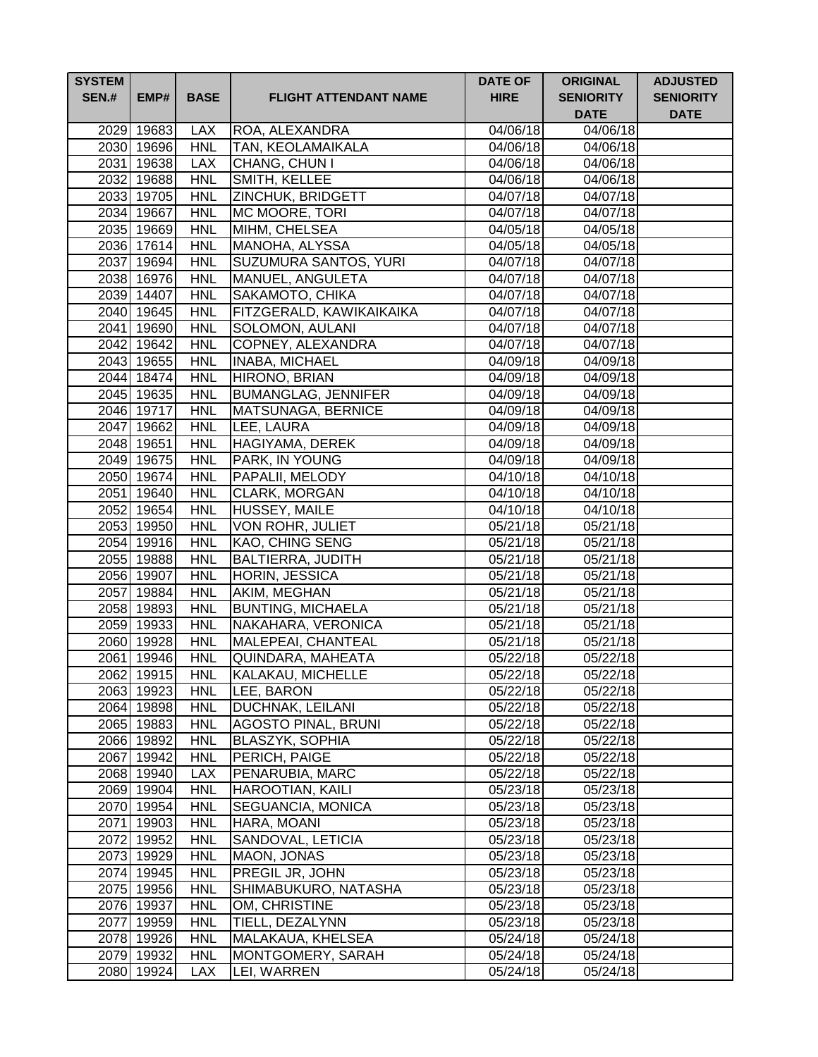| SYSTEM SEN.# | EMP# | BASE | FLIGHT ATTENDANT NAME | DATE OF HIRE | ORIGINAL SENIORITY DATE | ADJUSTED SENIORITY DATE |
|---|---|---|---|---|---|---|
| 2029 | 19683 | LAX | ROA, ALEXANDRA | 04/06/18 | 04/06/18 | |
| 2030 | 19696 | HNL | TAN, KEOLAMAIKALA | 04/06/18 | 04/06/18 | |
| 2031 | 19638 | LAX | CHANG, CHUN I | 04/06/18 | 04/06/18 | |
| 2032 | 19688 | HNL | SMITH, KELLEE | 04/06/18 | 04/06/18 | |
| 2033 | 19705 | HNL | ZINCHUK, BRIDGETT | 04/07/18 | 04/07/18 | |
| 2034 | 19667 | HNL | MC MOORE, TORI | 04/07/18 | 04/07/18 | |
| 2035 | 19669 | HNL | MIHM, CHELSEA | 04/05/18 | 04/05/18 | |
| 2036 | 17614 | HNL | MANOHA, ALYSSA | 04/05/18 | 04/05/18 | |
| 2037 | 19694 | HNL | SUZUMURA SANTOS, YURI | 04/07/18 | 04/07/18 | |
| 2038 | 16976 | HNL | MANUEL, ANGULETA | 04/07/18 | 04/07/18 | |
| 2039 | 14407 | HNL | SAKAMOTO, CHIKA | 04/07/18 | 04/07/18 | |
| 2040 | 19645 | HNL | FITZGERALD, KAWIKAIKAIKA | 04/07/18 | 04/07/18 | |
| 2041 | 19690 | HNL | SOLOMON, AULANI | 04/07/18 | 04/07/18 | |
| 2042 | 19642 | HNL | COPNEY, ALEXANDRA | 04/07/18 | 04/07/18 | |
| 2043 | 19655 | HNL | INABA, MICHAEL | 04/09/18 | 04/09/18 | |
| 2044 | 18474 | HNL | HIRONO, BRIAN | 04/09/18 | 04/09/18 | |
| 2045 | 19635 | HNL | BUMANGLAG, JENNIFER | 04/09/18 | 04/09/18 | |
| 2046 | 19717 | HNL | MATSUNAGA, BERNICE | 04/09/18 | 04/09/18 | |
| 2047 | 19662 | HNL | LEE, LAURA | 04/09/18 | 04/09/18 | |
| 2048 | 19651 | HNL | HAGIYAMA, DEREK | 04/09/18 | 04/09/18 | |
| 2049 | 19675 | HNL | PARK, IN YOUNG | 04/09/18 | 04/09/18 | |
| 2050 | 19674 | HNL | PAPALII, MELODY | 04/10/18 | 04/10/18 | |
| 2051 | 19640 | HNL | CLARK, MORGAN | 04/10/18 | 04/10/18 | |
| 2052 | 19654 | HNL | HUSSEY, MAILE | 04/10/18 | 04/10/18 | |
| 2053 | 19950 | HNL | VON ROHR, JULIET | 05/21/18 | 05/21/18 | |
| 2054 | 19916 | HNL | KAO, CHING SENG | 05/21/18 | 05/21/18 | |
| 2055 | 19888 | HNL | BALTIERRA, JUDITH | 05/21/18 | 05/21/18 | |
| 2056 | 19907 | HNL | HORIN, JESSICA | 05/21/18 | 05/21/18 | |
| 2057 | 19884 | HNL | AKIM, MEGHAN | 05/21/18 | 05/21/18 | |
| 2058 | 19893 | HNL | BUNTING, MICHAELA | 05/21/18 | 05/21/18 | |
| 2059 | 19933 | HNL | NAKAHARA, VERONICA | 05/21/18 | 05/21/18 | |
| 2060 | 19928 | HNL | MALEPEAI, CHANTEAL | 05/21/18 | 05/21/18 | |
| 2061 | 19946 | HNL | QUINDARA, MAHEATA | 05/22/18 | 05/22/18 | |
| 2062 | 19915 | HNL | KALAKAU, MICHELLE | 05/22/18 | 05/22/18 | |
| 2063 | 19923 | HNL | LEE, BARON | 05/22/18 | 05/22/18 | |
| 2064 | 19898 | HNL | DUCHNAK, LEILANI | 05/22/18 | 05/22/18 | |
| 2065 | 19883 | HNL | AGOSTO PINAL, BRUNI | 05/22/18 | 05/22/18 | |
| 2066 | 19892 | HNL | BLASZYK, SOPHIA | 05/22/18 | 05/22/18 | |
| 2067 | 19942 | HNL | PERICH, PAIGE | 05/22/18 | 05/22/18 | |
| 2068 | 19940 | LAX | PENARUBIA, MARC | 05/22/18 | 05/22/18 | |
| 2069 | 19904 | HNL | HAROOTIAN, KAILI | 05/23/18 | 05/23/18 | |
| 2070 | 19954 | HNL | SEGUANCIA, MONICA | 05/23/18 | 05/23/18 | |
| 2071 | 19903 | HNL | HARA, MOANI | 05/23/18 | 05/23/18 | |
| 2072 | 19952 | HNL | SANDOVAL, LETICIA | 05/23/18 | 05/23/18 | |
| 2073 | 19929 | HNL | MAON, JONAS | 05/23/18 | 05/23/18 | |
| 2074 | 19945 | HNL | PREGIL JR, JOHN | 05/23/18 | 05/23/18 | |
| 2075 | 19956 | HNL | SHIMABUKURO, NATASHA | 05/23/18 | 05/23/18 | |
| 2076 | 19937 | HNL | OM, CHRISTINE | 05/23/18 | 05/23/18 | |
| 2077 | 19959 | HNL | TIELL, DEZALYNN | 05/23/18 | 05/23/18 | |
| 2078 | 19926 | HNL | MALAKAUA, KHELSEA | 05/24/18 | 05/24/18 | |
| 2079 | 19932 | HNL | MONTGOMERY, SARAH | 05/24/18 | 05/24/18 | |
| 2080 | 19924 | LAX | LEI, WARREN | 05/24/18 | 05/24/18 | |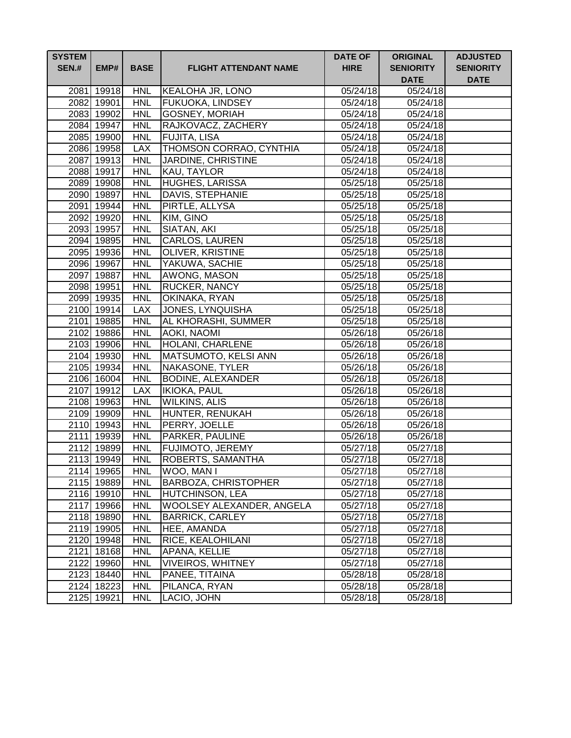| SYSTEM SEN.# | EMP# | BASE | FLIGHT ATTENDANT NAME | DATE OF HIRE | ORIGINAL SENIORITY DATE | ADJUSTED SENIORITY DATE |
|---|---|---|---|---|---|---|
| 2081 | 19918 | HNL | KEALOHA JR, LONO | 05/24/18 | 05/24/18 | |
| 2082 | 19901 | HNL | FUKUOKA, LINDSEY | 05/24/18 | 05/24/18 | |
| 2083 | 19902 | HNL | GOSNEY, MORIAH | 05/24/18 | 05/24/18 | |
| 2084 | 19947 | HNL | RAJKOVACZ, ZACHERY | 05/24/18 | 05/24/18 | |
| 2085 | 19900 | HNL | FUJITA, LISA | 05/24/18 | 05/24/18 | |
| 2086 | 19958 | LAX | THOMSON CORRAO, CYNTHIA | 05/24/18 | 05/24/18 | |
| 2087 | 19913 | HNL | JARDINE, CHRISTINE | 05/24/18 | 05/24/18 | |
| 2088 | 19917 | HNL | KAU, TAYLOR | 05/24/18 | 05/24/18 | |
| 2089 | 19908 | HNL | HUGHES, LARISSA | 05/25/18 | 05/25/18 | |
| 2090 | 19897 | HNL | DAVIS, STEPHANIE | 05/25/18 | 05/25/18 | |
| 2091 | 19944 | HNL | PIRTLE, ALLYSA | 05/25/18 | 05/25/18 | |
| 2092 | 19920 | HNL | KIM, GINO | 05/25/18 | 05/25/18 | |
| 2093 | 19957 | HNL | SIATAN, AKI | 05/25/18 | 05/25/18 | |
| 2094 | 19895 | HNL | CARLOS, LAUREN | 05/25/18 | 05/25/18 | |
| 2095 | 19936 | HNL | OLIVER, KRISTINE | 05/25/18 | 05/25/18 | |
| 2096 | 19967 | HNL | YAKUWA, SACHIE | 05/25/18 | 05/25/18 | |
| 2097 | 19887 | HNL | AWONG, MASON | 05/25/18 | 05/25/18 | |
| 2098 | 19951 | HNL | RUCKER, NANCY | 05/25/18 | 05/25/18 | |
| 2099 | 19935 | HNL | OKINAKA, RYAN | 05/25/18 | 05/25/18 | |
| 2100 | 19914 | LAX | JONES, LYNQUISHA | 05/25/18 | 05/25/18 | |
| 2101 | 19885 | HNL | AL KHORASHI, SUMMER | 05/25/18 | 05/25/18 | |
| 2102 | 19886 | HNL | AOKI, NAOMI | 05/26/18 | 05/26/18 | |
| 2103 | 19906 | HNL | HOLANI, CHARLENE | 05/26/18 | 05/26/18 | |
| 2104 | 19930 | HNL | MATSUMOTO, KELSI ANN | 05/26/18 | 05/26/18 | |
| 2105 | 19934 | HNL | NAKASONE, TYLER | 05/26/18 | 05/26/18 | |
| 2106 | 16004 | HNL | BODINE, ALEXANDER | 05/26/18 | 05/26/18 | |
| 2107 | 19912 | LAX | IKIOKA, PAUL | 05/26/18 | 05/26/18 | |
| 2108 | 19963 | HNL | WILKINS, ALIS | 05/26/18 | 05/26/18 | |
| 2109 | 19909 | HNL | HUNTER, RENUKAH | 05/26/18 | 05/26/18 | |
| 2110 | 19943 | HNL | PERRY, JOELLE | 05/26/18 | 05/26/18 | |
| 2111 | 19939 | HNL | PARKER, PAULINE | 05/26/18 | 05/26/18 | |
| 2112 | 19899 | HNL | FUJIMOTO, JEREMY | 05/27/18 | 05/27/18 | |
| 2113 | 19949 | HNL | ROBERTS, SAMANTHA | 05/27/18 | 05/27/18 | |
| 2114 | 19965 | HNL | WOO, MAN I | 05/27/18 | 05/27/18 | |
| 2115 | 19889 | HNL | BARBOZA, CHRISTOPHER | 05/27/18 | 05/27/18 | |
| 2116 | 19910 | HNL | HUTCHINSON, LEA | 05/27/18 | 05/27/18 | |
| 2117 | 19966 | HNL | WOOLSEY ALEXANDER, ANGELA | 05/27/18 | 05/27/18 | |
| 2118 | 19890 | HNL | BARRICK, CARLEY | 05/27/18 | 05/27/18 | |
| 2119 | 19905 | HNL | HEE, AMANDA | 05/27/18 | 05/27/18 | |
| 2120 | 19948 | HNL | RICE, KEALOHILANI | 05/27/18 | 05/27/18 | |
| 2121 | 18168 | HNL | APANA, KELLIE | 05/27/18 | 05/27/18 | |
| 2122 | 19960 | HNL | VIVEIROS, WHITNEY | 05/27/18 | 05/27/18 | |
| 2123 | 18440 | HNL | PANEE, TITAINA | 05/28/18 | 05/28/18 | |
| 2124 | 18223 | HNL | PILANCA, RYAN | 05/28/18 | 05/28/18 | |
| 2125 | 19921 | HNL | LACIO, JOHN | 05/28/18 | 05/28/18 | |